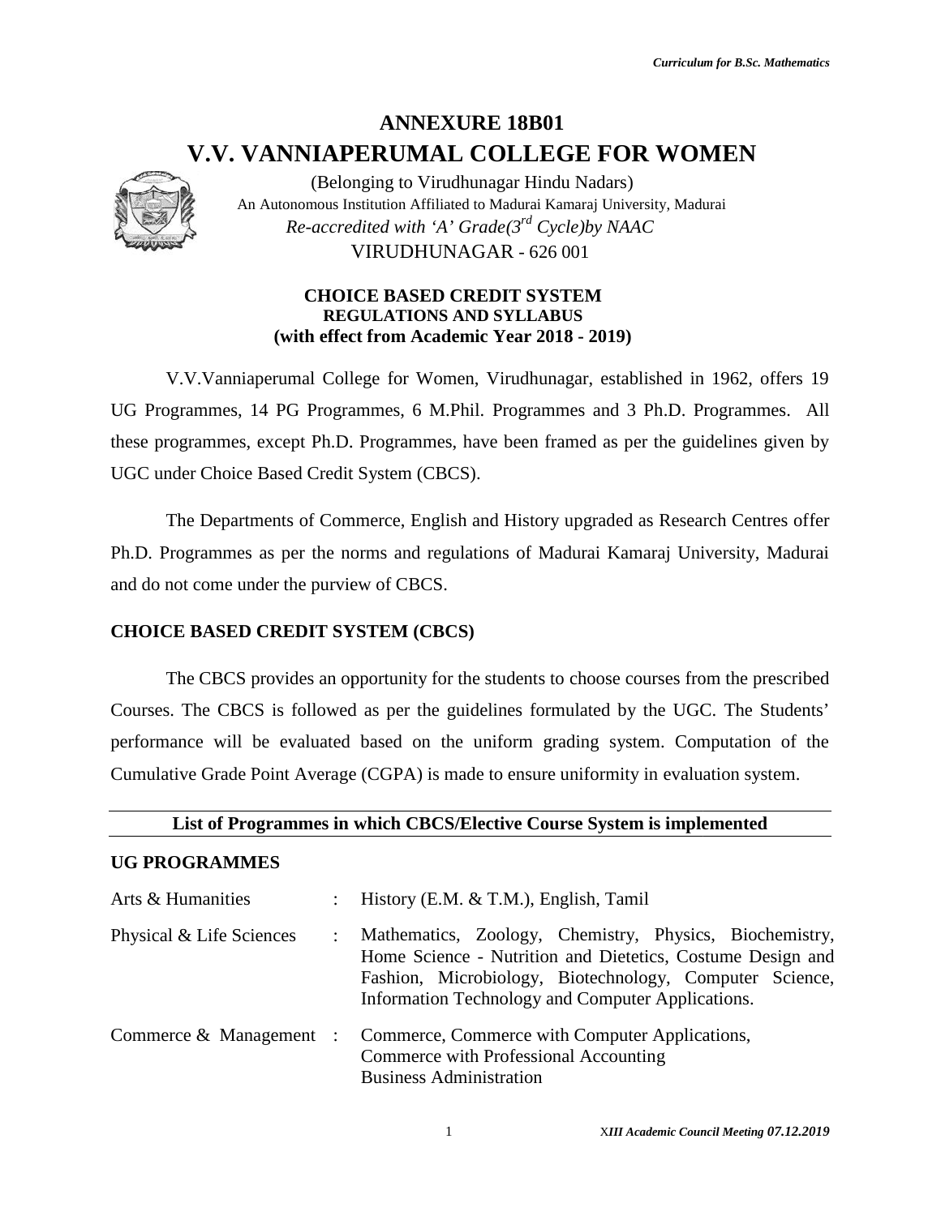# ANNEXURE 18B01

# V.V. VANNIAPERUMAL COLLEGE FOR WOMEN

(Belonging to Virudhunagar Hindu Nadars)
An Autonomous Institution Affiliated to Madurai Kamaraj University, Madurai
*Re-accredited with 'A' Grade(3rd Cycle)by NAAC*
VIRUDHUNAGAR - 626 001

**CHOICE BASED CREDIT SYSTEM**
**REGULATIONS AND SYLLABUS**
**(with effect from Academic Year 2018 - 2019)**

V.V.Vanniaperumal College for Women, Virudhunagar, established in 1962, offers 19 UG Programmes, 14 PG Programmes, 6 M.Phil. Programmes and 3 Ph.D. Programmes. All these programmes, except Ph.D. Programmes, have been framed as per the guidelines given by UGC under Choice Based Credit System (CBCS).

The Departments of Commerce, English and History upgraded as Research Centres offer Ph.D. Programmes as per the norms and regulations of Madurai Kamaraj University, Madurai and do not come under the purview of CBCS.

## CHOICE BASED CREDIT SYSTEM (CBCS)

The CBCS provides an opportunity for the students to choose courses from the prescribed Courses. The CBCS is followed as per the guidelines formulated by the UGC. The Students' performance will be evaluated based on the uniform grading system. Computation of the Cumulative Grade Point Average (CGPA) is made to ensure uniformity in evaluation system.

**List of Programmes in which CBCS/Elective Course System is implemented**

## UG PROGRAMMES

| | | |
|---|---|---|
| Arts & Humanities | : | History (E.M. & T.M.), English, Tamil |
| Physical & Life Sciences | : | Mathematics, Zoology, Chemistry, Physics, Biochemistry, Home Science - Nutrition and Dietetics, Costume Design and Fashion, Microbiology, Biotechnology, Computer Science, Information Technology and Computer Applications. |
| Commerce & Management | : | Commerce, Commerce with Computer Applications, Commerce with Professional Accounting Business Administration |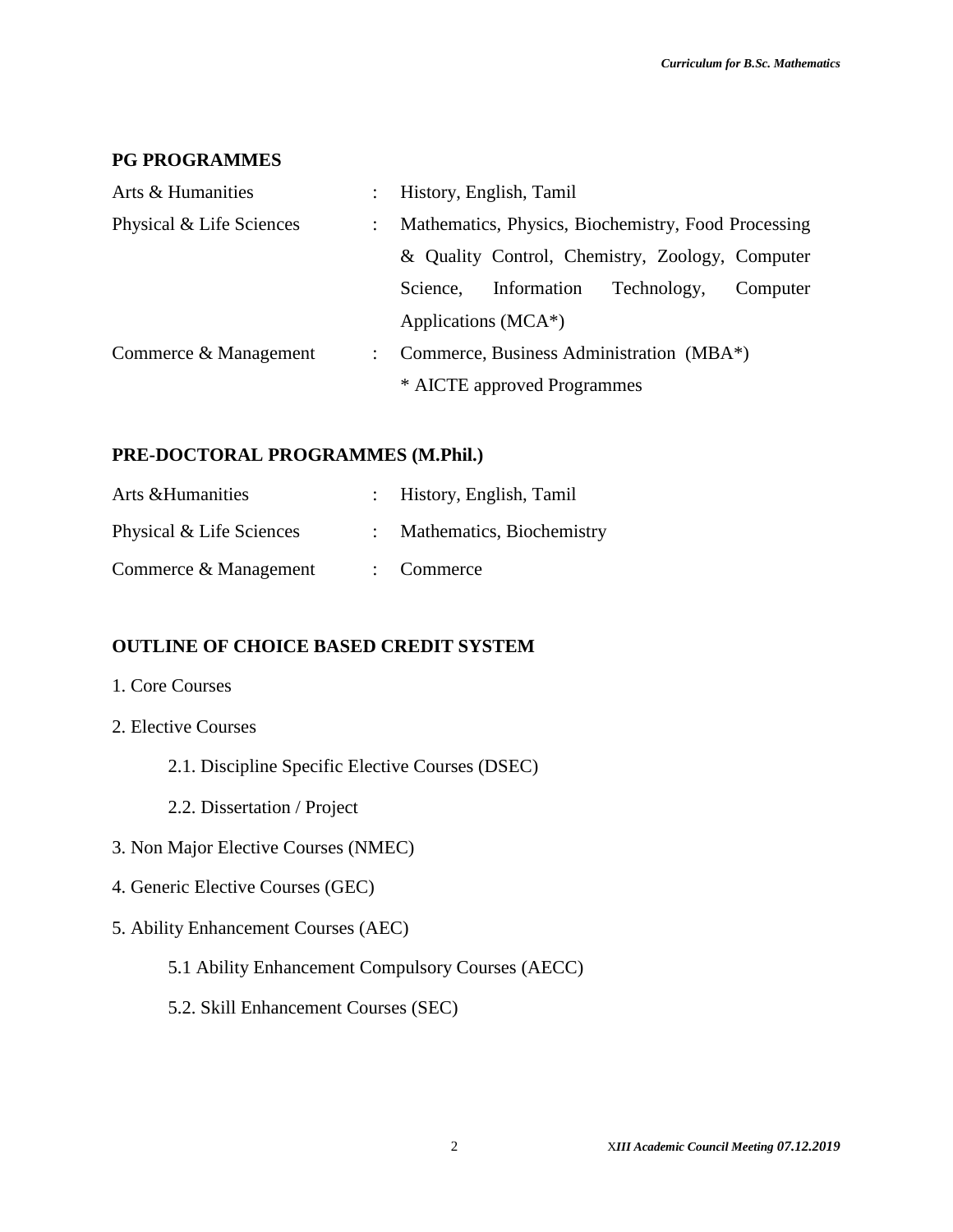## PG PROGRAMMES

| | | |
|---|---|---|
| Arts & Humanities | : | History, English, Tamil |
| Physical & Life Sciences | : | Mathematics, Physics, Biochemistry, Food Processing & Quality Control, Chemistry, Zoology, Computer Science, Information Technology, Computer Applications (MCA*) |
| Commerce & Management | : | Commerce, Business Administration (MBA*) |
| | | * AICTE approved Programmes |

## PRE-DOCTORAL PROGRAMMES (M.Phil.)

| | | |
|---|---|---|
| Arts &Humanities | : | History, English, Tamil |
| Physical & Life Sciences | : | Mathematics, Biochemistry |
| Commerce & Management | : | Commerce |

## OUTLINE OF CHOICE BASED CREDIT SYSTEM

1. Core Courses
2. Elective Courses
   - 2.1. Discipline Specific Elective Courses (DSEC)
   - 2.2. Dissertation / Project
3. Non Major Elective Courses (NMEC)
4. Generic Elective Courses (GEC)
5. Ability Enhancement Courses (AEC)
   - 5.1 Ability Enhancement Compulsory Courses (AECC)
   - 5.2. Skill Enhancement Courses (SEC)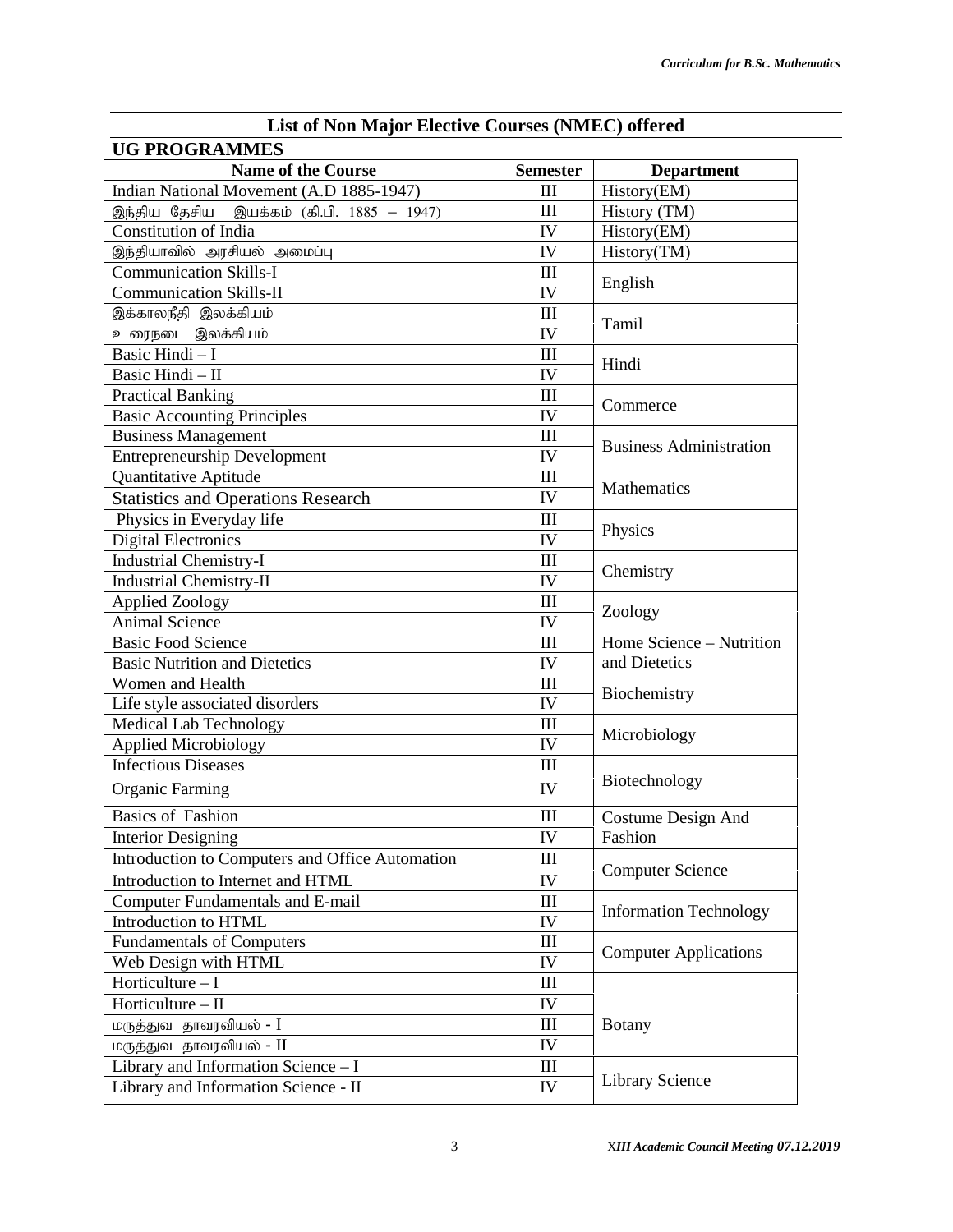## List of Non Major Elective Courses (NMEC) offered

### UG PROGRAMMES

| Name of the Course | Semester | Department |
|---|---|---|
| Indian National Movement (A.D 1885-1947) | III | History(EM) |
| இந்திய தேசிய இயக்கம் (கி.பி. 1885 – 1947) | III | History (TM) |
| Constitution of India | IV | History(EM) |
| இந்தியாவில் அரசியல் அமைப்பு | IV | History(TM) |
| Communication Skills-I | III | English |
| Communication Skills-II | IV | |
| இக்காலநீதி இலக்கியம் | III | Tamil |
| உரைநடை இலக்கியம் | IV | |
| Basic Hindi – I | III | Hindi |
| Basic Hindi – II | IV | |
| Practical Banking | III | Commerce |
| Basic Accounting Principles | IV | |
| Business Management | III | Business Administration |
| Entrepreneurship Development | IV | |
| Quantitative Aptitude | III | Mathematics |
| Statistics and Operations Research | IV | |
| Physics in Everyday life | III | Physics |
| Digital Electronics | IV | |
| Industrial Chemistry-I | III | Chemistry |
| Industrial Chemistry-II | IV | |
| Applied Zoology | III | Zoology |
| Animal Science | IV | |
| Basic Food Science | III | Home Science – Nutrition and Dietetics |
| Basic Nutrition and Dietetics | IV | |
| Women and Health | III | Biochemistry |
| Life style associated disorders | IV | |
| Medical Lab Technology | III | Microbiology |
| Applied Microbiology | IV | |
| Infectious Diseases | III | Biotechnology |
| Organic Farming | IV | |
| Basics of Fashion | III | Costume Design And Fashion |
| Interior Designing | IV | |
| Introduction to Computers and Office Automation | III | Computer Science |
| Introduction to Internet and HTML | IV | |
| Computer Fundamentals and E-mail | III | Information Technology |
| Introduction to HTML | IV | |
| Fundamentals of Computers | III | Computer Applications |
| Web Design with HTML | IV | |
| Horticulture – I | III | Botany |
| Horticulture – II | IV | |
| மருத்துவ தாவரவியல் - I | III | |
| மருத்துவ தாவரவியல் - II | IV | |
| Library and Information Science – I | III | Library Science |
| Library and Information Science - II | IV | |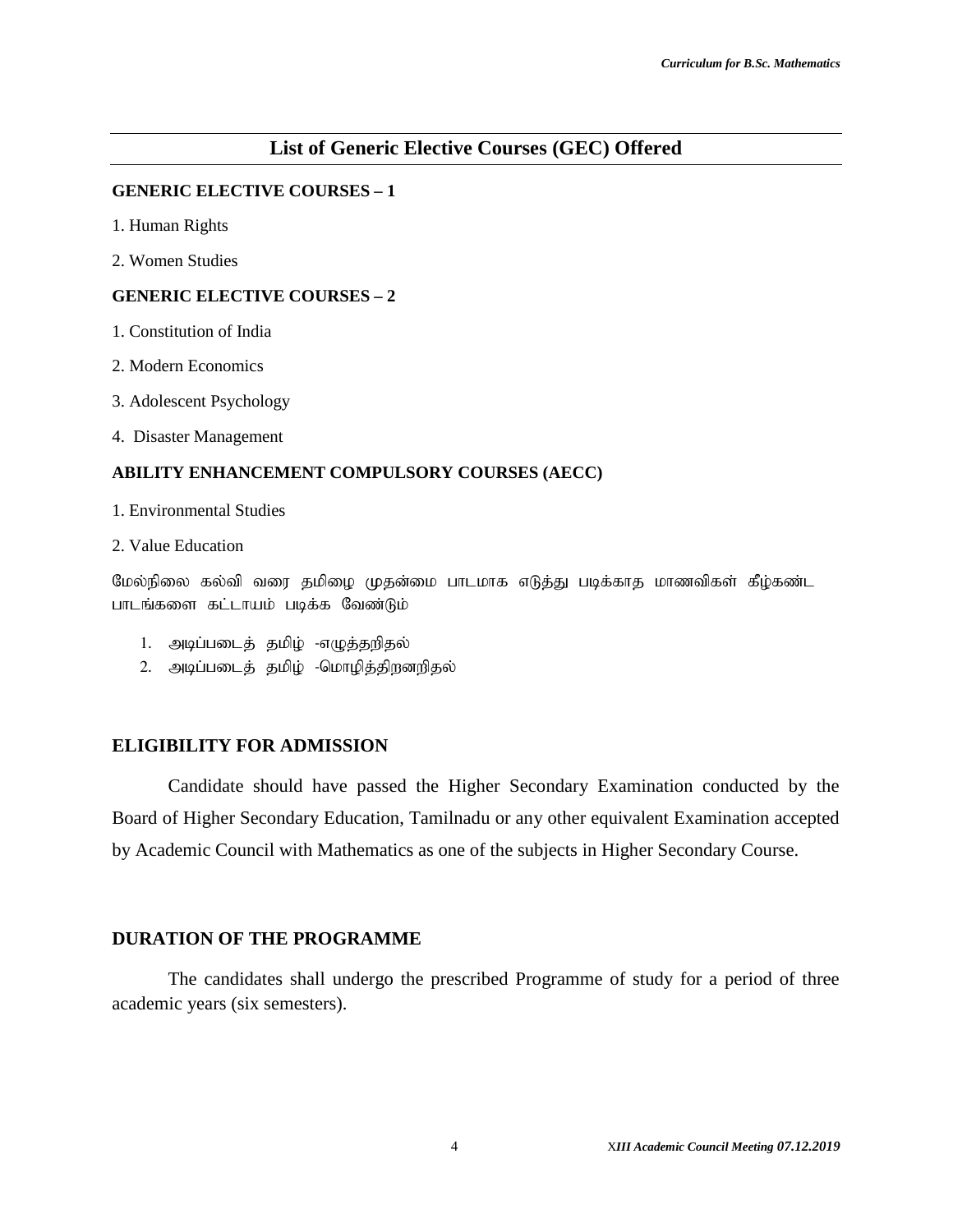## List of Generic Elective Courses (GEC) Offered

**GENERIC ELECTIVE COURSES – 1**

1. Human Rights
2. Women Studies

**GENERIC ELECTIVE COURSES – 2**

1. Constitution of India
2. Modern Economics
3. Adolescent Psychology
4. Disaster Management

**ABILITY ENHANCEMENT COMPULSORY COURSES (AECC)**

1. Environmental Studies
2. Value Education

மேல்நிலை கல்வி வரை தமிழை முதன்மை பாடமாக எடுத்து படிக்காத மாணவிகள் கீழ்கண்ட பாடங்களை கட்டாயம் படிக்க வேண்டும்

1. அடிப்படைத் தமிழ் -எழுத்தறிதல்
2. அடிப்படைத் தமிழ் -மொழித்திறனறிதல்

### ELIGIBILITY FOR ADMISSION

Candidate should have passed the Higher Secondary Examination conducted by the Board of Higher Secondary Education, Tamilnadu or any other equivalent Examination accepted by Academic Council with Mathematics as one of the subjects in Higher Secondary Course.

### DURATION OF THE PROGRAMME

The candidates shall undergo the prescribed Programme of study for a period of three academic years (six semesters).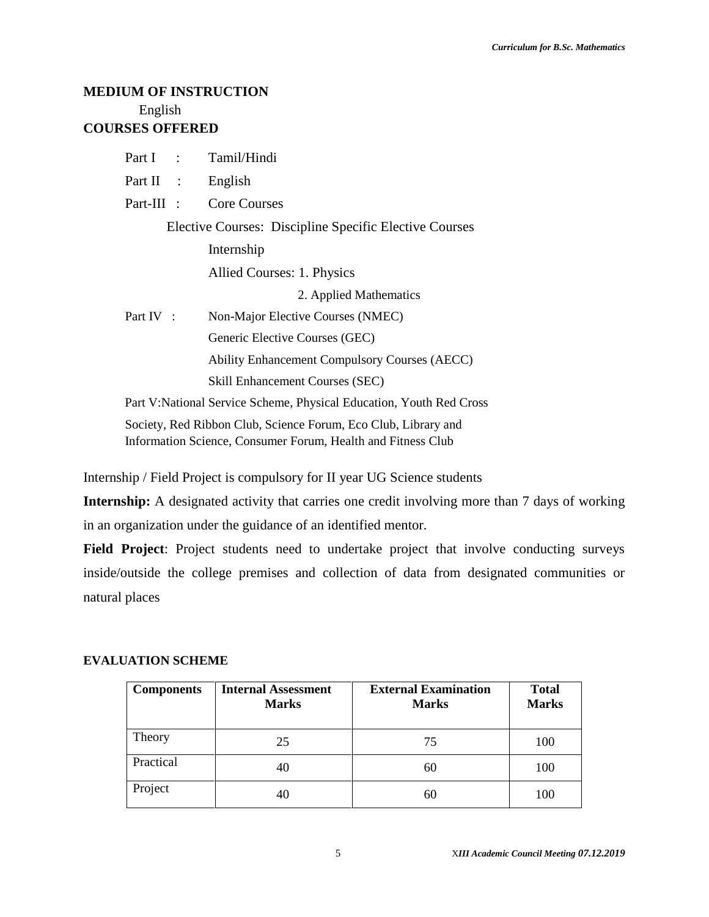**MEDIUM OF INSTRUCTION**

English

**COURSES OFFERED**

Part I : Tamil/Hindi

Part II : English

Part-III : Core Courses

Elective Courses: Discipline Specific Elective Courses

Internship

Allied Courses: 1. Physics

2. Applied Mathematics

Part IV : Non-Major Elective Courses (NMEC)

Generic Elective Courses (GEC)

Ability Enhancement Compulsory Courses (AECC)

Skill Enhancement Courses (SEC)

Part V:National Service Scheme, Physical Education, Youth Red Cross Society, Red Ribbon Club, Science Forum, Eco Club, Library and Information Science, Consumer Forum, Health and Fitness Club

Internship / Field Project is compulsory for II year UG Science students

**Internship:** A designated activity that carries one credit involving more than 7 days of working in an organization under the guidance of an identified mentor.

**Field Project**: Project students need to undertake project that involve conducting surveys inside/outside the college premises and collection of data from designated communities or natural places

**EVALUATION SCHEME**

| Components | Internal Assessment Marks | External Examination Marks | Total Marks |
|---|---|---|---|
| Theory | 25 | 75 | 100 |
| Practical | 40 | 60 | 100 |
| Project | 40 | 60 | 100 |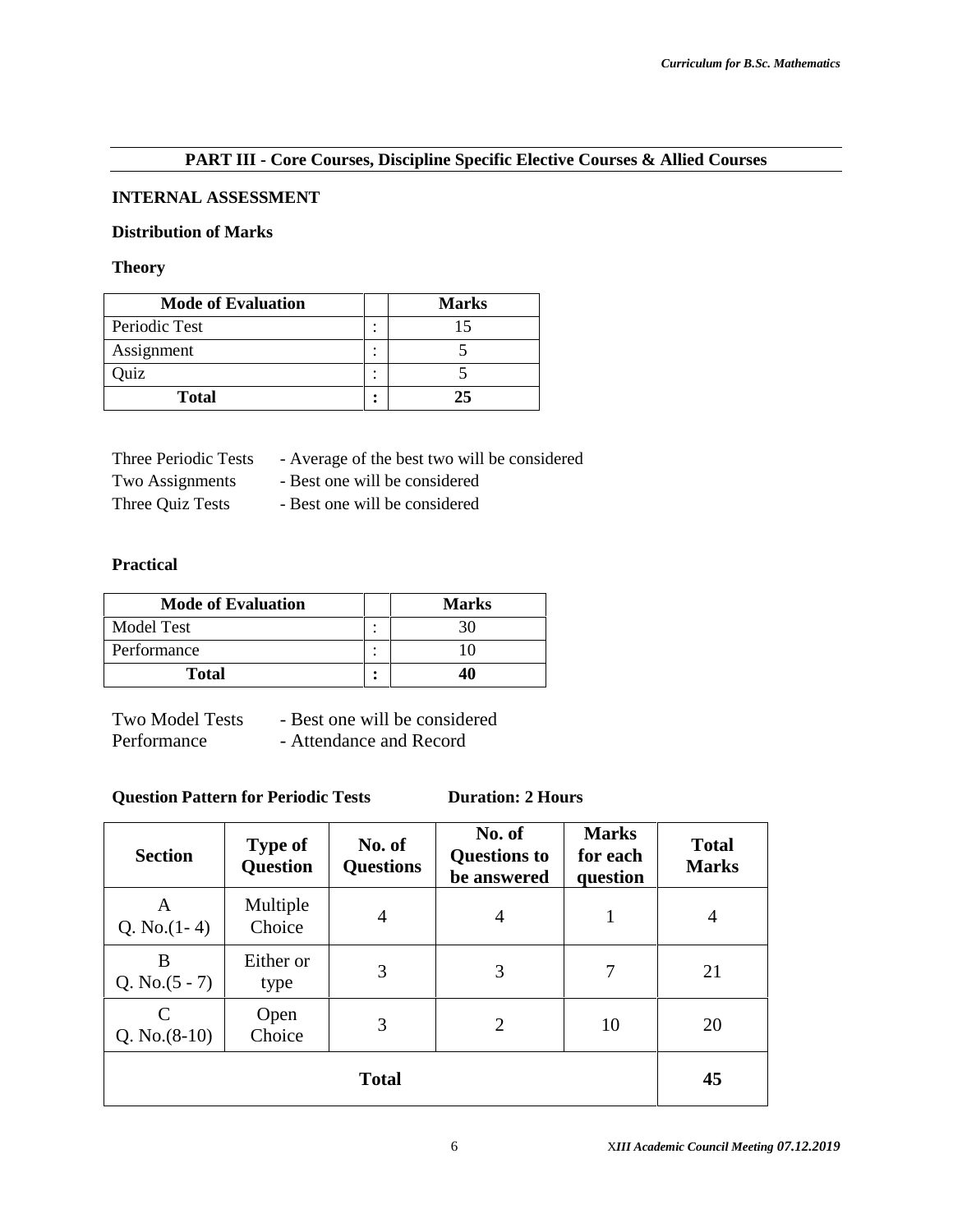## PART III - Core Courses, Discipline Specific Elective Courses & Allied Courses

**INTERNAL ASSESSMENT**

**Distribution of Marks**

**Theory**

| Mode of Evaluation | | Marks |
|---|---|---|
| Periodic Test | : | 15 |
| Assignment | : | 5 |
| Quiz | : | 5 |
| **Total** | **:** | **25** |

Three Periodic Tests - Average of the best two will be considered
Two Assignments - Best one will be considered
Three Quiz Tests - Best one will be considered

**Practical**

| Mode of Evaluation | | Marks |
|---|---|---|
| Model Test | : | 30 |
| Performance | : | 10 |
| **Total** | **:** | **40** |

Two Model Tests - Best one will be considered
Performance - Attendance and Record

**Question Pattern for Periodic Tests** **Duration: 2 Hours**

| Section | Type of Question | No. of Questions | No. of Questions to be answered | Marks for each question | Total Marks |
|---|---|---|---|---|---|
| A Q. No.(1- 4) | Multiple Choice | 4 | 4 | 1 | 4 |
| B Q. No.(5 - 7) | Either or type | 3 | 3 | 7 | 21 |
| C Q. No.(8-10) | Open Choice | 3 | 2 | 10 | 20 |
| **Total** | | | | | **45** |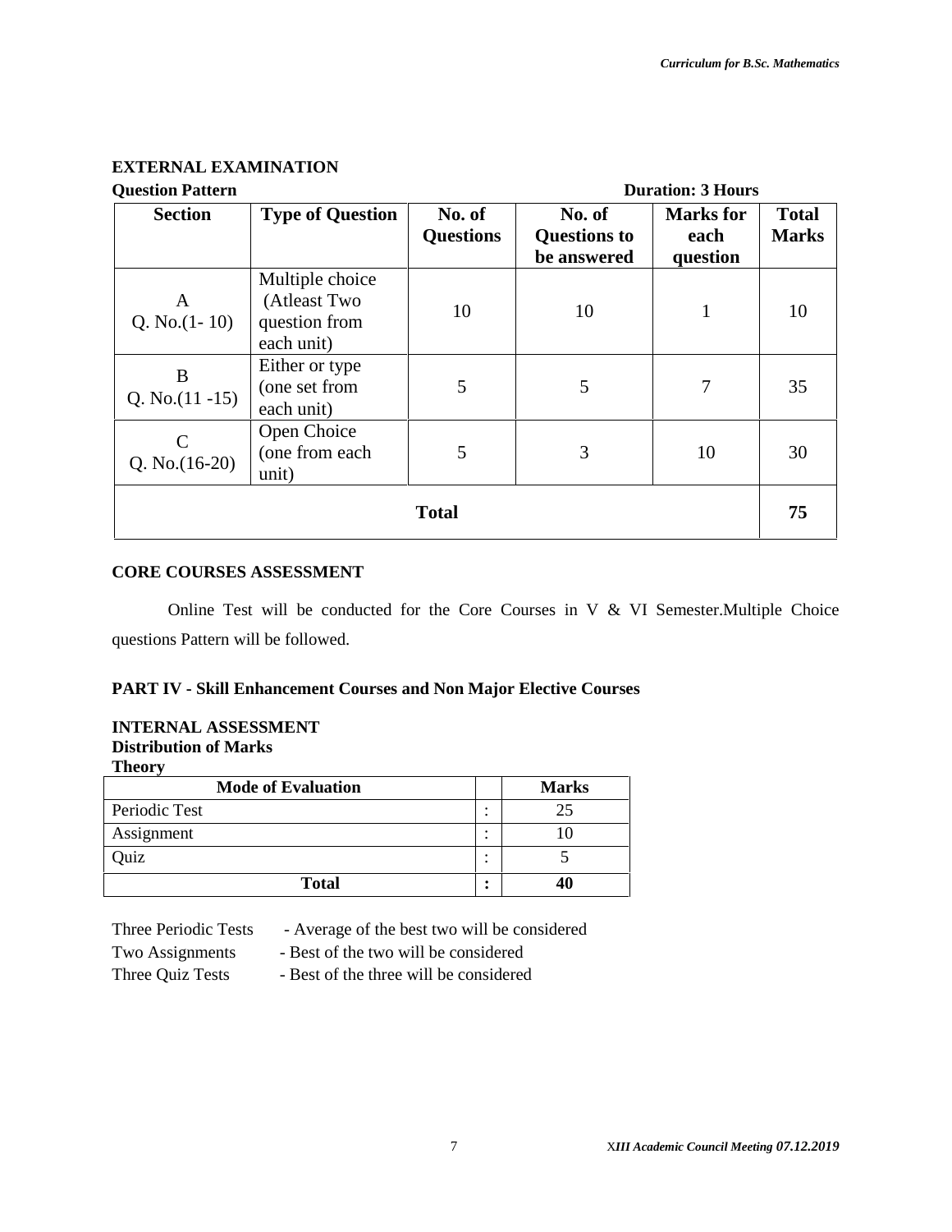## EXTERNAL EXAMINATION

**Question Pattern** **Duration: 3 Hours**

| Section | Type of Question | No. of Questions | No. of Questions to be answered | Marks for each question | Total Marks |
|---|---|---|---|---|---|
| A<br>Q. No.(1- 10) | Multiple choice (Atleast Two question from each unit) | 10 | 10 | 1 | 10 |
| B<br>Q. No.(11 -15) | Either or type (one set from each unit) | 5 | 5 | 7 | 35 |
| C<br>Q. No.(16-20) | Open Choice (one from each unit) | 5 | 3 | 10 | 30 |
| **Total** | | | | | **75** |

## CORE COURSES ASSESSMENT

Online Test will be conducted for the Core Courses in V & VI Semester.Multiple Choice questions Pattern will be followed.

## PART IV - Skill Enhancement Courses and Non Major Elective Courses

### INTERNAL ASSESSMENT

**Distribution of Marks**

**Theory**

| Mode of Evaluation | | Marks |
|---|---|---|
| Periodic Test | : | 25 |
| Assignment | : | 10 |
| Quiz | : | 5 |
| **Total** | **:** | **40** |

Three Periodic Tests - Average of the best two will be considered

Two Assignments - Best of the two will be considered

Three Quiz Tests - Best of the three will be considered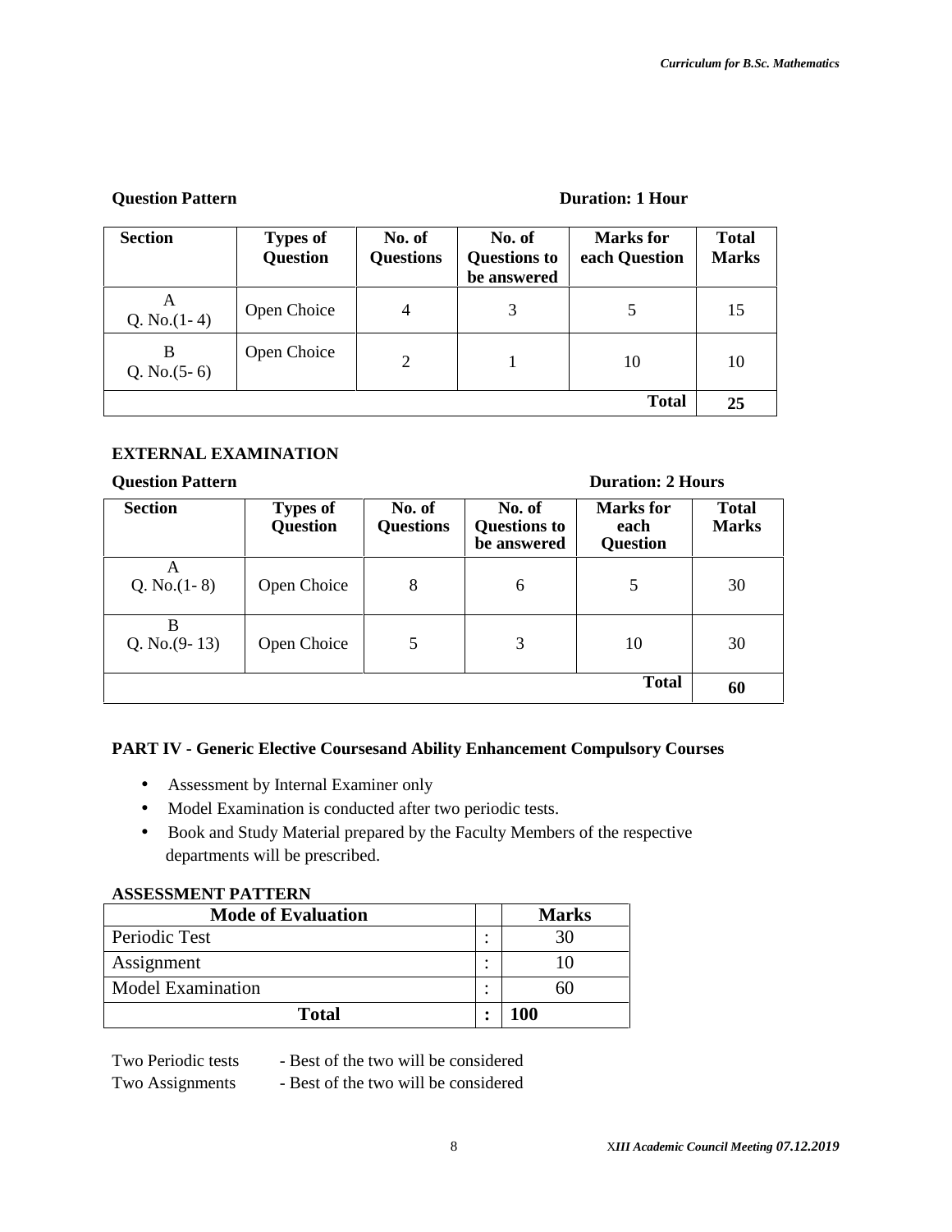**Question Pattern** **Duration: 1 Hour**

| Section | Types of Question | No. of Questions | No. of Questions to be answered | Marks for each Question | Total Marks |
|---|---|---|---|---|---|
| A<br>Q. No.(1- 4) | Open Choice | 4 | 3 | 5 | 15 |
| B<br>Q. No.(5- 6) | Open Choice | 2 | 1 | 10 | 10 |
| | | | | **Total** | **25** |

**EXTERNAL EXAMINATION**

**Question Pattern** **Duration: 2 Hours**

| Section | Types of Question | No. of Questions | No. of Questions to be answered | Marks for each Question | Total Marks |
|---|---|---|---|---|---|
| A<br>Q. No.(1- 8) | Open Choice | 8 | 6 | 5 | 30 |
| B<br>Q. No.(9- 13) | Open Choice | 5 | 3 | 10 | 30 |
| | | | | **Total** | **60** |

**PART IV - Generic Elective Coursesand Ability Enhancement Compulsory Courses**

- Assessment by Internal Examiner only
- Model Examination is conducted after two periodic tests.
- Book and Study Material prepared by the Faculty Members of the respective departments will be prescribed.

**ASSESSMENT PATTERN**

| Mode of Evaluation | | Marks |
|---|---|---|
| Periodic Test | : | 30 |
| Assignment | : | 10 |
| Model Examination | : | 60 |
| **Total** | **:** | **100** |

Two Periodic tests - Best of the two will be considered
Two Assignments - Best of the two will be considered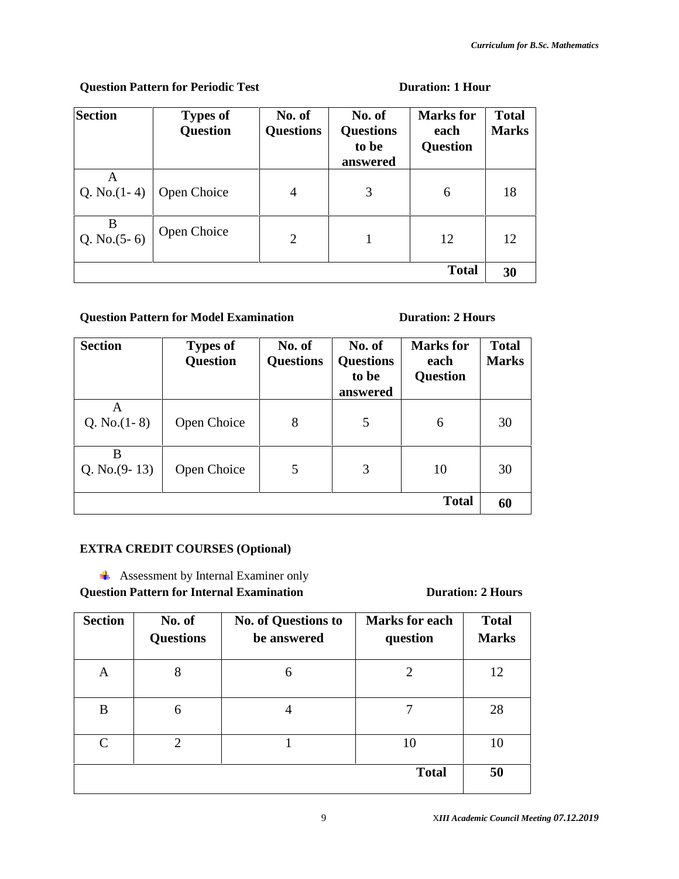**Question Pattern for Periodic Test** **Duration: 1 Hour**

| Section | Types of Question | No. of Questions | No. of Questions to be answered | Marks for each Question | Total Marks |
|---|---|---|---|---|---|
| A Q. No.(1- 4) | Open Choice | 4 | 3 | 6 | 18 |
| B Q. No.(5- 6) | Open Choice | 2 | 1 | 12 | 12 |
| | | | | **Total** | **30** |

**Question Pattern for Model Examination** **Duration: 2 Hours**

| Section | Types of Question | No. of Questions | No. of Questions to be answered | Marks for each Question | Total Marks |
|---|---|---|---|---|---|
| A Q. No.(1- 8) | Open Choice | 8 | 5 | 6 | 30 |
| B Q. No.(9- 13) | Open Choice | 5 | 3 | 10 | 30 |
| | | | | **Total** | **60** |

**EXTRA CREDIT COURSES (Optional)**

- Assessment by Internal Examiner only

**Question Pattern for Internal Examination** **Duration: 2 Hours**

| Section | No. of Questions | No. of Questions to be answered | Marks for each question | Total Marks |
|---|---|---|---|---|
| A | 8 | 6 | 2 | 12 |
| B | 6 | 4 | 7 | 28 |
| C | 2 | 1 | 10 | 10 |
| | | | **Total** | **50** |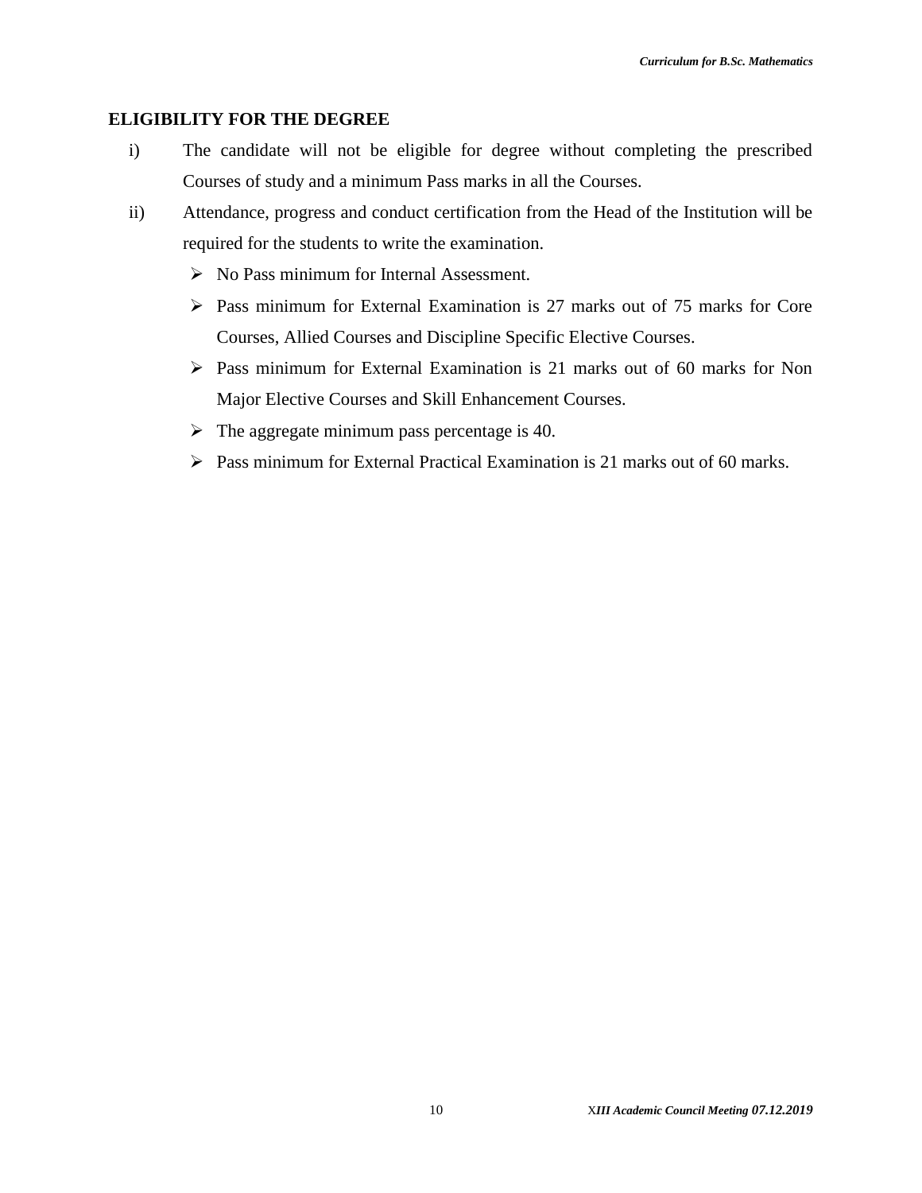## ELIGIBILITY FOR THE DEGREE

i) The candidate will not be eligible for degree without completing the prescribed Courses of study and a minimum Pass marks in all the Courses.

ii) Attendance, progress and conduct certification from the Head of the Institution will be required for the students to write the examination.

- No Pass minimum for Internal Assessment.
- Pass minimum for External Examination is 27 marks out of 75 marks for Core Courses, Allied Courses and Discipline Specific Elective Courses.
- Pass minimum for External Examination is 21 marks out of 60 marks for Non Major Elective Courses and Skill Enhancement Courses.
- The aggregate minimum pass percentage is 40.
- Pass minimum for External Practical Examination is 21 marks out of 60 marks.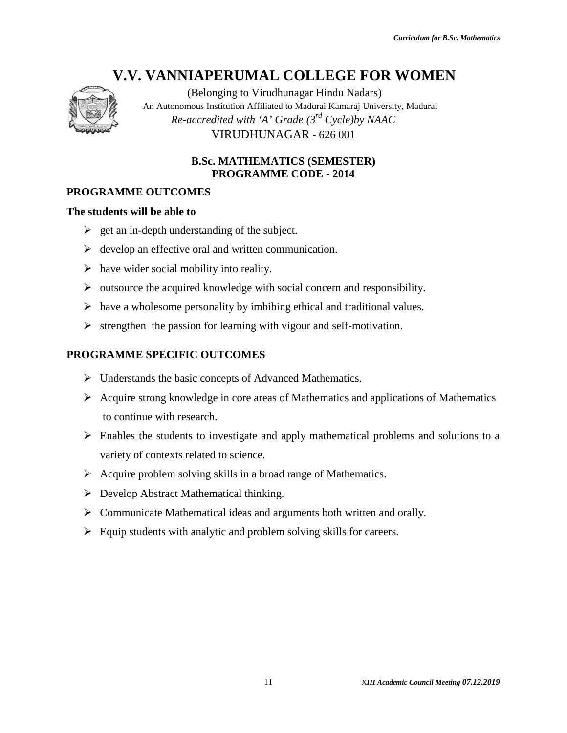# V.V. VANNIAPERUMAL COLLEGE FOR WOMEN

(Belonging to Virudhunagar Hindu Nadars)

An Autonomous Institution Affiliated to Madurai Kamaraj University, Madurai

*Re-accredited with 'A' Grade (3rd Cycle)by NAAC*

VIRUDHUNAGAR - 626 001

**B.Sc. MATHEMATICS (SEMESTER)**
**PROGRAMME CODE - 2014**

## PROGRAMME OUTCOMES

**The students will be able to**

- get an in-depth understanding of the subject.
- develop an effective oral and written communication.
- have wider social mobility into reality.
- outsource the acquired knowledge with social concern and responsibility.
- have a wholesome personality by imbibing ethical and traditional values.
- strengthen the passion for learning with vigour and self-motivation.

## PROGRAMME SPECIFIC OUTCOMES

- Understands the basic concepts of Advanced Mathematics.
- Acquire strong knowledge in core areas of Mathematics and applications of Mathematics to continue with research.
- Enables the students to investigate and apply mathematical problems and solutions to a variety of contexts related to science.
- Acquire problem solving skills in a broad range of Mathematics.
- Develop Abstract Mathematical thinking.
- Communicate Mathematical ideas and arguments both written and orally.
- Equip students with analytic and problem solving skills for careers.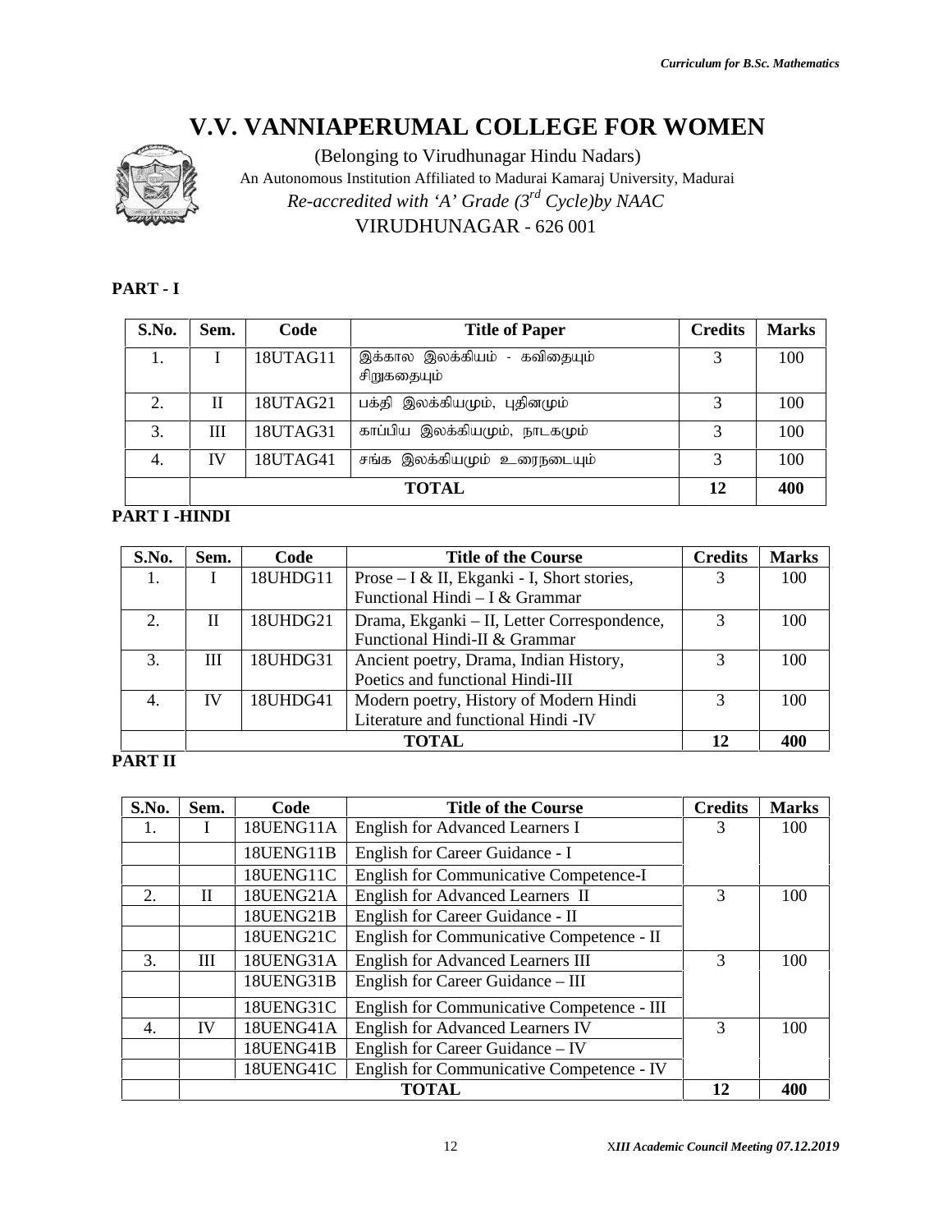# V.V. VANNIAPERUMAL COLLEGE FOR WOMEN

(Belonging to Virudhunagar Hindu Nadars)

An Autonomous Institution Affiliated to Madurai Kamaraj University, Madurai

*Re-accredited with 'A' Grade (3rd Cycle)by NAAC*

VIRUDHUNAGAR - 626 001

**PART - I**

| S.No. | Sem. | Code | Title of Paper | Credits | Marks |
|---|---|---|---|---|---|
| 1. | I | 18UTAG11 | இக்கால இலக்கியம் - கவிதையும் சிறுகதையும் | 3 | 100 |
| 2. | II | 18UTAG21 | பக்தி இலக்கியமும், புதினமும் | 3 | 100 |
| 3. | III | 18UTAG31 | காப்பிய இலக்கியமும், நாடகமும் | 3 | 100 |
| 4. | IV | 18UTAG41 | சங்க இலக்கியமும் உரைநடையும் | 3 | 100 |
| | | | **TOTAL** | **12** | **400** |

**PART I -HINDI**

| S.No. | Sem. | Code | Title of the Course | Credits | Marks |
|---|---|---|---|---|---|
| 1. | I | 18UHDG11 | Prose – I & II, Ekganki - I, Short stories, Functional Hindi – I & Grammar | 3 | 100 |
| 2. | II | 18UHDG21 | Drama, Ekganki – II, Letter Correspondence, Functional Hindi-II & Grammar | 3 | 100 |
| 3. | III | 18UHDG31 | Ancient poetry, Drama, Indian History, Poetics and functional Hindi-III | 3 | 100 |
| 4. | IV | 18UHDG41 | Modern poetry, History of Modern Hindi Literature and functional Hindi -IV | 3 | 100 |
| | | | **TOTAL** | **12** | **400** |

**PART II**

| S.No. | Sem. | Code | Title of the Course | Credits | Marks |
|---|---|---|---|---|---|
| 1. | I | 18UENG11A | English for Advanced Learners I | 3 | 100 |
| | | 18UENG11B | English for Career Guidance - I | | |
| | | 18UENG11C | English for Communicative Competence-I | | |
| 2. | II | 18UENG21A | English for Advanced Learners II | 3 | 100 |
| | | 18UENG21B | English for Career Guidance - II | | |
| | | 18UENG21C | English for Communicative Competence - II | | |
| 3. | III | 18UENG31A | English for Advanced Learners III | 3 | 100 |
| | | 18UENG31B | English for Career Guidance – III | | |
| | | 18UENG31C | English for Communicative Competence - III | | |
| 4. | IV | 18UENG41A | English for Advanced Learners IV | 3 | 100 |
| | | 18UENG41B | English for Career Guidance – IV | | |
| | | 18UENG41C | English for Communicative Competence - IV | | |
| | | | **TOTAL** | **12** | **400** |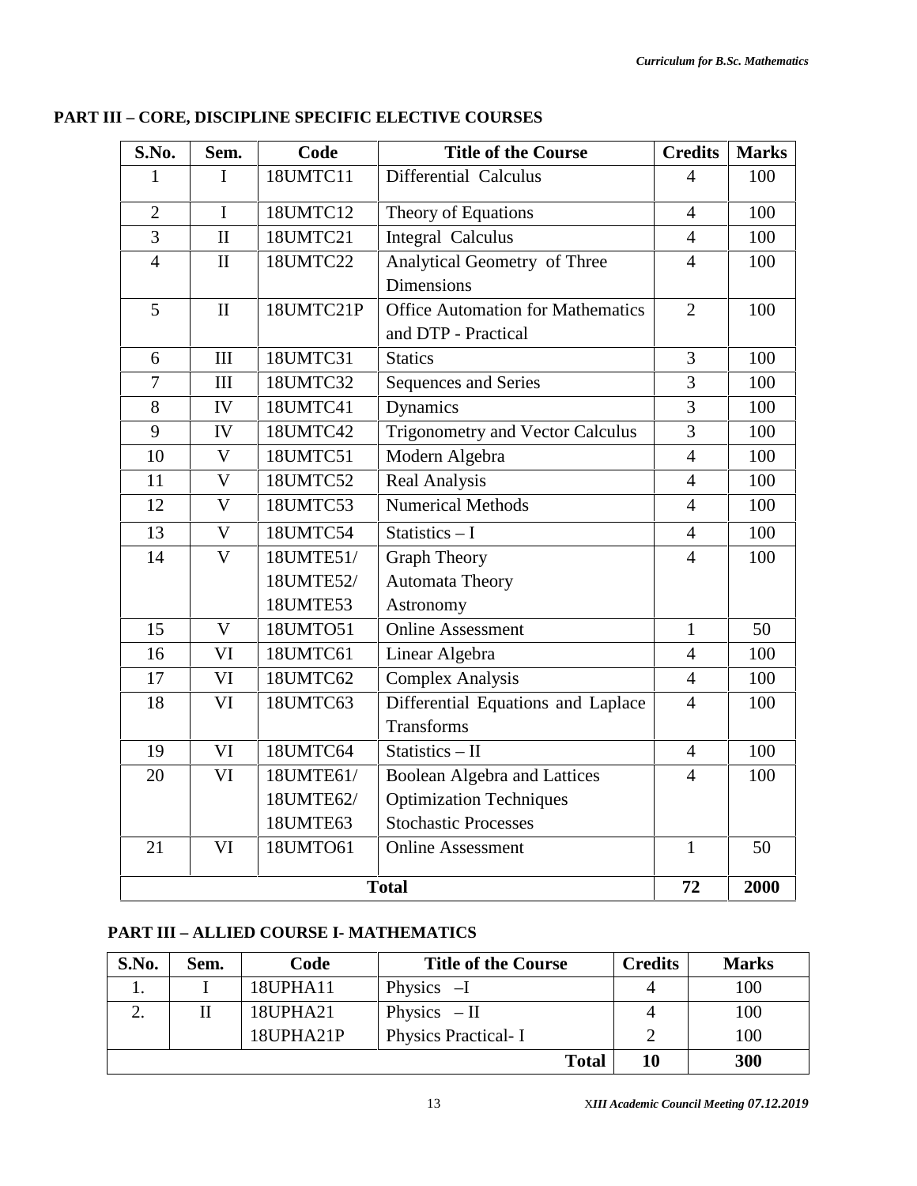## PART III – CORE, DISCIPLINE SPECIFIC ELECTIVE COURSES

| S.No. | Sem. | Code | Title of the Course | Credits | Marks |
|---|---|---|---|---|---|
| 1 | I | 18UMTC11 | Differential Calculus | 4 | 100 |
| 2 | I | 18UMTC12 | Theory of Equations | 4 | 100 |
| 3 | II | 18UMTC21 | Integral Calculus | 4 | 100 |
| 4 | II | 18UMTC22 | Analytical Geometry of Three Dimensions | 4 | 100 |
| 5 | II | 18UMTC21P | Office Automation for Mathematics and DTP - Practical | 2 | 100 |
| 6 | III | 18UMTC31 | Statics | 3 | 100 |
| 7 | III | 18UMTC32 | Sequences and Series | 3 | 100 |
| 8 | IV | 18UMTC41 | Dynamics | 3 | 100 |
| 9 | IV | 18UMTC42 | Trigonometry and Vector Calculus | 3 | 100 |
| 10 | V | 18UMTC51 | Modern Algebra | 4 | 100 |
| 11 | V | 18UMTC52 | Real Analysis | 4 | 100 |
| 12 | V | 18UMTC53 | Numerical Methods | 4 | 100 |
| 13 | V | 18UMTC54 | Statistics – I | 4 | 100 |
| 14 | V | 18UMTE51/ 18UMTE52/ 18UMTE53 | Graph Theory Automata Theory Astronomy | 4 | 100 |
| 15 | V | 18UMTO51 | Online Assessment | 1 | 50 |
| 16 | VI | 18UMTC61 | Linear Algebra | 4 | 100 |
| 17 | VI | 18UMTC62 | Complex Analysis | 4 | 100 |
| 18 | VI | 18UMTC63 | Differential Equations and Laplace Transforms | 4 | 100 |
| 19 | VI | 18UMTC64 | Statistics – II | 4 | 100 |
| 20 | VI | 18UMTE61/ 18UMTE62/ 18UMTE63 | Boolean Algebra and Lattices Optimization Techniques Stochastic Processes | 4 | 100 |
| 21 | VI | 18UMTO61 | Online Assessment | 1 | 50 |
| **Total** | | | | **72** | **2000** |

## PART III – ALLIED COURSE I- MATHEMATICS

| S.No. | Sem. | Code | Title of the Course | Credits | Marks |
|---|---|---|---|---|---|
| 1. | I | 18UPHA11 | Physics –I | 4 | 100 |
| 2. | II | 18UPHA21 | Physics – II | 4 | 100 |
| | | 18UPHA21P | Physics Practical- I | 2 | 100 |
| | | | **Total** | **10** | **300** |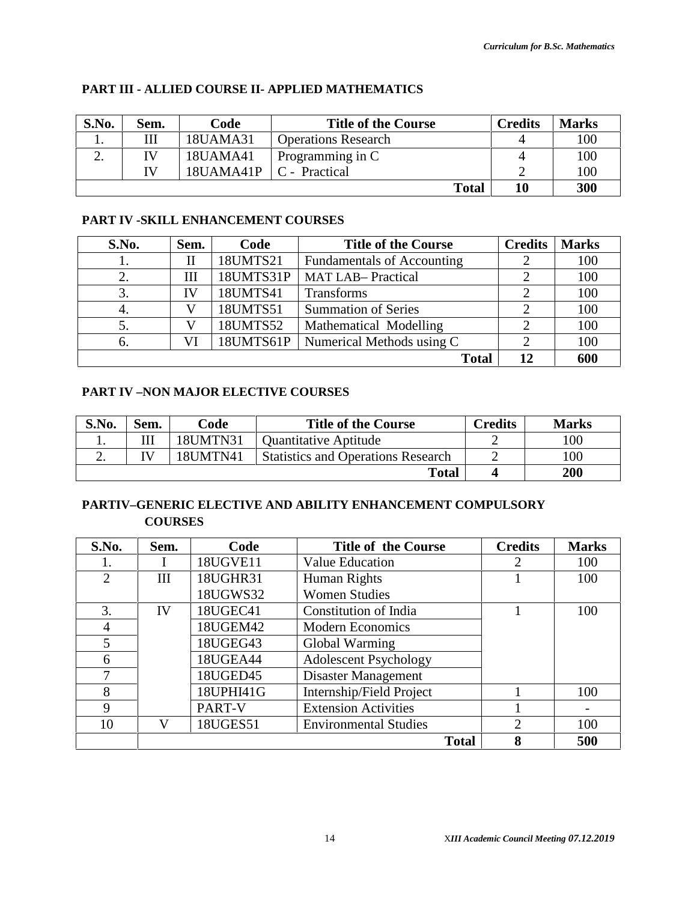## PART III - ALLIED COURSE II- APPLIED MATHEMATICS

| S.No. | Sem. | Code | Title of the Course | Credits | Marks |
|---|---|---|---|---|---|
| 1. | III | 18UAMA31 | Operations Research | 4 | 100 |
| 2. | IV | 18UAMA41 | Programming in C | 4 | 100 |
| | IV | 18UAMA41P | C - Practical | 2 | 100 |
| | | | **Total** | **10** | **300** |

## PART IV -SKILL ENHANCEMENT COURSES

| S.No. | Sem. | Code | Title of the Course | Credits | Marks |
|---|---|---|---|---|---|
| 1. | II | 18UMTS21 | Fundamentals of Accounting | 2 | 100 |
| 2. | III | 18UMTS31P | MAT LAB– Practical | 2 | 100 |
| 3. | IV | 18UMTS41 | Transforms | 2 | 100 |
| 4. | V | 18UMTS51 | Summation of Series | 2 | 100 |
| 5. | V | 18UMTS52 | Mathematical Modelling | 2 | 100 |
| 6. | VI | 18UMTS61P | Numerical Methods using C | 2 | 100 |
| | | | **Total** | **12** | **600** |

## PART IV –NON MAJOR ELECTIVE COURSES

| S.No. | Sem. | Code | Title of the Course | Credits | Marks |
|---|---|---|---|---|---|
| 1. | III | 18UMTN31 | Quantitative Aptitude | 2 | 100 |
| 2. | IV | 18UMTN41 | Statistics and Operations Research | 2 | 100 |
| | | | **Total** | **4** | **200** |

## PARTIV–GENERIC ELECTIVE AND ABILITY ENHANCEMENT COMPULSORY COURSES

| S.No. | Sem. | Code | Title of the Course | Credits | Marks |
|---|---|---|---|---|---|
| 1. | I | 18UGVE11 | Value Education | 2 | 100 |
| 2 | III | 18UGHR31<br>18UGWS32 | Human Rights<br>Women Studies | 1 | 100 |
| 3. | IV | 18UGEC41 | Constitution of India | 1 | 100 |
| 4 | | 18UGEM42 | Modern Economics | | |
| 5 | | 18UGEG43 | Global Warming | | |
| 6 | | 18UGEA44 | Adolescent Psychology | | |
| 7 | | 18UGED45 | Disaster Management | | |
| 8 | | 18UPHI41G | Internship/Field Project | 1 | 100 |
| 9 | | PART-V | Extension Activities | 1 | - |
| 10 | V | 18UGES51 | Environmental Studies | 2 | 100 |
| | | | **Total** | **8** | **500** |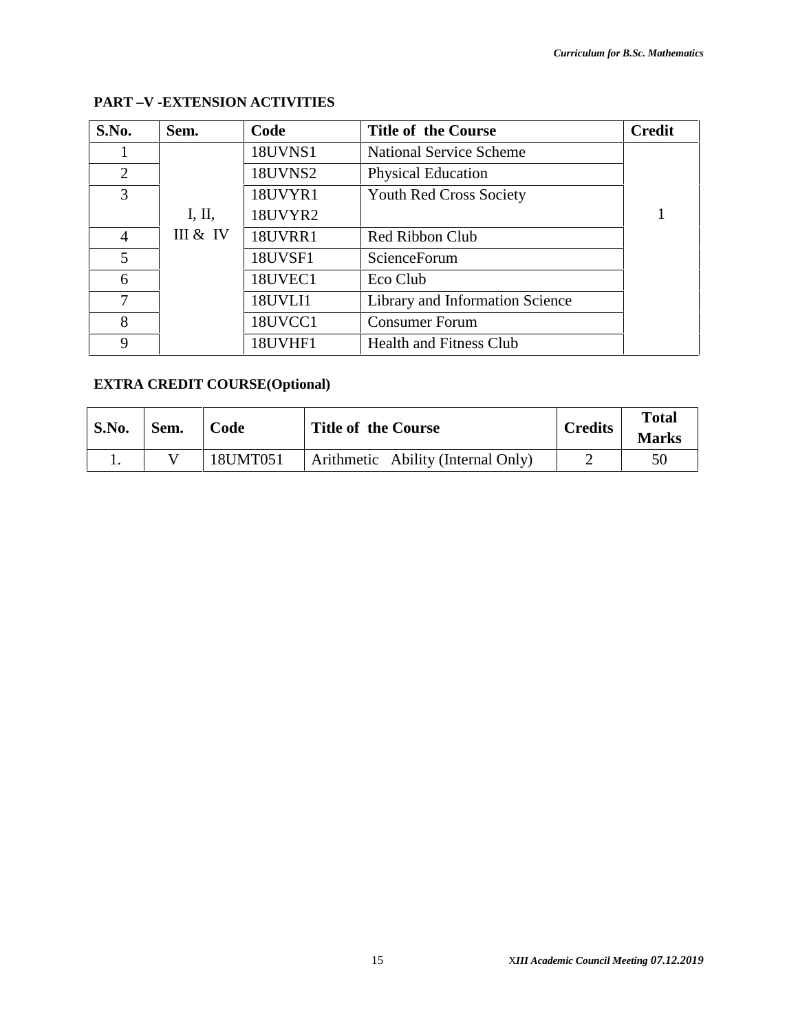**PART –V -EXTENSION ACTIVITIES**

| S.No. | Sem. | Code | Title of the Course | Credit |
|---|---|---|---|---|
| 1 | I, II, III & IV | 18UVNS1 | National Service Scheme | 1 |
| 2 | | 18UVNS2 | Physical Education | |
| 3 | | 18UVYR1<br>18UVYR2 | Youth Red Cross Society | |
| 4 | | 18UVRR1 | Red Ribbon Club | |
| 5 | | 18UVSF1 | ScienceForum | |
| 6 | | 18UVEC1 | Eco Club | |
| 7 | | 18UVLI1 | Library and Information Science | |
| 8 | | 18UVCC1 | Consumer Forum | |
| 9 | | 18UVHF1 | Health and Fitness Club | |

**EXTRA CREDIT COURSE(Optional)**

| S.No. | Sem. | Code | Title of the Course | Credits | Total Marks |
|---|---|---|---|---|---|
| 1. | V | 18UMT051 | Arithmetic Ability (Internal Only) | 2 | 50 |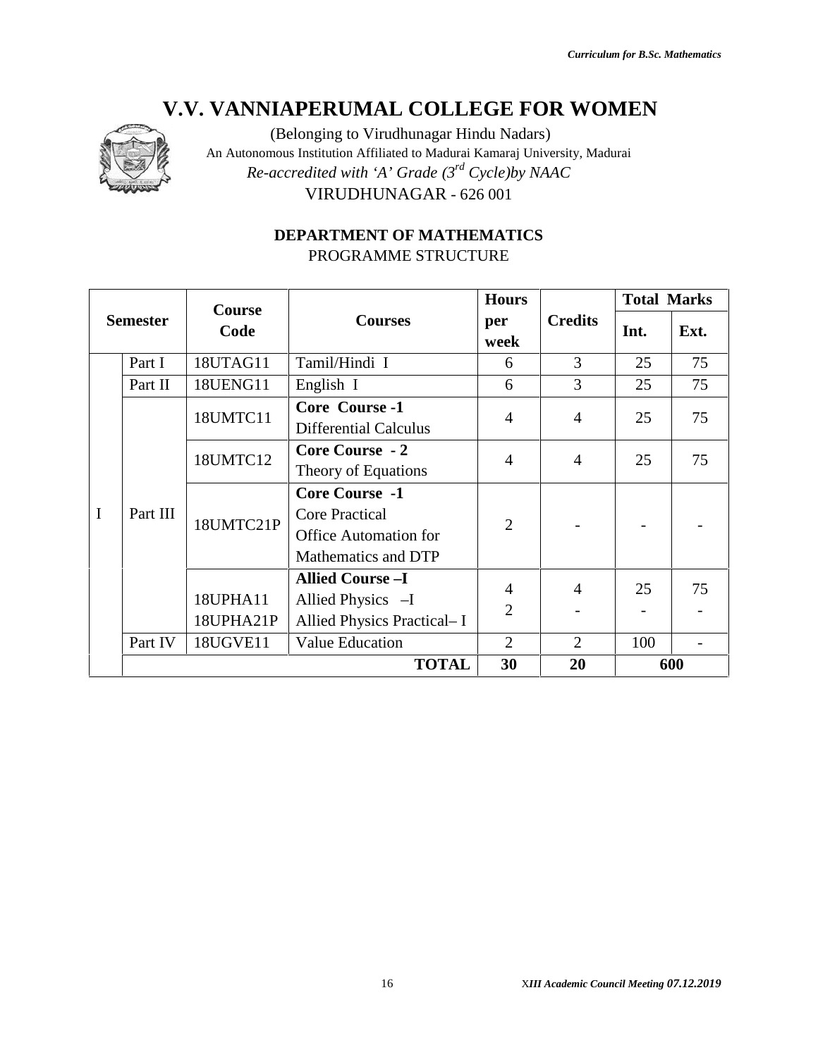# V.V. VANNIAPERUMAL COLLEGE FOR WOMEN

(Belonging to Virudhunagar Hindu Nadars)

An Autonomous Institution Affiliated to Madurai Kamaraj University, Madurai

*Re-accredited with 'A' Grade (3rd Cycle)by NAAC*

VIRUDHUNAGAR - 626 001

## DEPARTMENT OF MATHEMATICS

PROGRAMME STRUCTURE

| Semester | | Course Code | Courses | Hours per week | Credits | Total Marks | |
|---|---|---|---|---|---|---|---|
| | | | | | | Int. | Ext. |
| I | Part I | 18UTAG11 | Tamil/Hindi I | 6 | 3 | 25 | 75 |
| | Part II | 18UENG11 | English I | 6 | 3 | 25 | 75 |
| | Part III | 18UMTC11 | **Core Course -1** Differential Calculus | 4 | 4 | 25 | 75 |
| | | 18UMTC12 | **Core Course - 2** Theory of Equations | 4 | 4 | 25 | 75 |
| | | 18UMTC21P | **Core Course -1** Core Practical Office Automation for Mathematics and DTP | 2 | - | - | - |
| | | 18UPHA11<br>18UPHA21P | **Allied Course –I** Allied Physics –I<br>Allied Physics Practical– I | 4<br>2 | 4<br>- | 25<br>- | 75<br>- |
| | Part IV | 18UGVE11 | Value Education | 2 | 2 | 100 | - |
| | | | **TOTAL** | **30** | **20** | **600** | |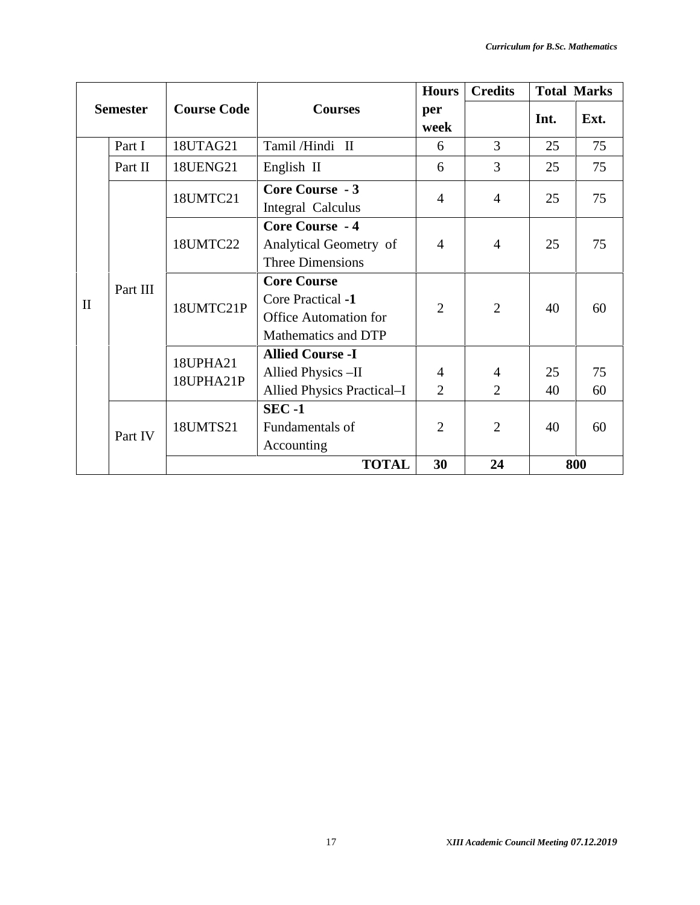| Semester | | Course Code | Courses | Hours per week | Credits | Total Marks | |
|---|---|---|---|---|---|---|---|
| | | | | | | Int. | Ext. |
| II | Part I | 18UTAG21 | Tamil /Hindi II | 6 | 3 | 25 | 75 |
| | Part II | 18UENG21 | English II | 6 | 3 | 25 | 75 |
| | Part III | 18UMTC21 | **Core Course - 3** Integral Calculus | 4 | 4 | 25 | 75 |
| | | 18UMTC22 | **Core Course - 4** Analytical Geometry of Three Dimensions | 4 | 4 | 25 | 75 |
| | | 18UMTC21P | **Core Course** Core Practical **-1** Office Automation for Mathematics and DTP | 2 | 2 | 40 | 60 |
| | | 18UPHA21<br>18UPHA21P | **Allied Course -I** Allied Physics –II<br>Allied Physics Practical–I | 4<br>2 | 4<br>2 | 25<br>40 | 75<br>60 |
| | Part IV | 18UMTS21 | **SEC -1** Fundamentals of Accounting | 2 | 2 | 40 | 60 |
| | | | **TOTAL** | **30** | **24** | **800** | |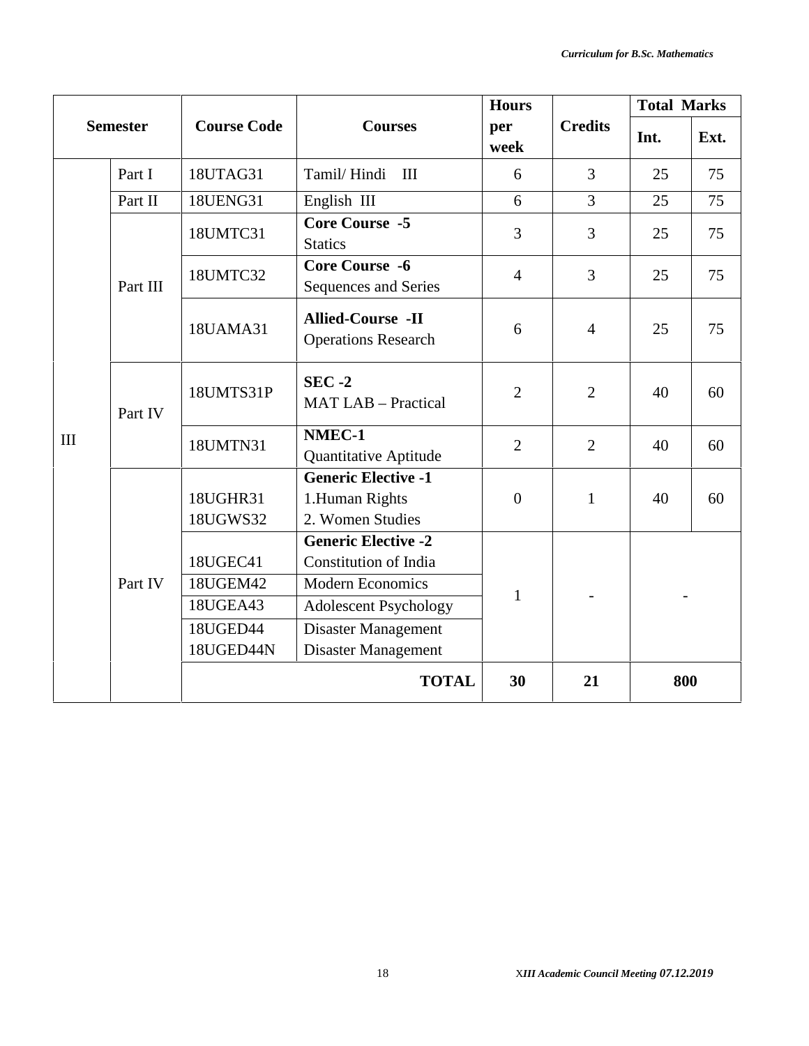| Semester | | Course Code | Courses | Hours per week | Credits | Total Marks | |
|---|---|---|---|---|---|---|---|
| | | | | | | Int. | Ext. |
| III | Part I | 18UTAG31 | Tamil/ Hindi III | 6 | 3 | 25 | 75 |
| | Part II | 18UENG31 | English III | 6 | 3 | 25 | 75 |
| | Part III | 18UMTC31 | **Core Course -5** Statics | 3 | 3 | 25 | 75 |
| | | 18UMTC32 | **Core Course -6** Sequences and Series | 4 | 3 | 25 | 75 |
| | | 18UAMA31 | **Allied-Course -II** Operations Research | 6 | 4 | 25 | 75 |
| | Part IV | 18UMTS31P | **SEC -2** MAT LAB – Practical | 2 | 2 | 40 | 60 |
| | | 18UMTN31 | **NMEC-1** Quantitative Aptitude | 2 | 2 | 40 | 60 |
| | Part IV | 18UGHR31 18UGWS32 | **Generic Elective -1** 1.Human Rights 2. Women Studies | 0 | 1 | 40 | 60 |
| | | 18UGEC41 | **Generic Elective -2** Constitution of India | 1 | - | - | |
| | | 18UGEM42 | Modern Economics | | | | |
| | | 18UGEA43 | Adolescent Psychology | | | | |
| | | 18UGED44 18UGED44N | Disaster Management Disaster Management | | | | |
| | | | **TOTAL** | **30** | **21** | **800** | |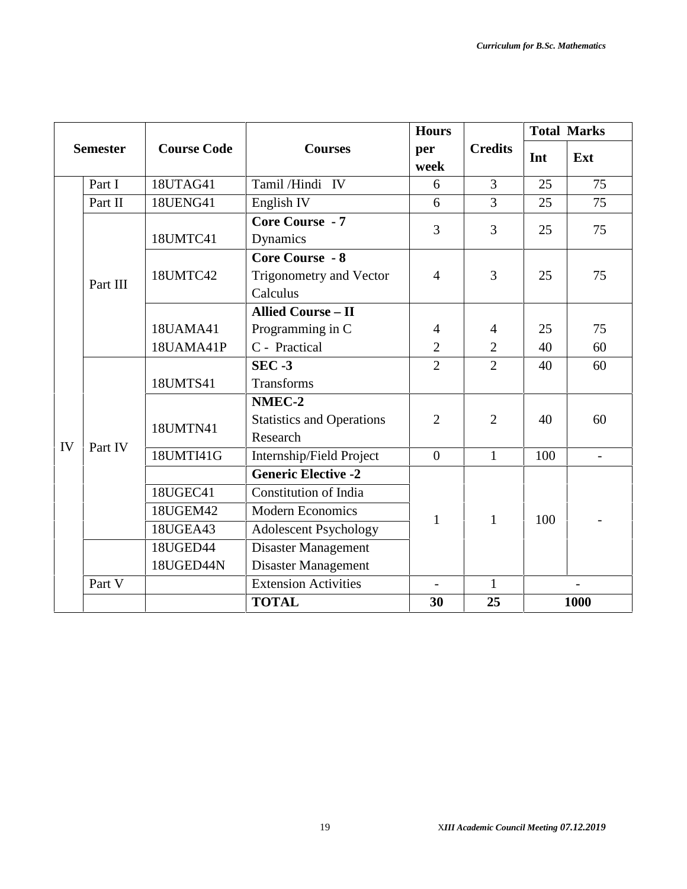| Semester | | Course Code | Courses | Hours per week | Credits | Total Marks | |
|---|---|---|---|---|---|---|---|
| | | | | | | Int | Ext |
| IV | Part I | 18UTAG41 | Tamil /Hindi IV | 6 | 3 | 25 | 75 |
| | Part II | 18UENG41 | English IV | 6 | 3 | 25 | 75 |
| | Part III | 18UMTC41 | **Core Course - 7** Dynamics | 3 | 3 | 25 | 75 |
| | | 18UMTC42 | **Core Course - 8** Trigonometry and Vector Calculus | 4 | 3 | 25 | 75 |
| | | | **Allied Course – II** | | | | |
| | | 18UAMA41 | Programming in C | 4 | 4 | 25 | 75 |
| | | 18UAMA41P | C - Practical | 2 | 2 | 40 | 60 |
| | Part IV | 18UMTS41 | **SEC -3** Transforms | 2 | 2 | 40 | 60 |
| | | 18UMTN41 | **NMEC-2** Statistics and Operations Research | 2 | 2 | 40 | 60 |
| | | 18UMTI41G | Internship/Field Project | 0 | 1 | 100 | - |
| | | | **Generic Elective -2** | 1 | 1 | 100 | - |
| | | 18UGEC41 | Constitution of India | | | | |
| | | 18UGEM42 | Modern Economics | | | | |
| | | 18UGEA43 | Adolescent Psychology | | | | |
| | | 18UGED44 | Disaster Management | | | | |
| | | 18UGED44N | Disaster Management | | | | |
| | Part V | | Extension Activities | - | 1 | - | |
| | | | **TOTAL** | **30** | **25** | **1000** | |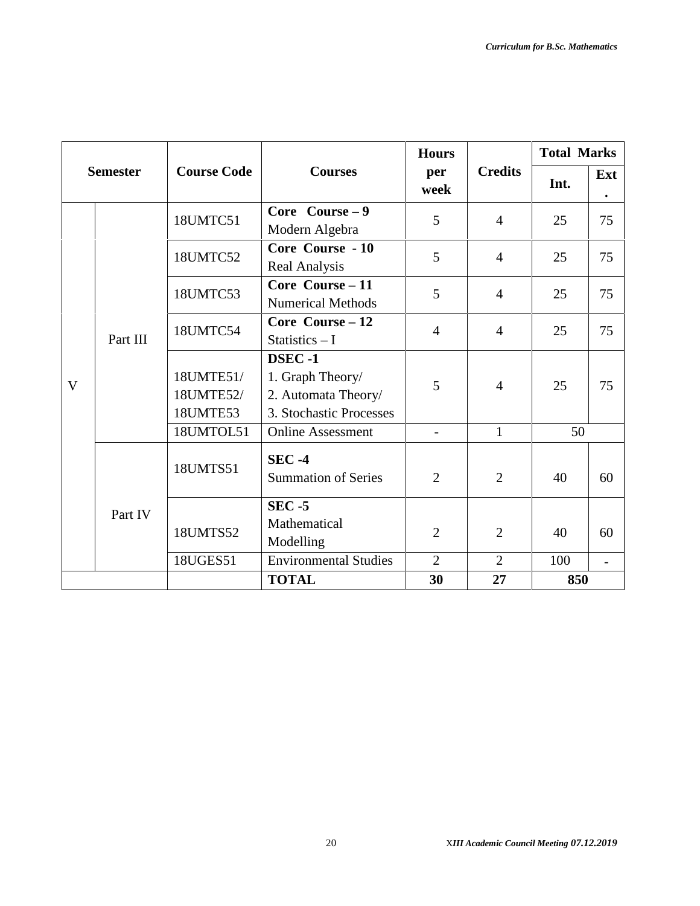| Semester | | Course Code | Courses | Hours per week | Credits | Total Marks | |
|---|---|---|---|---|---|---|---|
| | | | | | | Int. | Ext. |
| V | Part III | 18UMTC51 | **Core Course – 9** Modern Algebra | 5 | 4 | 25 | 75 |
| | | 18UMTC52 | **Core Course - 10** Real Analysis | 5 | 4 | 25 | 75 |
| | | 18UMTC53 | **Core Course – 11** Numerical Methods | 5 | 4 | 25 | 75 |
| | | 18UMTC54 | **Core Course – 12** Statistics – I | 4 | 4 | 25 | 75 |
| | | 18UMTE51/ 18UMTE52/ 18UMTE53 | **DSEC -1** 1. Graph Theory/ 2. Automata Theory/ 3. Stochastic Processes | 5 | 4 | 25 | 75 |
| | | 18UMTOL51 | Online Assessment | - | 1 | 50 | |
| | Part IV | 18UMTS51 | **SEC -4** Summation of Series | 2 | 2 | 40 | 60 |
| | | 18UMTS52 | **SEC -5** Mathematical Modelling | 2 | 2 | 40 | 60 |
| | | 18UGES51 | Environmental Studies | 2 | 2 | 100 | - |
| | | | **TOTAL** | **30** | **27** | **850** | |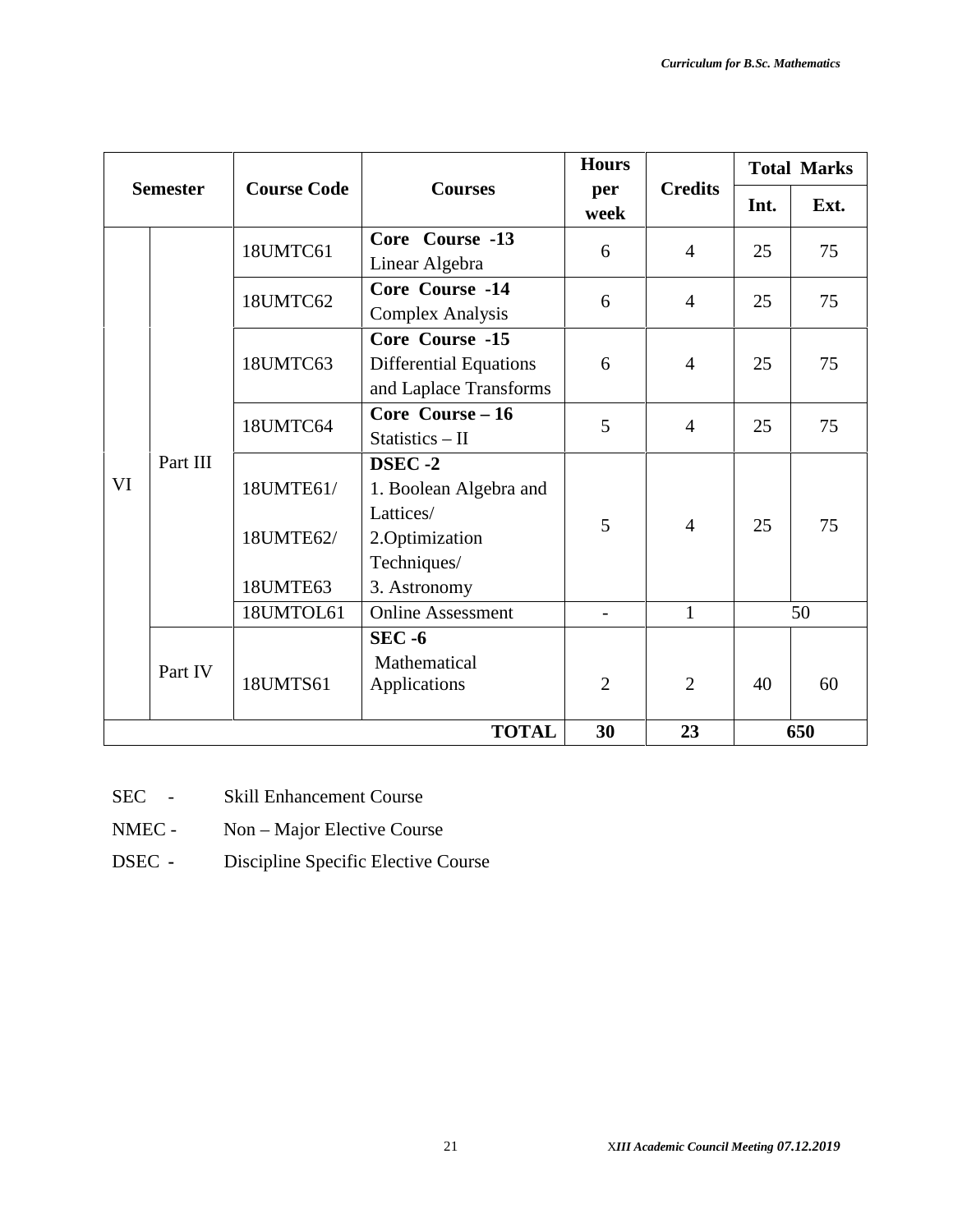| Semester | | Course Code | Courses | Hours per week | Credits | Total Marks | |
|---|---|---|---|---|---|---|---|
| | | | | | | Int. | Ext. |
| VI | Part III | 18UMTC61 | **Core Course -13** Linear Algebra | 6 | 4 | 25 | 75 |
| | | 18UMTC62 | **Core Course -14** Complex Analysis | 6 | 4 | 25 | 75 |
| | | 18UMTC63 | **Core Course -15** Differential Equations and Laplace Transforms | 6 | 4 | 25 | 75 |
| | | 18UMTC64 | **Core Course – 16** Statistics – II | 5 | 4 | 25 | 75 |
| | | 18UMTE61/ 18UMTE62/ 18UMTE63 | **DSEC -2** 1. Boolean Algebra and Lattices/ 2.Optimization Techniques/ 3. Astronomy | 5 | 4 | 25 | 75 |
| | | 18UMTOL61 | Online Assessment | - | 1 | 50 | |
| | Part IV | 18UMTS61 | **SEC -6** Mathematical Applications | 2 | 2 | 40 | 60 |
| | | | **TOTAL** | **30** | **23** | **650** | |

SEC - Skill Enhancement Course

NMEC - Non – Major Elective Course

DSEC - Discipline Specific Elective Course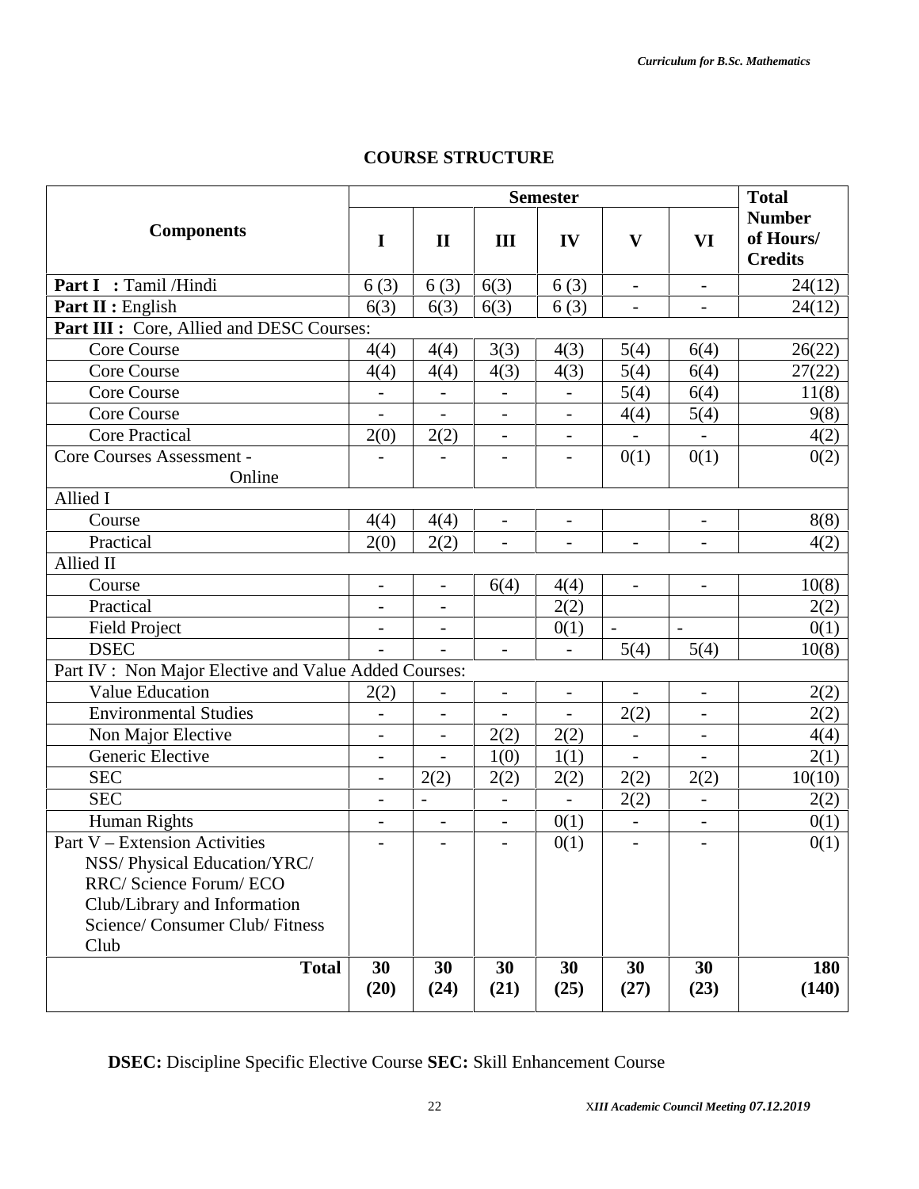## COURSE STRUCTURE

| Components | Semester | | | | | | Total Number of Hours/ Credits |
|---|---|---|---|---|---|---|---|
| | I | II | III | IV | V | VI | |
| **Part I : ** Tamil /Hindi | 6 (3) | 6 (3) | 6(3) | 6 (3) | - | - | 24(12) |
| **Part II :** English | 6(3) | 6(3) | 6(3) | 6 (3) | - | - | 24(12) |
| **Part III :** Core, Allied and DESC Courses: | | | | | | | |
| Core Course | 4(4) | 4(4) | 3(3) | 4(3) | 5(4) | 6(4) | 26(22) |
| Core Course | 4(4) | 4(4) | 4(3) | 4(3) | 5(4) | 6(4) | 27(22) |
| Core Course | - | - | - | - | 5(4) | 6(4) | 11(8) |
| Core Course | - | - | - | - | 4(4) | 5(4) | 9(8) |
| Core Practical | 2(0) | 2(2) | - | - | - | - | 4(2) |
| Core Courses Assessment - Online | - | - | - | - | 0(1) | 0(1) | 0(2) |
| Allied I | | | | | | | |
| Course | 4(4) | 4(4) | - | - | | - | 8(8) |
| Practical | 2(0) | 2(2) | - | - | - | - | 4(2) |
| Allied II | | | | | | | |
| Course | - | - | 6(4) | 4(4) | - | - | 10(8) |
| Practical | - | - | | 2(2) | | | 2(2) |
| Field Project | - | - | | 0(1) | - | - | 0(1) |
| DSEC | - | - | - | - | 5(4) | 5(4) | 10(8) |
| Part IV : Non Major Elective and Value Added Courses: | | | | | | | |
| Value Education | 2(2) | - | - | - | - | - | 2(2) |
| Environmental Studies | - | - | - | - | 2(2) | - | 2(2) |
| Non Major Elective | - | - | 2(2) | 2(2) | - | - | 4(4) |
| Generic Elective | - | - | 1(0) | 1(1) | - | - | 2(1) |
| SEC | - | 2(2) | 2(2) | 2(2) | 2(2) | 2(2) | 10(10) |
| SEC | - | - | - | - | 2(2) | - | 2(2) |
| Human Rights | - | - | - | 0(1) | - | - | 0(1) |
| Part V – Extension Activities NSS/ Physical Education/YRC/ RRC/ Science Forum/ ECO Club/Library and Information Science/ Consumer Club/ Fitness Club | - | - | - | 0(1) | - | - | 0(1) |
| **Total** | **30 (20)** | **30 (24)** | **30 (21)** | **30 (25)** | **30 (27)** | **30 (23)** | **180 (140)** |

**DSEC:** Discipline Specific Elective Course **SEC:** Skill Enhancement Course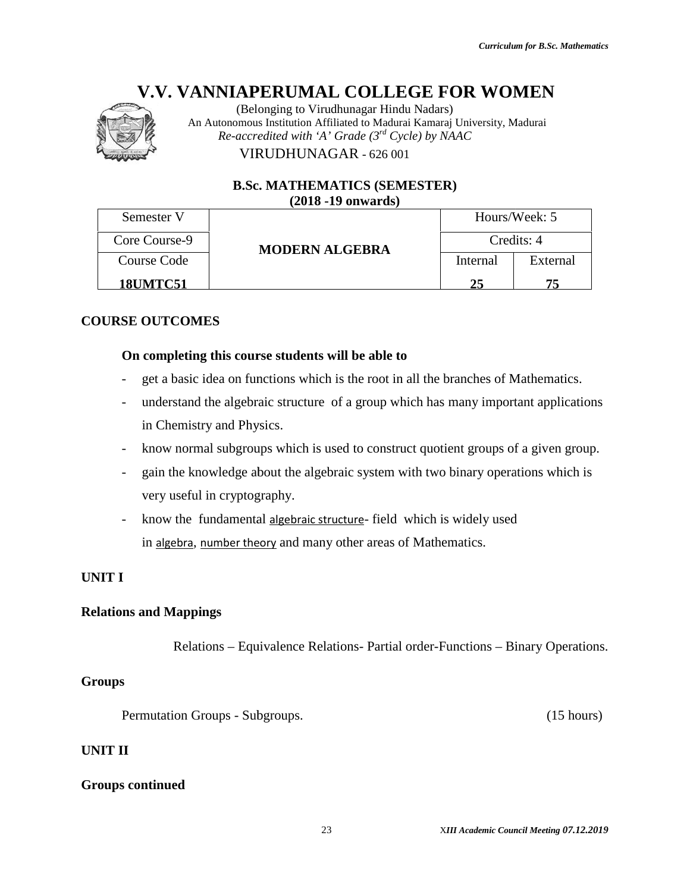# V.V. VANNIAPERUMAL COLLEGE FOR WOMEN

(Belonging to Virudhunagar Hindu Nadars)
An Autonomous Institution Affiliated to Madurai Kamaraj University, Madurai
*Re-accredited with 'A' Grade (3rd Cycle) by NAAC*
VIRUDHUNAGAR - 626 001

**B.Sc. MATHEMATICS (SEMESTER)**
**(2018 -19 onwards)**

| Semester V | **MODERN ALGEBRA** | Hours/Week: 5 | |
|---|---|---|---|
| Core Course-9 | | Credits: 4 | |
| Course Code | | Internal | External |
| **18UMTC51** | | **25** | **75** |

**COURSE OUTCOMES**

**On completing this course students will be able to**

- get a basic idea on functions which is the root in all the branches of Mathematics.
- understand the algebraic structure of a group which has many important applications in Chemistry and Physics.
- know normal subgroups which is used to construct quotient groups of a given group.
- gain the knowledge about the algebraic system with two binary operations which is very useful in cryptography.
- know the fundamental algebraic structure- field which is widely used in algebra, number theory and many other areas of Mathematics.

**UNIT I**

**Relations and Mappings**

Relations – Equivalence Relations- Partial order-Functions – Binary Operations.

**Groups**

Permutation Groups - Subgroups. (15 hours)

**UNIT II**

**Groups continued**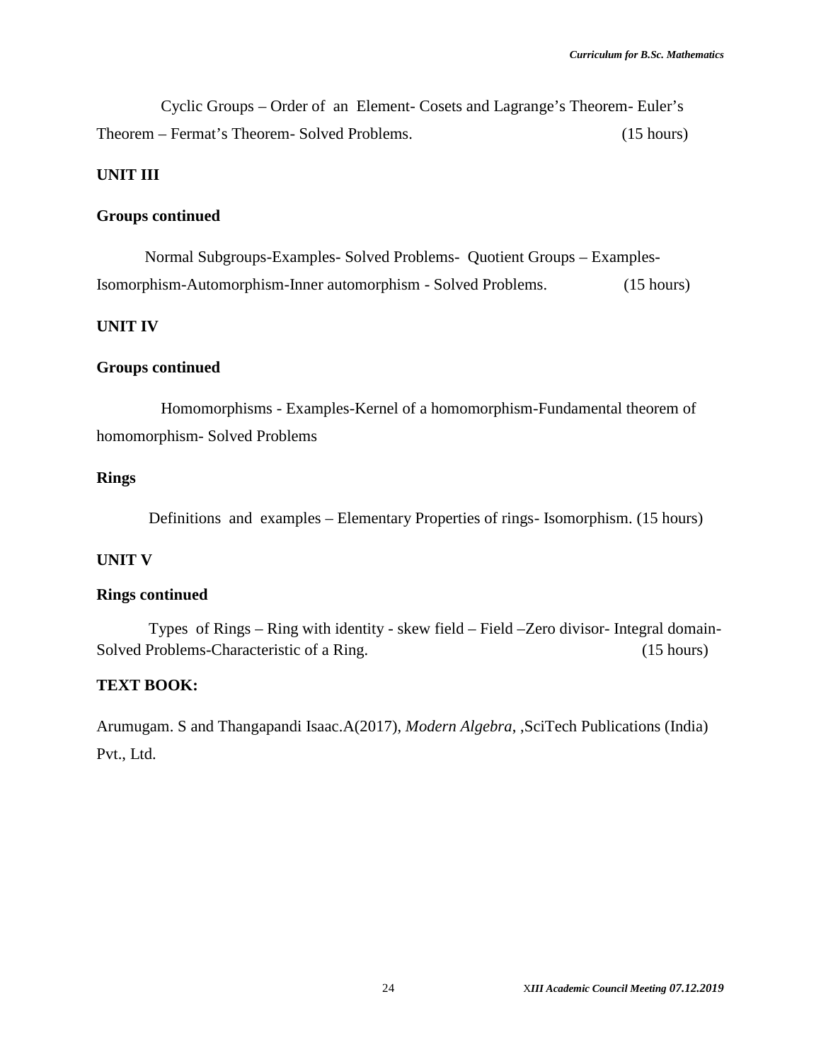Cyclic Groups – Order of an Element- Cosets and Lagrange's Theorem- Euler's Theorem – Fermat's Theorem- Solved Problems. (15 hours)

**UNIT III**

**Groups continued**

Normal Subgroups-Examples- Solved Problems- Quotient Groups – Examples-Isomorphism-Automorphism-Inner automorphism - Solved Problems. (15 hours)

**UNIT IV**

**Groups continued**

Homomorphisms - Examples-Kernel of a homomorphism-Fundamental theorem of homomorphism- Solved Problems

**Rings**

Definitions and examples – Elementary Properties of rings- Isomorphism. (15 hours)

**UNIT V**

**Rings continued**

Types of Rings – Ring with identity - skew field – Field –Zero divisor- Integral domain-Solved Problems-Characteristic of a Ring. (15 hours)

**TEXT BOOK:**

Arumugam. S and Thangapandi Isaac.A(2017), *Modern Algebra*, ,SciTech Publications (India) Pvt., Ltd.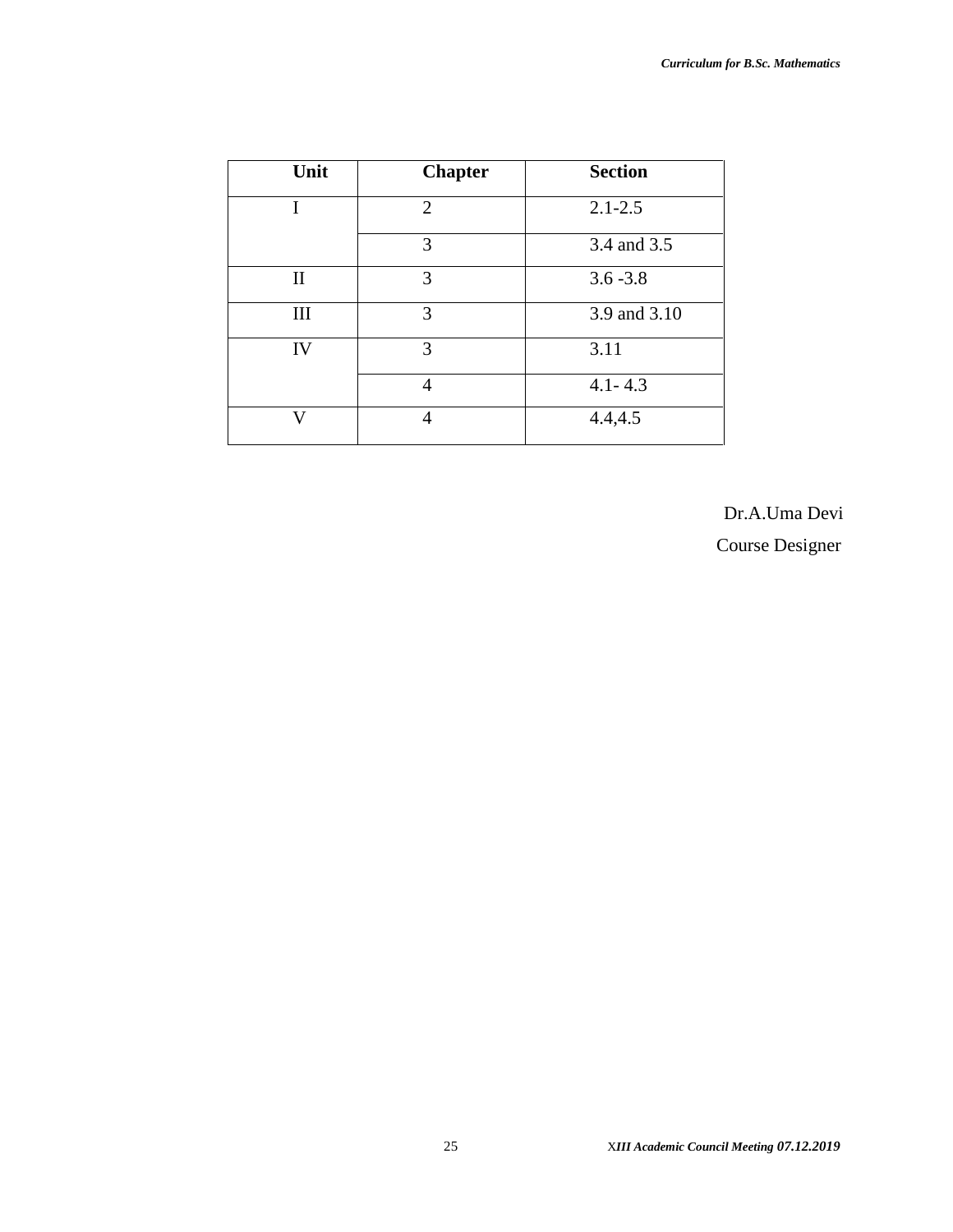| Unit | Chapter | Section |
|---|---|---|
| I | 2 | 2.1-2.5 |
| | 3 | 3.4 and 3.5 |
| II | 3 | 3.6 -3.8 |
| III | 3 | 3.9 and 3.10 |
| IV | 3 | 3.11 |
| | 4 | 4.1- 4.3 |
| V | 4 | 4.4,4.5 |

Dr.A.Uma Devi

Course Designer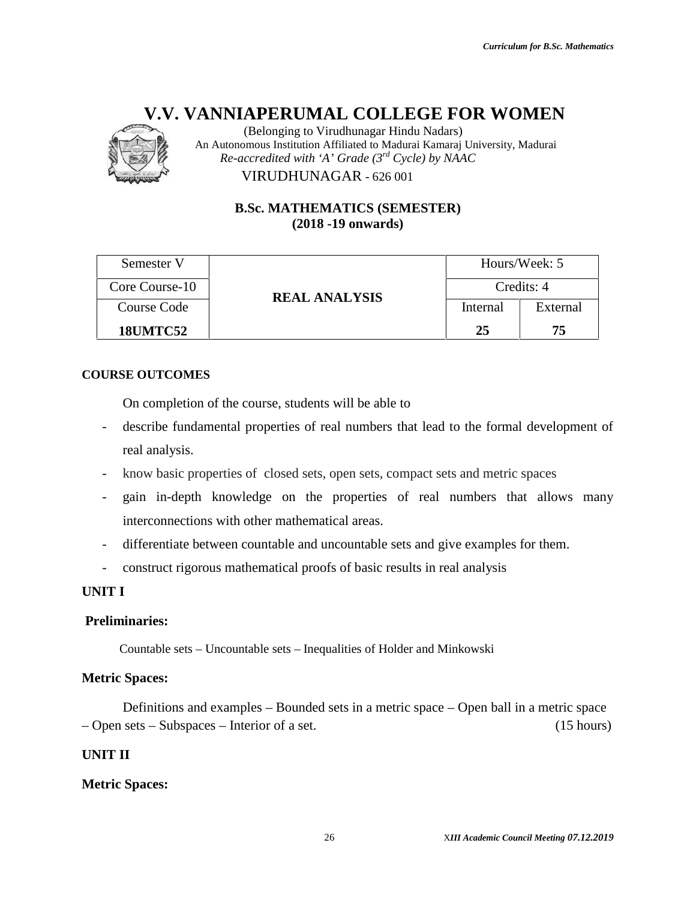# V.V. VANNIAPERUMAL COLLEGE FOR WOMEN

(Belonging to Virudhunagar Hindu Nadars)
An Autonomous Institution Affiliated to Madurai Kamaraj University, Madurai
*Re-accredited with 'A' Grade (3rd Cycle) by NAAC*
VIRUDHUNAGAR - 626 001

## B.Sc. MATHEMATICS (SEMESTER)
## (2018 -19 onwards)

| Semester V | **REAL ANALYSIS** | Hours/Week: 5 | |
|---|---|---|---|
| Core Course-10 | | Credits: 4 | |
| Course Code | | Internal | External |
| **18UMTC52** | | **25** | **75** |

**COURSE OUTCOMES**

On completion of the course, students will be able to

- describe fundamental properties of real numbers that lead to the formal development of real analysis.
- know basic properties of closed sets, open sets, compact sets and metric spaces
- gain in-depth knowledge on the properties of real numbers that allows many interconnections with other mathematical areas.
- differentiate between countable and uncountable sets and give examples for them.
- construct rigorous mathematical proofs of basic results in real analysis

**UNIT I**

**Preliminaries:**

Countable sets – Uncountable sets – Inequalities of Holder and Minkowski

**Metric Spaces:**

Definitions and examples – Bounded sets in a metric space – Open ball in a metric space – Open sets – Subspaces – Interior of a set. (15 hours)

**UNIT II**

**Metric Spaces:**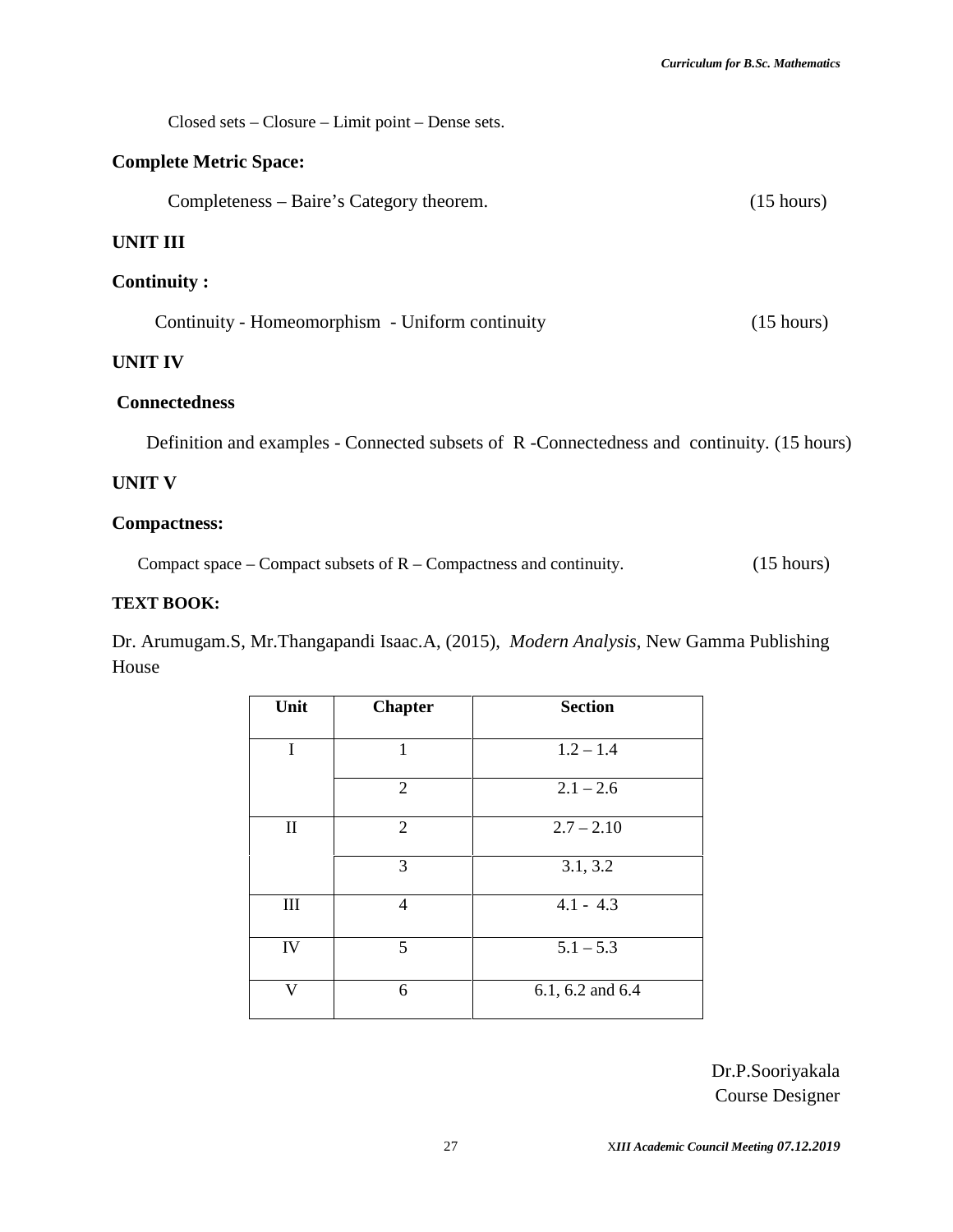Closed sets – Closure – Limit point – Dense sets.

**Complete Metric Space:**

Completeness – Baire's Category theorem. (15 hours)

**UNIT III**

**Continuity :**

Continuity - Homeomorphism - Uniform continuity (15 hours)

**UNIT IV**

**Connectedness**

Definition and examples - Connected subsets of R -Connectedness and continuity. (15 hours)

**UNIT V**

**Compactness:**

Compact space – Compact subsets of R – Compactness and continuity. (15 hours)

**TEXT BOOK:**

Dr. Arumugam.S, Mr.Thangapandi Isaac.A, (2015), *Modern Analysis*, New Gamma Publishing House

| Unit | Chapter | Section |
|---|---|---|
| I | 1 | 1.2 – 1.4 |
| | 2 | 2.1 – 2.6 |
| II | 2 | 2.7 – 2.10 |
| | 3 | 3.1, 3.2 |
| III | 4 | 4.1 - 4.3 |
| IV | 5 | 5.1 – 5.3 |
| V | 6 | 6.1, 6.2 and 6.4 |

Dr.P.Sooriyakala
Course Designer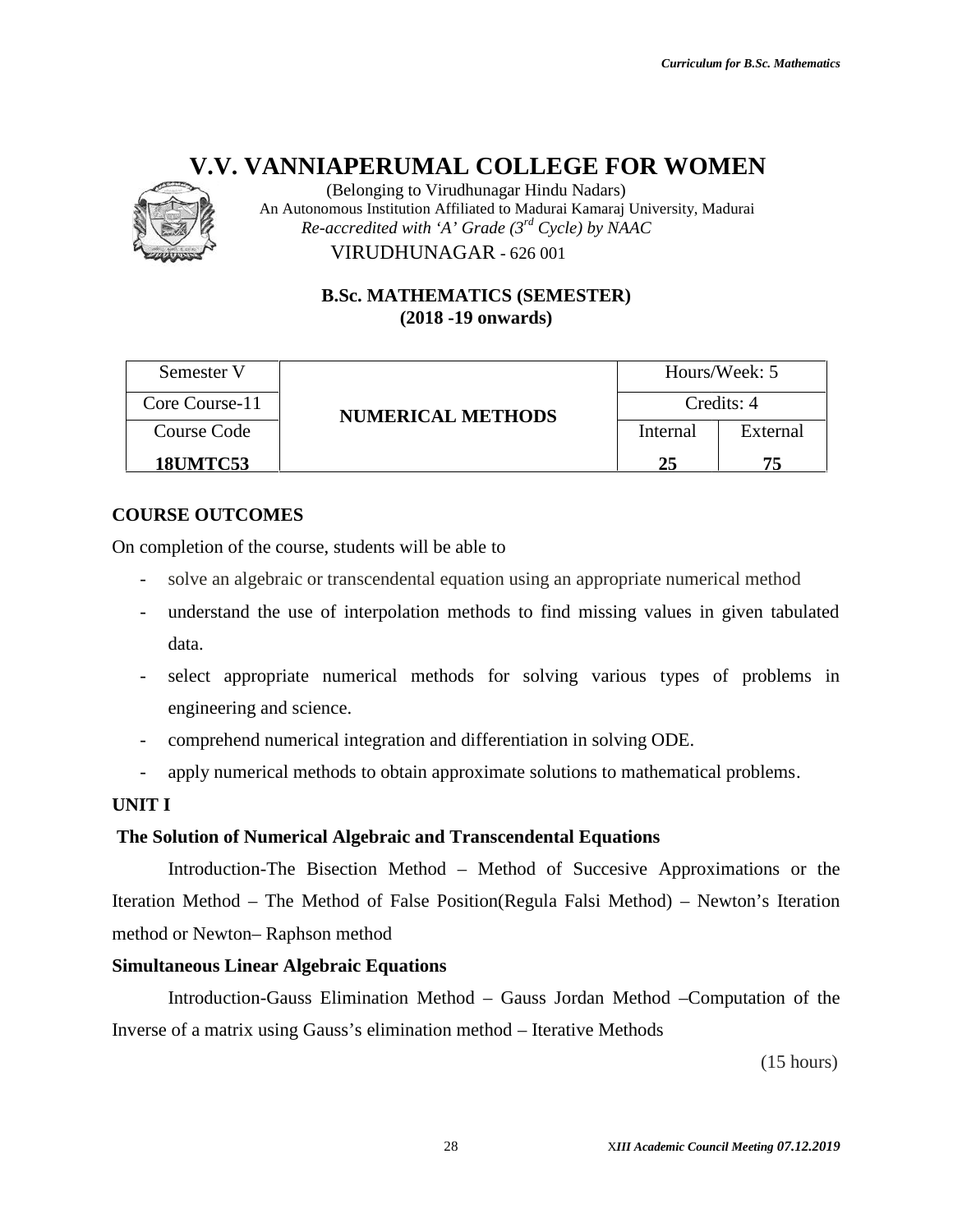# V.V. VANNIAPERUMAL COLLEGE FOR WOMEN

(Belonging to Virudhunagar Hindu Nadars)
An Autonomous Institution Affiliated to Madurai Kamaraj University, Madurai
*Re-accredited with 'A' Grade (3rd Cycle) by NAAC*
VIRUDHUNAGAR - 626 001

**B.Sc. MATHEMATICS (SEMESTER)**
**(2018 -19 onwards)**

| Semester V | NUMERICAL METHODS | Hours/Week: 5 | |
|---|---|---|---|
| Core Course-11 | | Credits: 4 | |
| Course Code | | Internal | External |
| **18UMTC53** | | **25** | **75** |

**COURSE OUTCOMES**

On completion of the course, students will be able to

- solve an algebraic or transcendental equation using an appropriate numerical method
- understand the use of interpolation methods to find missing values in given tabulated data.
- select appropriate numerical methods for solving various types of problems in engineering and science.
- comprehend numerical integration and differentiation in solving ODE.
- apply numerical methods to obtain approximate solutions to mathematical problems.

**UNIT I**

**The Solution of Numerical Algebraic and Transcendental Equations**

Introduction-The Bisection Method – Method of Succesive Approximations or the Iteration Method – The Method of False Position(Regula Falsi Method) – Newton's Iteration method or Newton– Raphson method

**Simultaneous Linear Algebraic Equations**

Introduction-Gauss Elimination Method – Gauss Jordan Method –Computation of the Inverse of a matrix using Gauss's elimination method – Iterative Methods

(15 hours)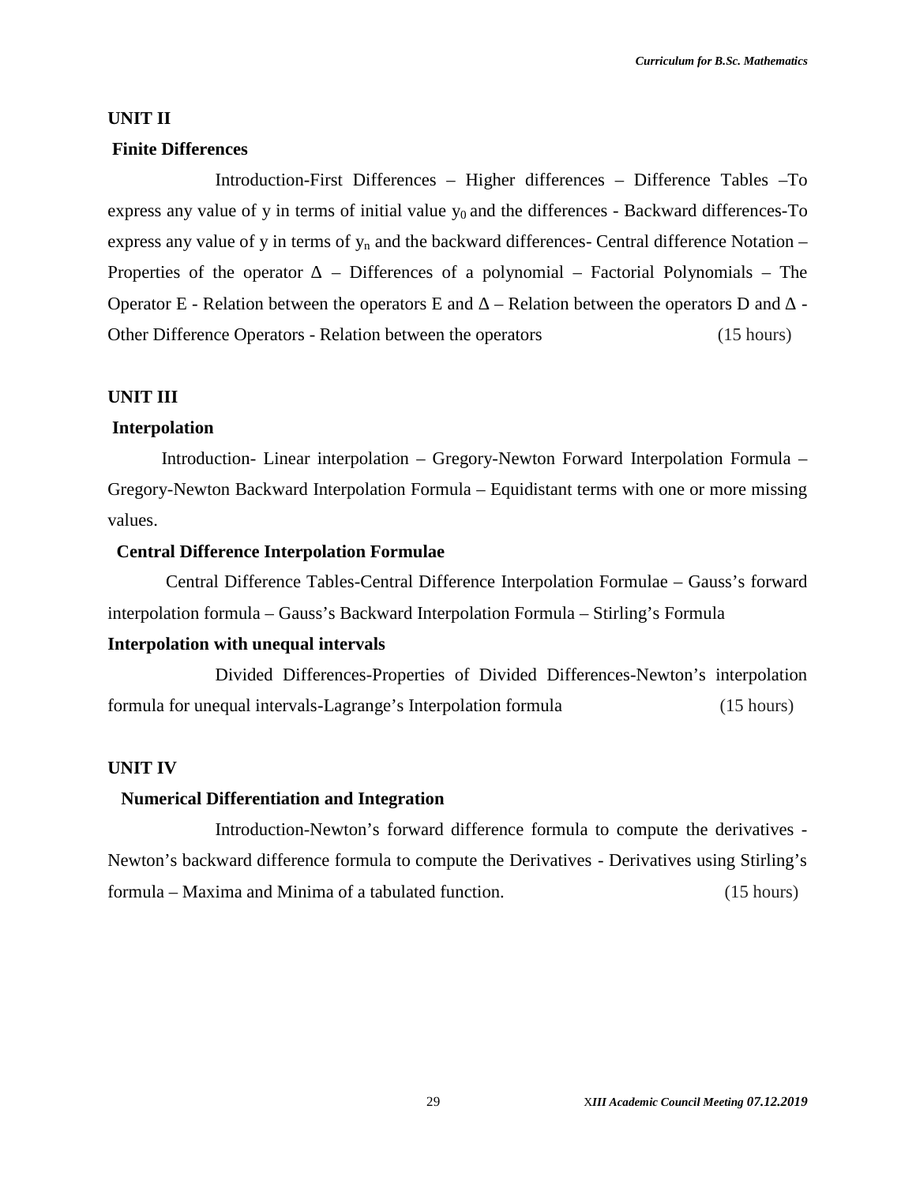**UNIT II**

**Finite Differences**

Introduction-First Differences – Higher differences – Difference Tables –To express any value of y in terms of initial value $y_0$ and the differences - Backward differences-To express any value of y in terms of $y_n$ and the backward differences- Central difference Notation – Properties of the operator $\Delta$ – Differences of a polynomial – Factorial Polynomials – The Operator E - Relation between the operators E and $\Delta$ – Relation between the operators D and $\Delta$ - Other Difference Operators - Relation between the operators (15 hours)

**UNIT III**

**Interpolation**

Introduction- Linear interpolation – Gregory-Newton Forward Interpolation Formula – Gregory-Newton Backward Interpolation Formula – Equidistant terms with one or more missing values.

**Central Difference Interpolation Formulae**

Central Difference Tables-Central Difference Interpolation Formulae – Gauss's forward interpolation formula – Gauss's Backward Interpolation Formula – Stirling's Formula

**Interpolation with unequal intervals**

Divided Differences-Properties of Divided Differences-Newton's interpolation formula for unequal intervals-Lagrange's Interpolation formula (15 hours)

**UNIT IV**

**Numerical Differentiation and Integration**

Introduction-Newton's forward difference formula to compute the derivatives - Newton's backward difference formula to compute the Derivatives - Derivatives using Stirling's formula – Maxima and Minima of a tabulated function. (15 hours)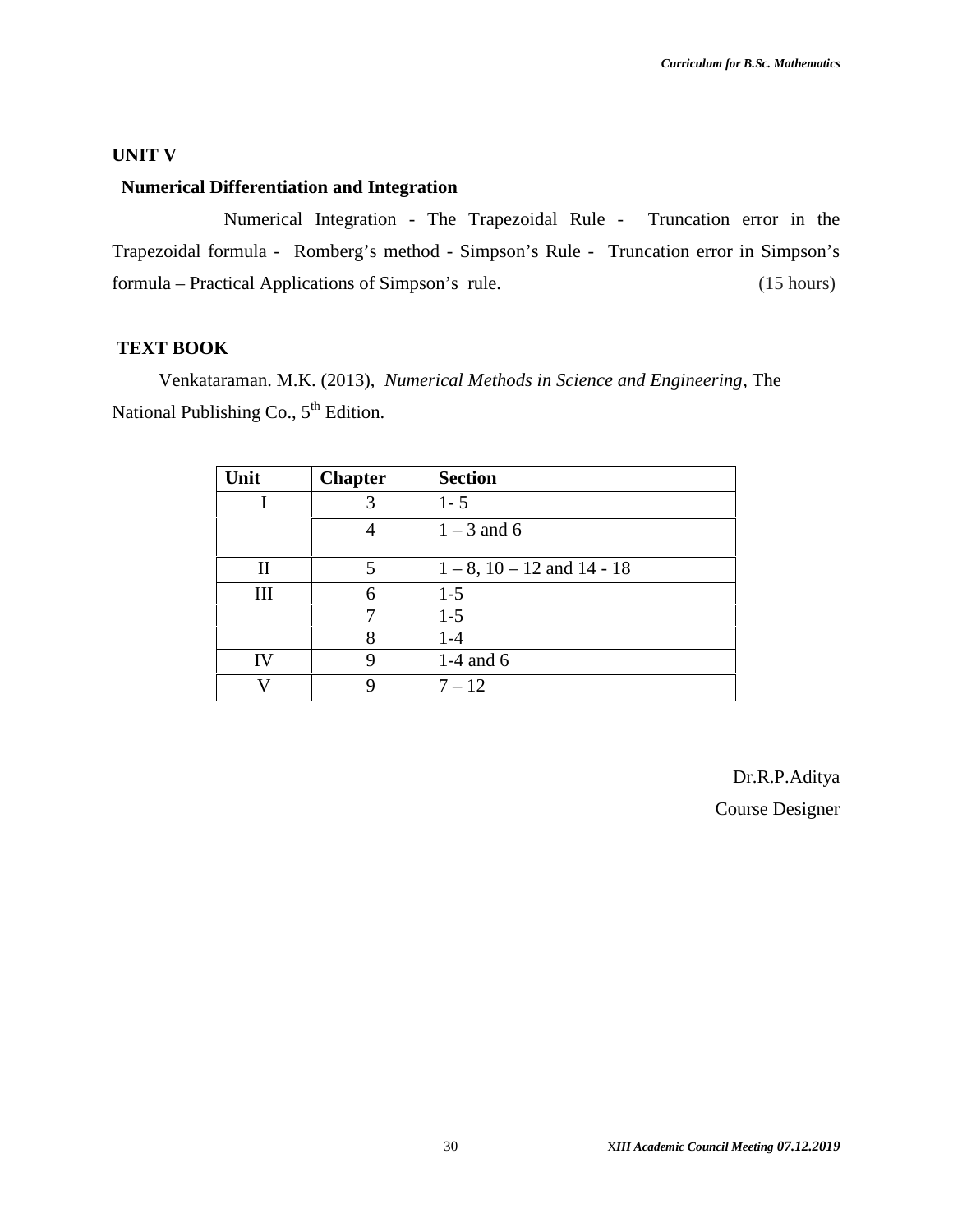**UNIT V**

**Numerical Differentiation and Integration**

Numerical Integration - The Trapezoidal Rule - Truncation error in the Trapezoidal formula - Romberg's method - Simpson's Rule - Truncation error in Simpson's formula – Practical Applications of Simpson's rule. (15 hours)

**TEXT BOOK**

Venkataraman. M.K. (2013), *Numerical Methods in Science and Engineering*, The National Publishing Co., 5th Edition.

| Unit | Chapter | Section |
|---|---|---|
| I | 3 | 1- 5 |
| | 4 | 1 – 3 and 6 |
| II | 5 | 1 – 8, 10 – 12 and 14 - 18 |
| III | 6 | 1-5 |
| | 7 | 1-5 |
| | 8 | 1-4 |
| IV | 9 | 1-4 and 6 |
| V | 9 | 7 – 12 |

Dr.R.P.Aditya
Course Designer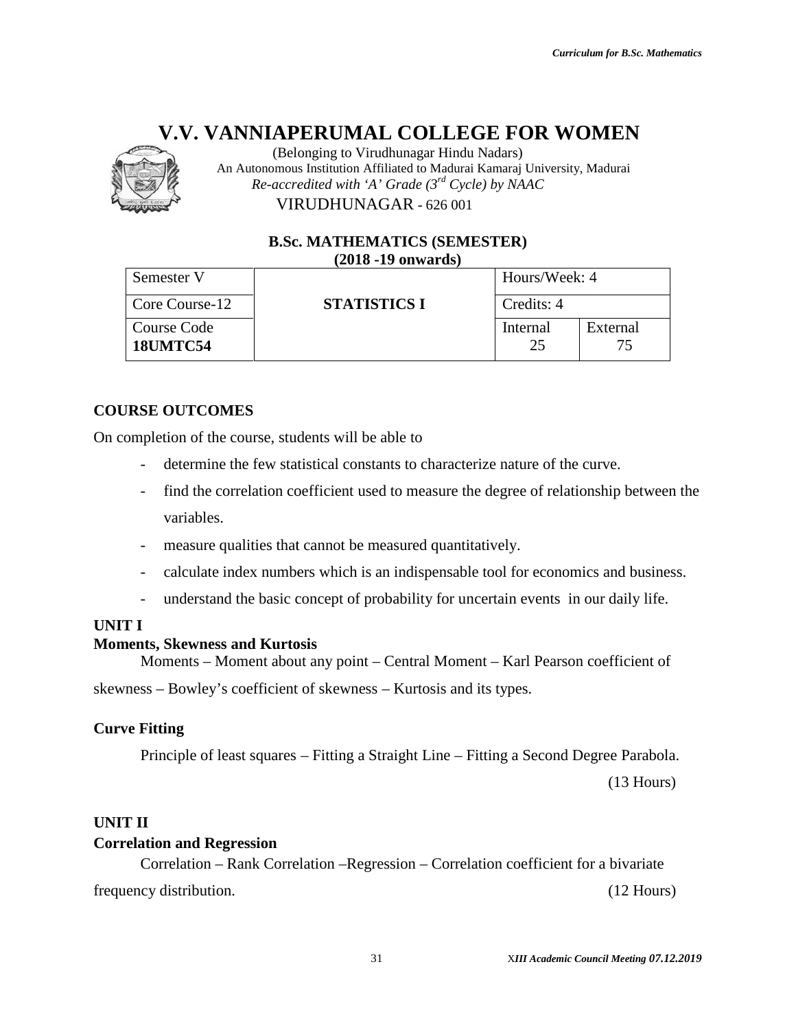// V.V. VANNIAPERUMAL COLLEGE FOR WOMEN

(Belonging to Virudhunagar Hindu Nadars)
An Autonomous Institution Affiliated to Madurai Kamaraj University, Madurai
*Re-accredited with 'A' Grade (3rd Cycle) by NAAC*
VIRUDHUNAGAR - 626 001

## B.Sc. MATHEMATICS (SEMESTER)
**(2018 -19 onwards)**

| Semester V | **STATISTICS I** | Hours/Week: 4 | |
|---|---|---|---|
| Core Course-12 | | Credits: 4 | |
| Course Code **18UMTC54** | | Internal 25 | External 75 |

### COURSE OUTCOMES

On completion of the course, students will be able to

- determine the few statistical constants to characterize nature of the curve.
- find the correlation coefficient used to measure the degree of relationship between the variables.
- measure qualities that cannot be measured quantitatively.
- calculate index numbers which is an indispensable tool for economics and business.
- understand the basic concept of probability for uncertain events in our daily life.

### UNIT I

**Moments, Skewness and Kurtosis**

Moments – Moment about any point – Central Moment – Karl Pearson coefficient of skewness – Bowley's coefficient of skewness – Kurtosis and its types.

**Curve Fitting**

Principle of least squares – Fitting a Straight Line – Fitting a Second Degree Parabola.

(13 Hours)

### UNIT II

**Correlation and Regression**

Correlation – Rank Correlation –Regression – Correlation coefficient for a bivariate frequency distribution. (12 Hours)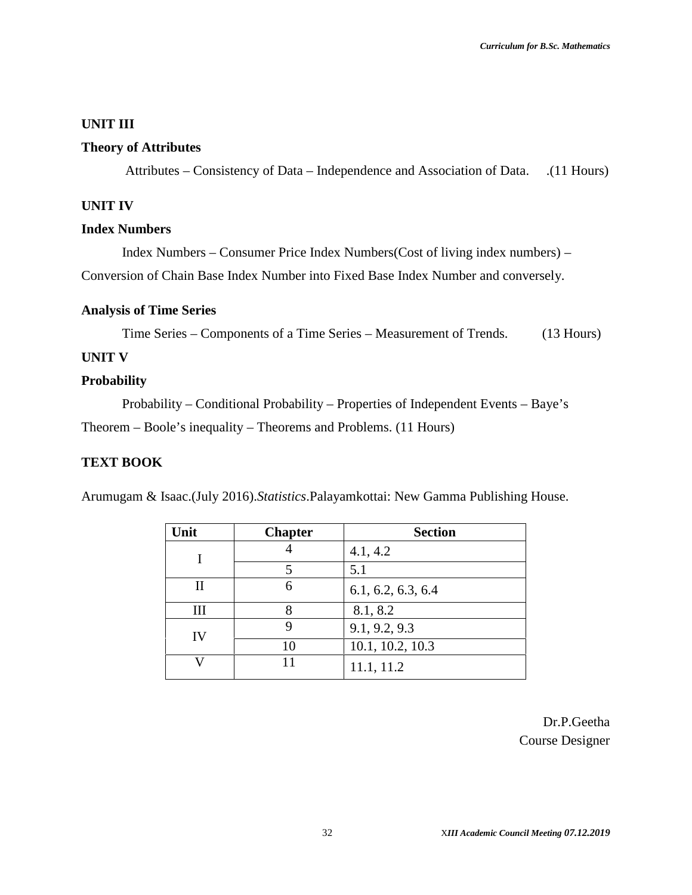**UNIT III**

**Theory of Attributes**

Attributes – Consistency of Data – Independence and Association of Data. .(11 Hours)

**UNIT IV**

**Index Numbers**

Index Numbers – Consumer Price Index Numbers(Cost of living index numbers) – Conversion of Chain Base Index Number into Fixed Base Index Number and conversely.

**Analysis of Time Series**

Time Series – Components of a Time Series – Measurement of Trends. (13 Hours)

**UNIT V**

**Probability**

Probability – Conditional Probability – Properties of Independent Events – Baye's Theorem – Boole's inequality – Theorems and Problems. (11 Hours)

**TEXT BOOK**

Arumugam & Isaac.(July 2016).*Statistics*.Palayamkottai: New Gamma Publishing House.

| Unit | Chapter | Section |
|---|---|---|
| I | 4 | 4.1, 4.2 |
| | 5 | 5.1 |
| II | 6 | 6.1, 6.2, 6.3, 6.4 |
| III | 8 | 8.1, 8.2 |
| IV | 9 | 9.1, 9.2, 9.3 |
| | 10 | 10.1, 10.2, 10.3 |
| V | 11 | 11.1, 11.2 |

Dr.P.Geetha
Course Designer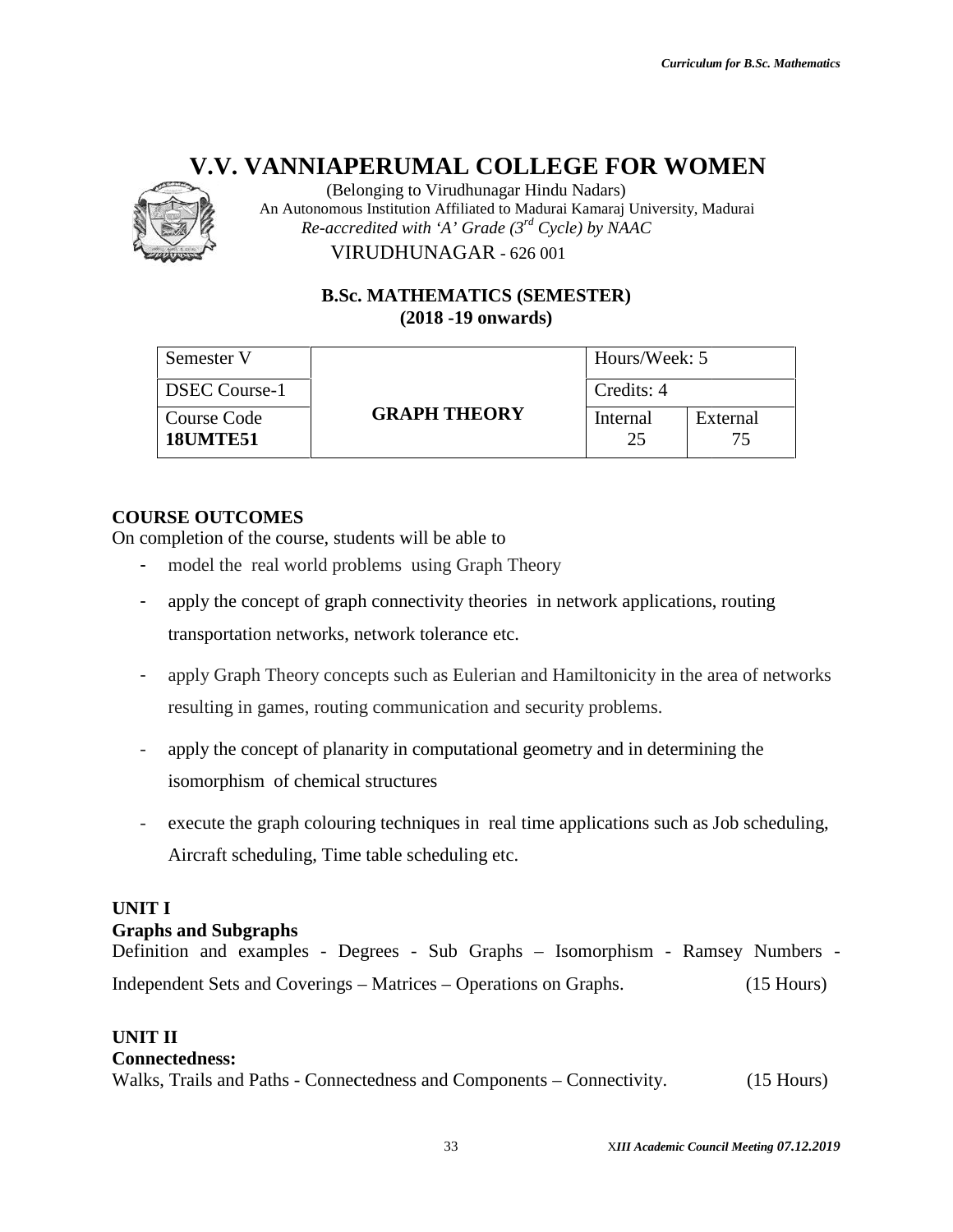# V.V. VANNIAPERUMAL COLLEGE FOR WOMEN

(Belonging to Virudhunagar Hindu Nadars)
An Autonomous Institution Affiliated to Madurai Kamaraj University, Madurai
*Re-accredited with 'A' Grade (3rd Cycle) by NAAC*
VIRUDHUNAGAR - 626 001

**B.Sc. MATHEMATICS (SEMESTER)**
**(2018 -19 onwards)**

| Semester V | | Hours/Week: 5 | |
|---|---|---|---|
| DSEC Course-1 | | Credits: 4 | |
| Course Code **18UMTE51** | **GRAPH THEORY** | Internal 25 | External 75 |

**COURSE OUTCOMES**

On completion of the course, students will be able to

- model the real world problems using Graph Theory
- apply the concept of graph connectivity theories in network applications, routing transportation networks, network tolerance etc.
- apply Graph Theory concepts such as Eulerian and Hamiltonicity in the area of networks resulting in games, routing communication and security problems.
- apply the concept of planarity in computational geometry and in determining the isomorphism of chemical structures
- execute the graph colouring techniques in real time applications such as Job scheduling, Aircraft scheduling, Time table scheduling etc.

**UNIT I**

**Graphs and Subgraphs**

Definition and examples - Degrees - Sub Graphs – Isomorphism - Ramsey Numbers - Independent Sets and Coverings – Matrices – Operations on Graphs. (15 Hours)

**UNIT II**

**Connectedness:**

Walks, Trails and Paths - Connectedness and Components – Connectivity. (15 Hours)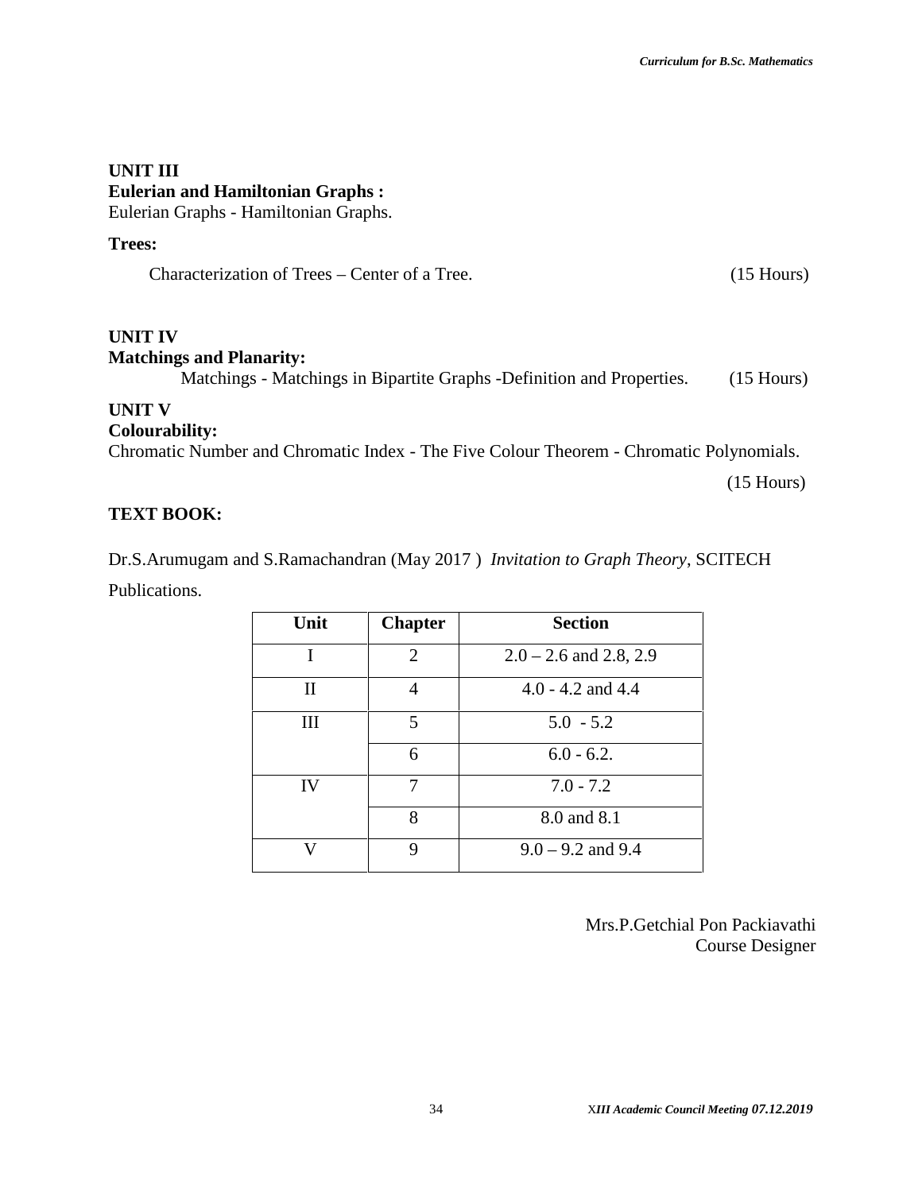**UNIT III**
**Eulerian and Hamiltonian Graphs :**
Eulerian Graphs - Hamiltonian Graphs.

**Trees:**

Characterization of Trees – Center of a Tree. (15 Hours)

**UNIT IV**
**Matchings and Planarity:**
Matchings - Matchings in Bipartite Graphs -Definition and Properties. (15 Hours)

**UNIT V**
**Colourability:**
Chromatic Number and Chromatic Index - The Five Colour Theorem - Chromatic Polynomials.

(15 Hours)

**TEXT BOOK:**

Dr.S.Arumugam and S.Ramachandran (May 2017 ) *Invitation to Graph Theory*, SCITECH Publications.

| Unit | Chapter | Section |
|---|---|---|
| I | 2 | 2.0 – 2.6 and 2.8, 2.9 |
| II | 4 | 4.0 - 4.2 and 4.4 |
| III | 5 | 5.0 - 5.2 |
| | 6 | 6.0 - 6.2. |
| IV | 7 | 7.0 - 7.2 |
| | 8 | 8.0 and 8.1 |
| V | 9 | 9.0 – 9.2 and 9.4 |

Mrs.P.Getchial Pon Packiavathi
Course Designer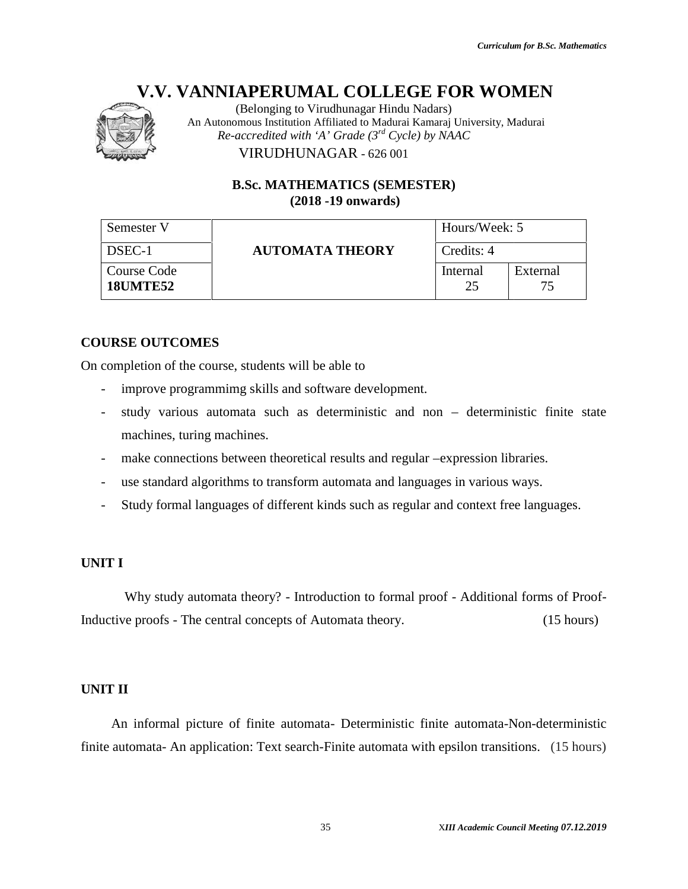# V.V. VANNIAPERUMAL COLLEGE FOR WOMEN

(Belonging to Virudhunagar Hindu Nadars)
An Autonomous Institution Affiliated to Madurai Kamaraj University, Madurai
*Re-accredited with 'A' Grade (3rd Cycle) by NAAC*
VIRUDHUNAGAR - 626 001

## B.Sc. MATHEMATICS (SEMESTER)
## (2018 -19 onwards)

| Semester V | | Hours/Week: 5 | |
|---|---|---|---|
| DSEC-1 | **AUTOMATA THEORY** | Credits: 4 | |
| Course Code **18UMTE52** | | Internal 25 | External 75 |

### COURSE OUTCOMES

On completion of the course, students will be able to

- improve programmimg skills and software development.
- study various automata such as deterministic and non – deterministic finite state machines, turing machines.
- make connections between theoretical results and regular –expression libraries.
- use standard algorithms to transform automata and languages in various ways.
- Study formal languages of different kinds such as regular and context free languages.

### UNIT I

Why study automata theory? - Introduction to formal proof - Additional forms of Proof- Inductive proofs - The central concepts of Automata theory. (15 hours)

### UNIT II

An informal picture of finite automata- Deterministic finite automata-Non-deterministic finite automata- An application: Text search-Finite automata with epsilon transitions. (15 hours)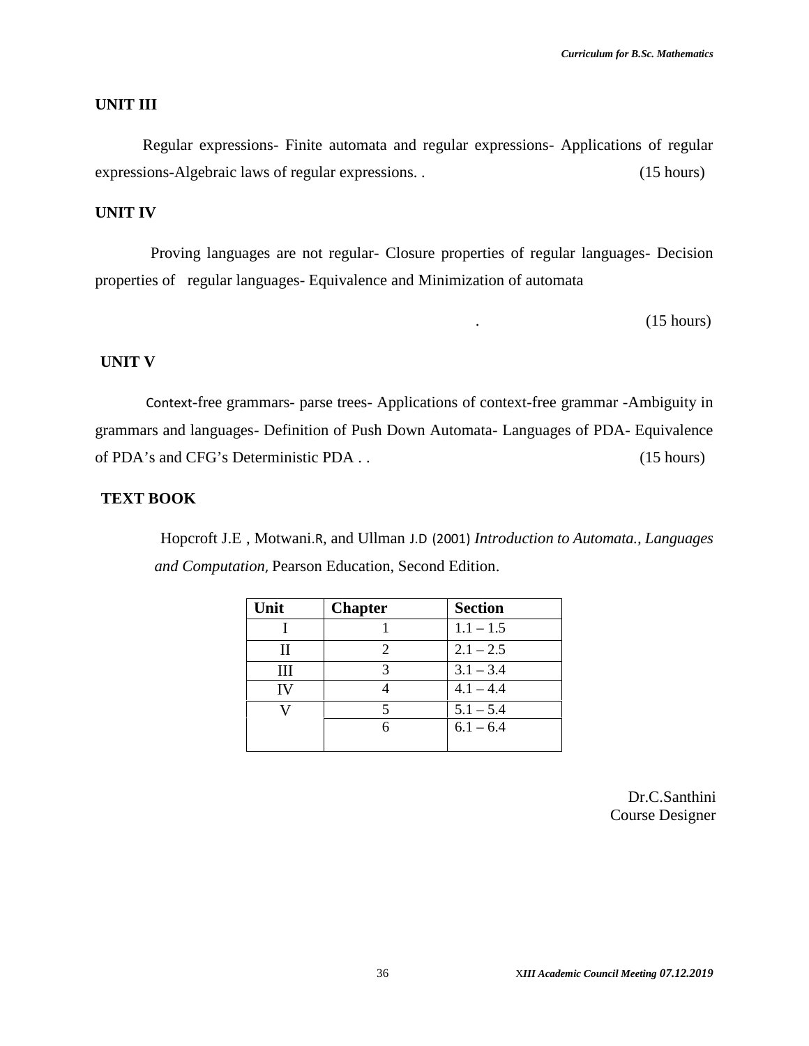**UNIT III**

Regular expressions- Finite automata and regular expressions- Applications of regular expressions-Algebraic laws of regular expressions. . (15 hours)

**UNIT IV**

Proving languages are not regular- Closure properties of regular languages- Decision properties of regular languages- Equivalence and Minimization of automata

. (15 hours)

**UNIT V**

Context-free grammars- parse trees- Applications of context-free grammar -Ambiguity in grammars and languages- Definition of Push Down Automata- Languages of PDA- Equivalence of PDA's and CFG's Deterministic PDA . . (15 hours)

**TEXT BOOK**

Hopcroft J.E , Motwani.R, and Ullman J.D (2001) *Introduction to Automata., Languages and Computation,* Pearson Education, Second Edition.

| Unit | Chapter | Section |
|---|---|---|
| I | 1 | 1.1 – 1.5 |
| II | 2 | 2.1 – 2.5 |
| III | 3 | 3.1 – 3.4 |
| IV | 4 | 4.1 – 4.4 |
| V | 5 | 5.1 – 5.4 |
| | 6 | 6.1 – 6.4 |

Dr.C.Santhini
Course Designer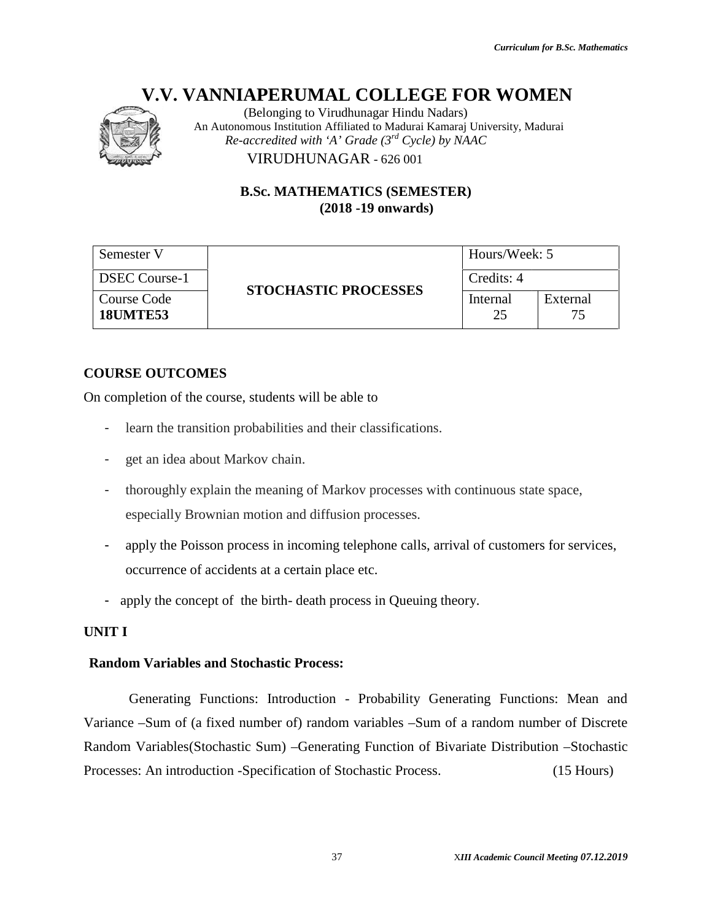# V.V. VANNIAPERUMAL COLLEGE FOR WOMEN

(Belonging to Virudhunagar Hindu Nadars)
An Autonomous Institution Affiliated to Madurai Kamaraj University, Madurai
*Re-accredited with 'A' Grade (3rd Cycle) by NAAC*

VIRUDHUNAGAR - 626 001

## B.Sc. MATHEMATICS (SEMESTER)
## (2018 -19 onwards)

| Semester V | STOCHASTIC PROCESSES | Hours/Week: 5 | |
|---|---|---|---|
| DSEC Course-1 | | Credits: 4 | |
| Course Code **18UMTE53** | | Internal 25 | External 75 |

### COURSE OUTCOMES

On completion of the course, students will be able to

- learn the transition probabilities and their classifications.
- get an idea about Markov chain.
- thoroughly explain the meaning of Markov processes with continuous state space, especially Brownian motion and diffusion processes.
- apply the Poisson process in incoming telephone calls, arrival of customers for services, occurrence of accidents at a certain place etc.
- apply the concept of the birth- death process in Queuing theory.

### UNIT I

**Random Variables and Stochastic Process:**

Generating Functions: Introduction - Probability Generating Functions: Mean and Variance –Sum of (a fixed number of) random variables –Sum of a random number of Discrete Random Variables(Stochastic Sum) –Generating Function of Bivariate Distribution –Stochastic Processes: An introduction -Specification of Stochastic Process. (15 Hours)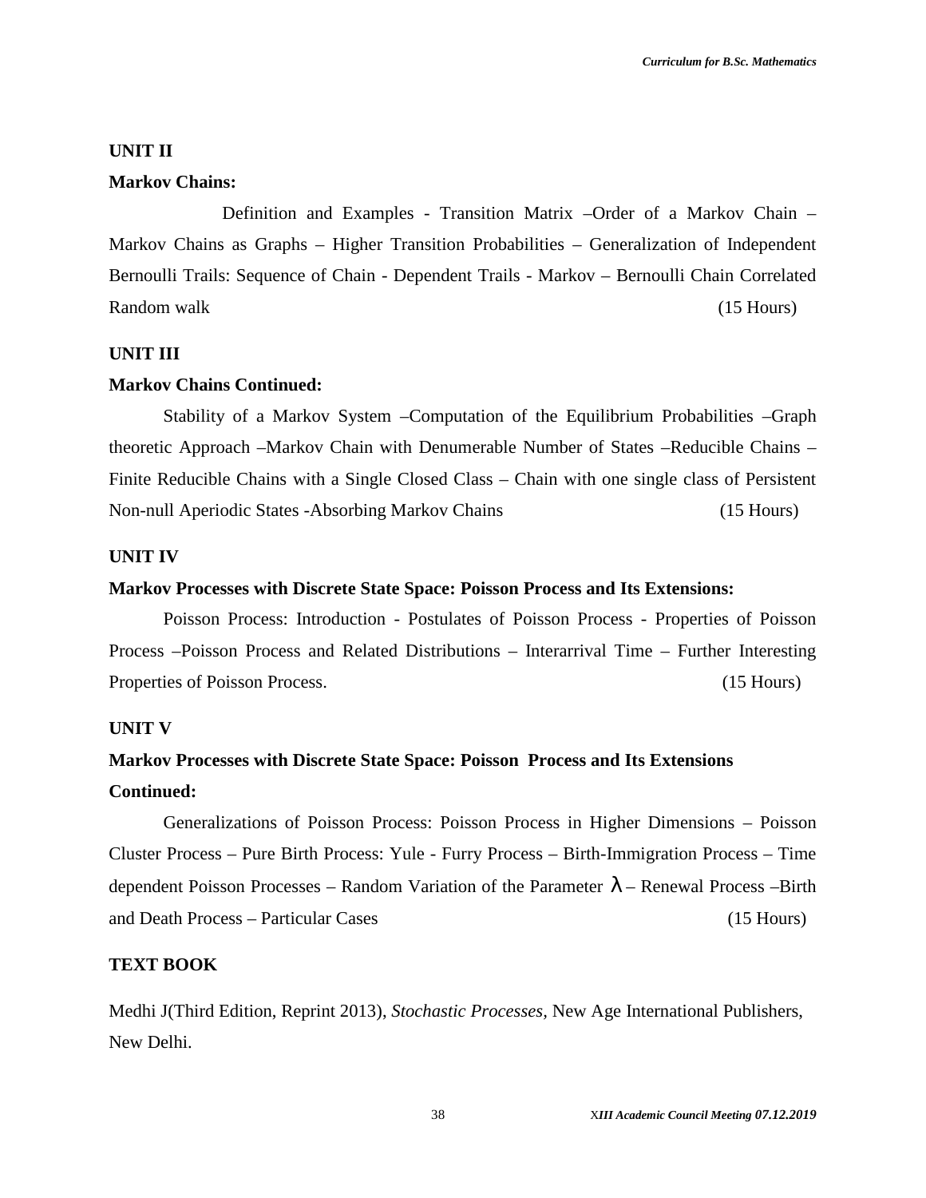### UNIT II

**Markov Chains:**

Definition and Examples - Transition Matrix –Order of a Markov Chain – Markov Chains as Graphs – Higher Transition Probabilities – Generalization of Independent Bernoulli Trails: Sequence of Chain - Dependent Trails - Markov – Bernoulli Chain Correlated Random walk (15 Hours)

### UNIT III

**Markov Chains Continued:**

Stability of a Markov System –Computation of the Equilibrium Probabilities –Graph theoretic Approach –Markov Chain with Denumerable Number of States –Reducible Chains – Finite Reducible Chains with a Single Closed Class – Chain with one single class of Persistent Non-null Aperiodic States -Absorbing Markov Chains (15 Hours)

### UNIT IV

**Markov Processes with Discrete State Space: Poisson Process and Its Extensions:**

Poisson Process: Introduction - Postulates of Poisson Process - Properties of Poisson Process –Poisson Process and Related Distributions – Interarrival Time – Further Interesting Properties of Poisson Process. (15 Hours)

### UNIT V

**Markov Processes with Discrete State Space: Poisson Process and Its Extensions Continued:**

Generalizations of Poisson Process: Poisson Process in Higher Dimensions – Poisson Cluster Process – Pure Birth Process: Yule - Furry Process – Birth-Immigration Process – Time dependent Poisson Processes – Random Variation of the Parameter $\lambda$ – Renewal Process –Birth and Death Process – Particular Cases (15 Hours)

### TEXT BOOK

Medhi J(Third Edition, Reprint 2013), *Stochastic Processes*, New Age International Publishers, New Delhi.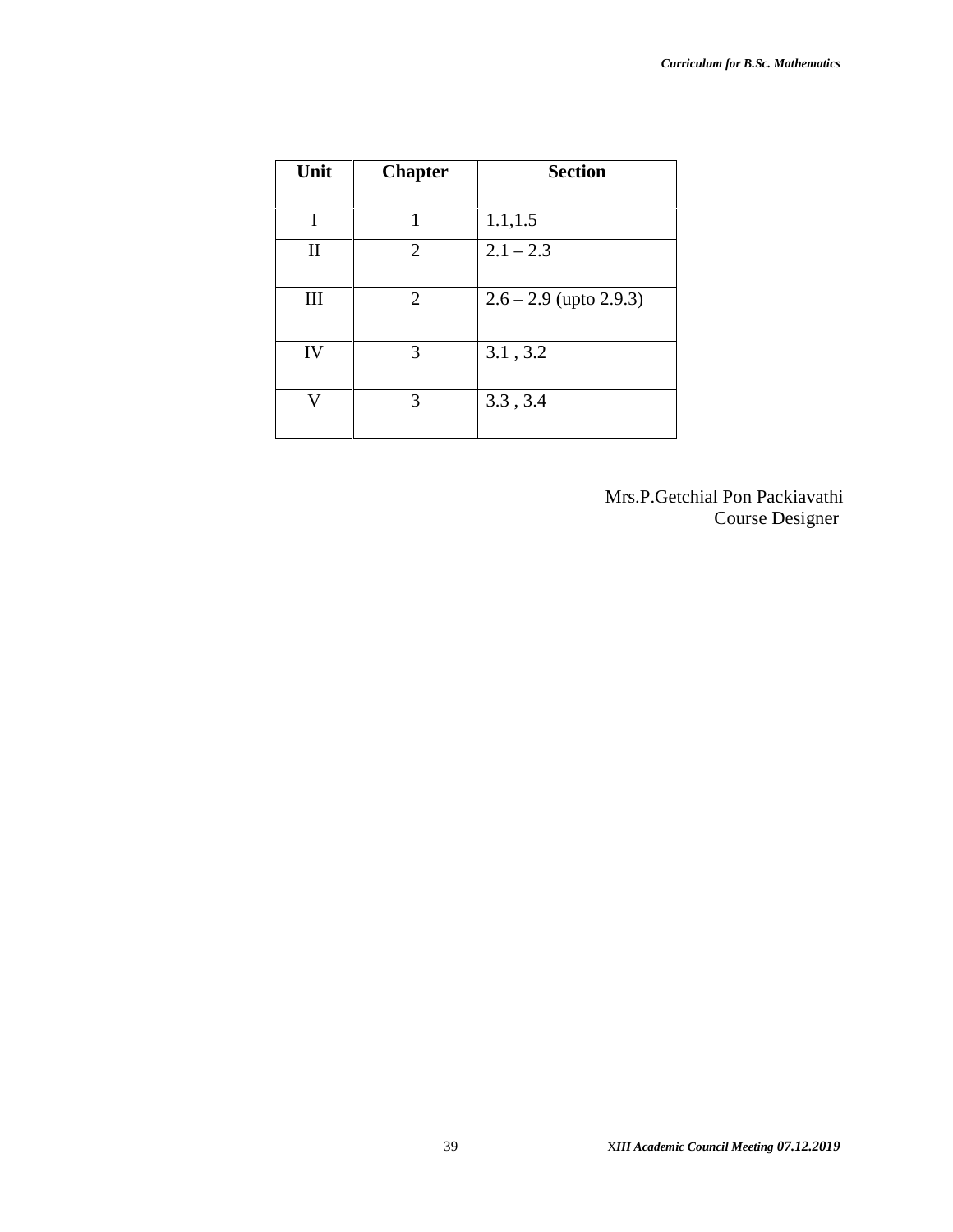| Unit | Chapter | Section |
|---|---|---|
| I | 1 | 1.1,1.5 |
| II | 2 | 2.1 – 2.3 |
| III | 2 | 2.6 – 2.9 (upto 2.9.3) |
| IV | 3 | 3.1 , 3.2 |
| V | 3 | 3.3 , 3.4 |

Mrs.P.Getchial Pon Packiavathi
Course Designer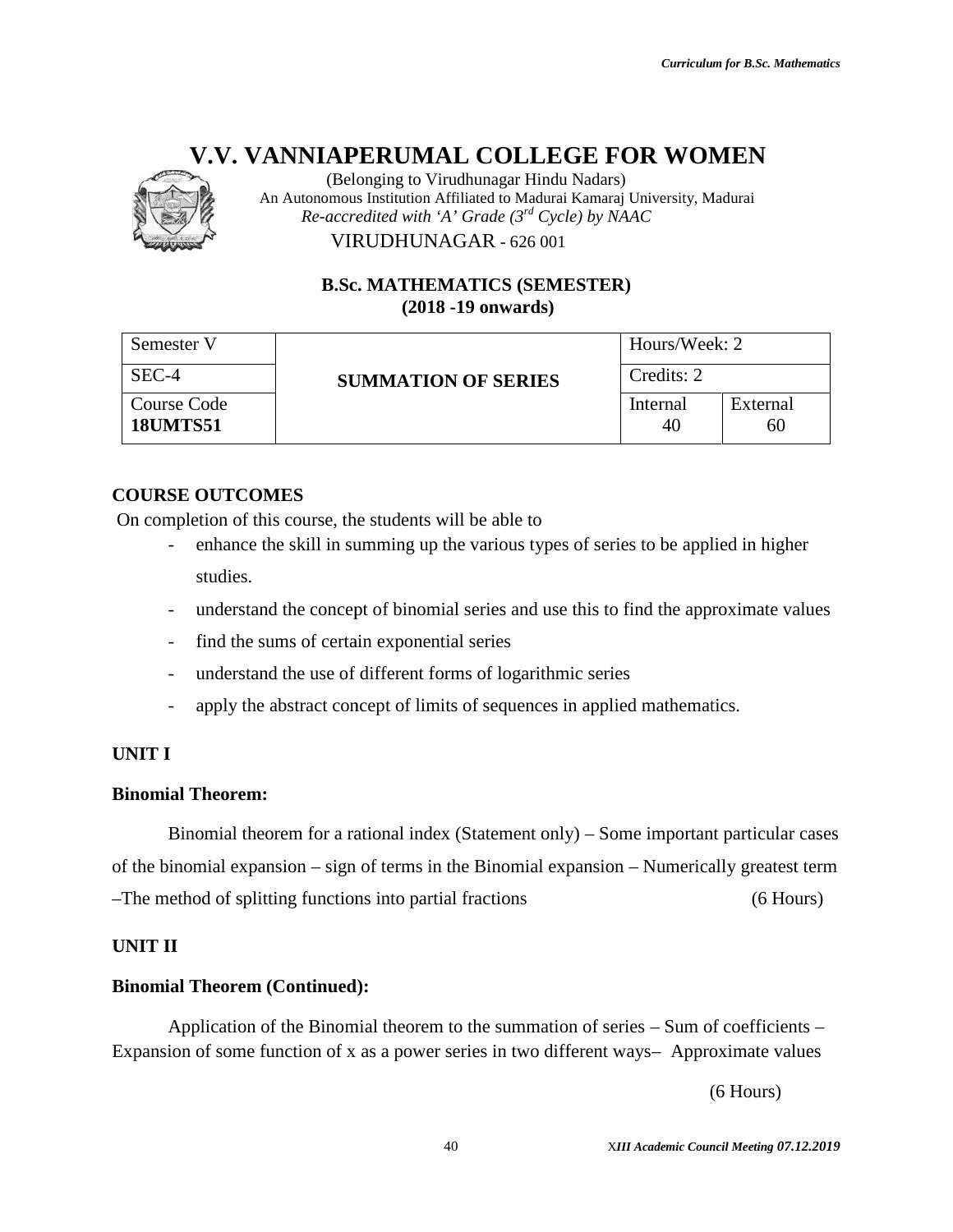# V.V. VANNIAPERUMAL COLLEGE FOR WOMEN

(Belonging to Virudhunagar Hindu Nadars)
An Autonomous Institution Affiliated to Madurai Kamaraj University, Madurai
*Re-accredited with 'A' Grade (3rd Cycle) by NAAC*
VIRUDHUNAGAR - 626 001

## B.Sc. MATHEMATICS (SEMESTER)
## (2018 -19 onwards)

| Semester V | **SUMMATION OF SERIES** | Hours/Week: 2 | |
|---|---|---|---|
| SEC-4 | | Credits: 2 | |
| Course Code **18UMTS51** | | Internal 40 | External 60 |

### COURSE OUTCOMES

On completion of this course, the students will be able to

- enhance the skill in summing up the various types of series to be applied in higher studies.
- understand the concept of binomial series and use this to find the approximate values
- find the sums of certain exponential series
- understand the use of different forms of logarithmic series
- apply the abstract concept of limits of sequences in applied mathematics.

### UNIT I

**Binomial Theorem:**

Binomial theorem for a rational index (Statement only) – Some important particular cases of the binomial expansion – sign of terms in the Binomial expansion – Numerically greatest term –The method of splitting functions into partial fractions (6 Hours)

### UNIT II

**Binomial Theorem (Continued):**

Application of the Binomial theorem to the summation of series – Sum of coefficients – Expansion of some function of x as a power series in two different ways– Approximate values

(6 Hours)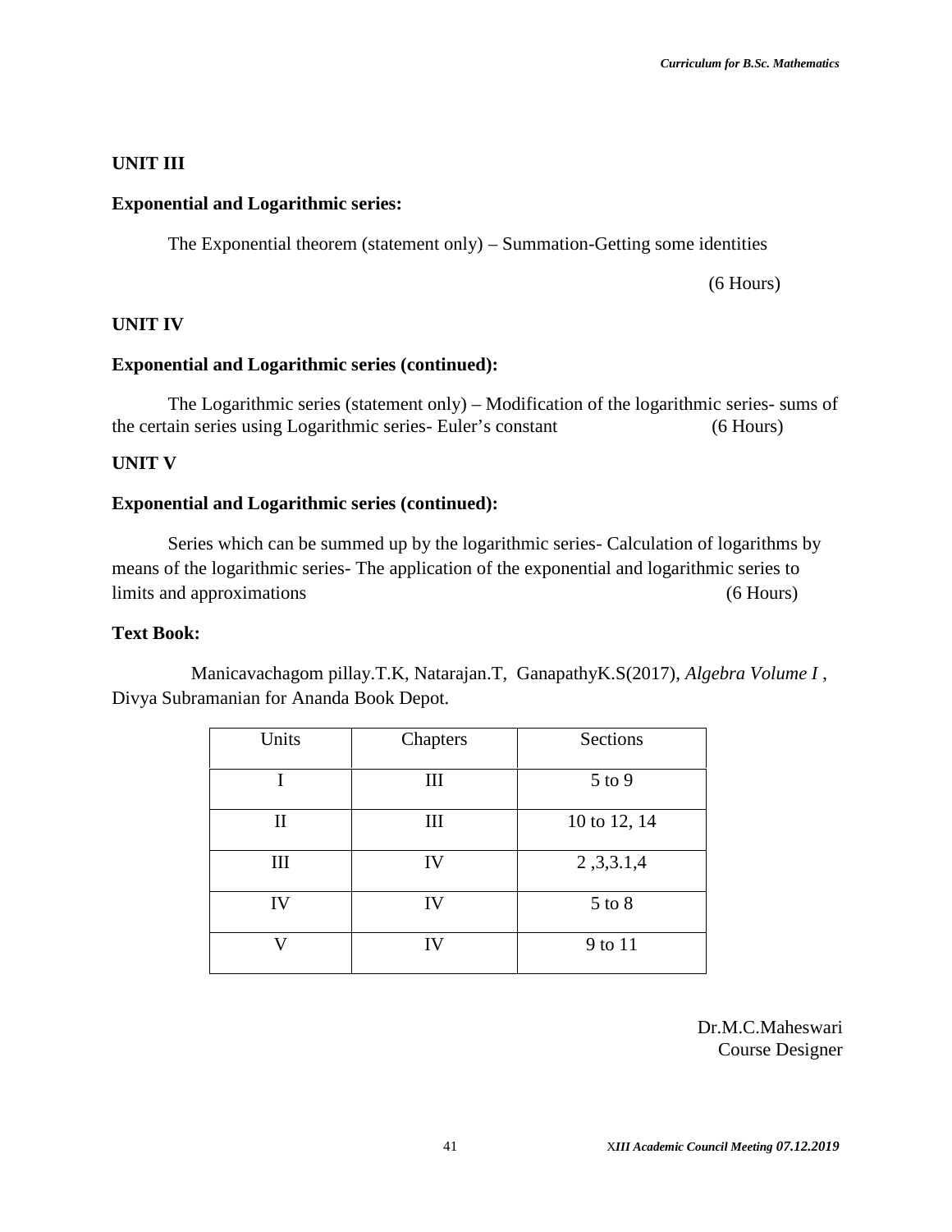**UNIT III**

**Exponential and Logarithmic series:**

The Exponential theorem (statement only) – Summation-Getting some identities

(6 Hours)

**UNIT IV**

**Exponential and Logarithmic series (continued):**

The Logarithmic series (statement only) – Modification of the logarithmic series- sums of the certain series using Logarithmic series- Euler's constant (6 Hours)

**UNIT V**

**Exponential and Logarithmic series (continued):**

Series which can be summed up by the logarithmic series- Calculation of logarithms by means of the logarithmic series- The application of the exponential and logarithmic series to limits and approximations (6 Hours)

**Text Book:**

Manicavachagom pillay.T.K, Natarajan.T, GanapathyK.S(2017), *Algebra Volume I* , Divya Subramanian for Ananda Book Depot.

| Units | Chapters | Sections |
|---|---|---|
| I | III | 5 to 9 |
| II | III | 10 to 12, 14 |
| III | IV | 2 ,3,3.1,4 |
| IV | IV | 5 to 8 |
| V | IV | 9 to 11 |

Dr.M.C.Maheswari
Course Designer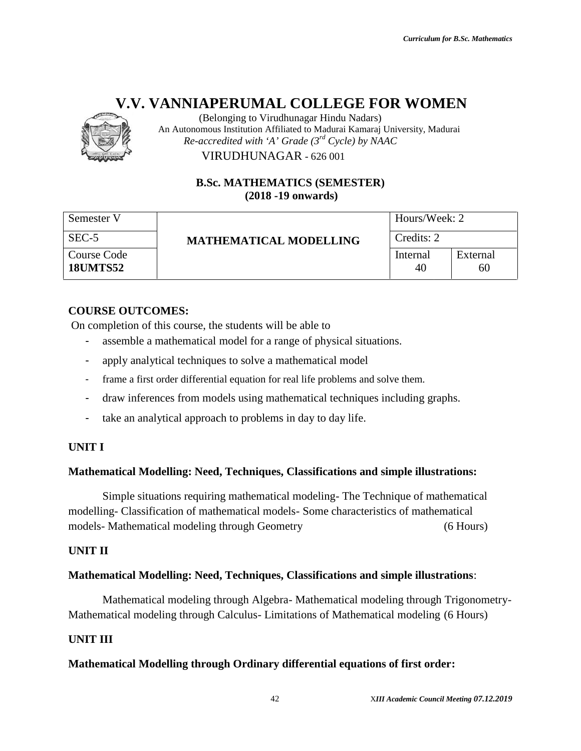# V.V. VANNIAPERUMAL COLLEGE FOR WOMEN

(Belonging to Virudhunagar Hindu Nadars)

An Autonomous Institution Affiliated to Madurai Kamaraj University, Madurai

*Re-accredited with 'A' Grade (3rd Cycle) by NAAC*

VIRUDHUNAGAR - 626 001

**B.Sc. MATHEMATICS (SEMESTER)**
**(2018 -19 onwards)**

| Semester V | **MATHEMATICAL MODELLING** | Hours/Week: 2 | |
|---|---|---|---|
| SEC-5 | | Credits: 2 | |
| Course Code **18UMTS52** | | Internal 40 | External 60 |

**COURSE OUTCOMES:**

On completion of this course, the students will be able to

- assemble a mathematical model for a range of physical situations.
- apply analytical techniques to solve a mathematical model
- frame a first order differential equation for real life problems and solve them.
- draw inferences from models using mathematical techniques including graphs.
- take an analytical approach to problems in day to day life.

**UNIT I**

**Mathematical Modelling: Need, Techniques, Classifications and simple illustrations:**

Simple situations requiring mathematical modeling- The Technique of mathematical modelling- Classification of mathematical models- Some characteristics of mathematical models- Mathematical modeling through Geometry (6 Hours)

**UNIT II**

**Mathematical Modelling: Need, Techniques, Classifications and simple illustrations**:

Mathematical modeling through Algebra- Mathematical modeling through Trigonometry- Mathematical modeling through Calculus- Limitations of Mathematical modeling (6 Hours)

**UNIT III**

**Mathematical Modelling through Ordinary differential equations of first order:**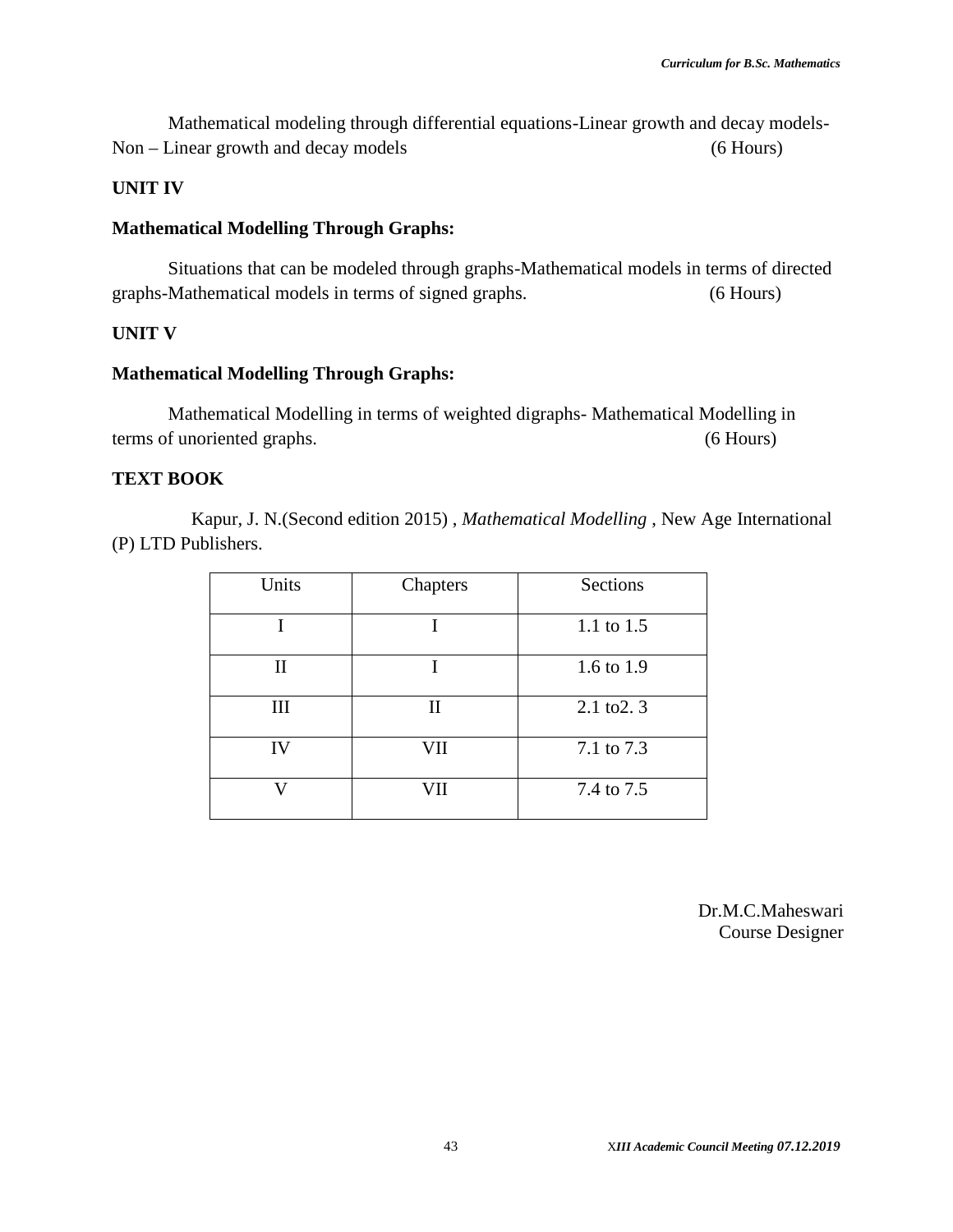Mathematical modeling through differential equations-Linear growth and decay models-Non – Linear growth and decay models (6 Hours)

**UNIT IV**

**Mathematical Modelling Through Graphs:**

Situations that can be modeled through graphs-Mathematical models in terms of directed graphs-Mathematical models in terms of signed graphs. (6 Hours)

**UNIT V**

**Mathematical Modelling Through Graphs:**

Mathematical Modelling in terms of weighted digraphs- Mathematical Modelling in terms of unoriented graphs. (6 Hours)

**TEXT BOOK**

Kapur, J. N.(Second edition 2015) , *Mathematical Modelling* , New Age International (P) LTD Publishers.

| Units | Chapters | Sections |
|---|---|---|
| I | I | 1.1 to 1.5 |
| II | I | 1.6 to 1.9 |
| III | II | 2.1 to2. 3 |
| IV | VII | 7.1 to 7.3 |
| V | VII | 7.4 to 7.5 |

Dr.M.C.Maheswari
Course Designer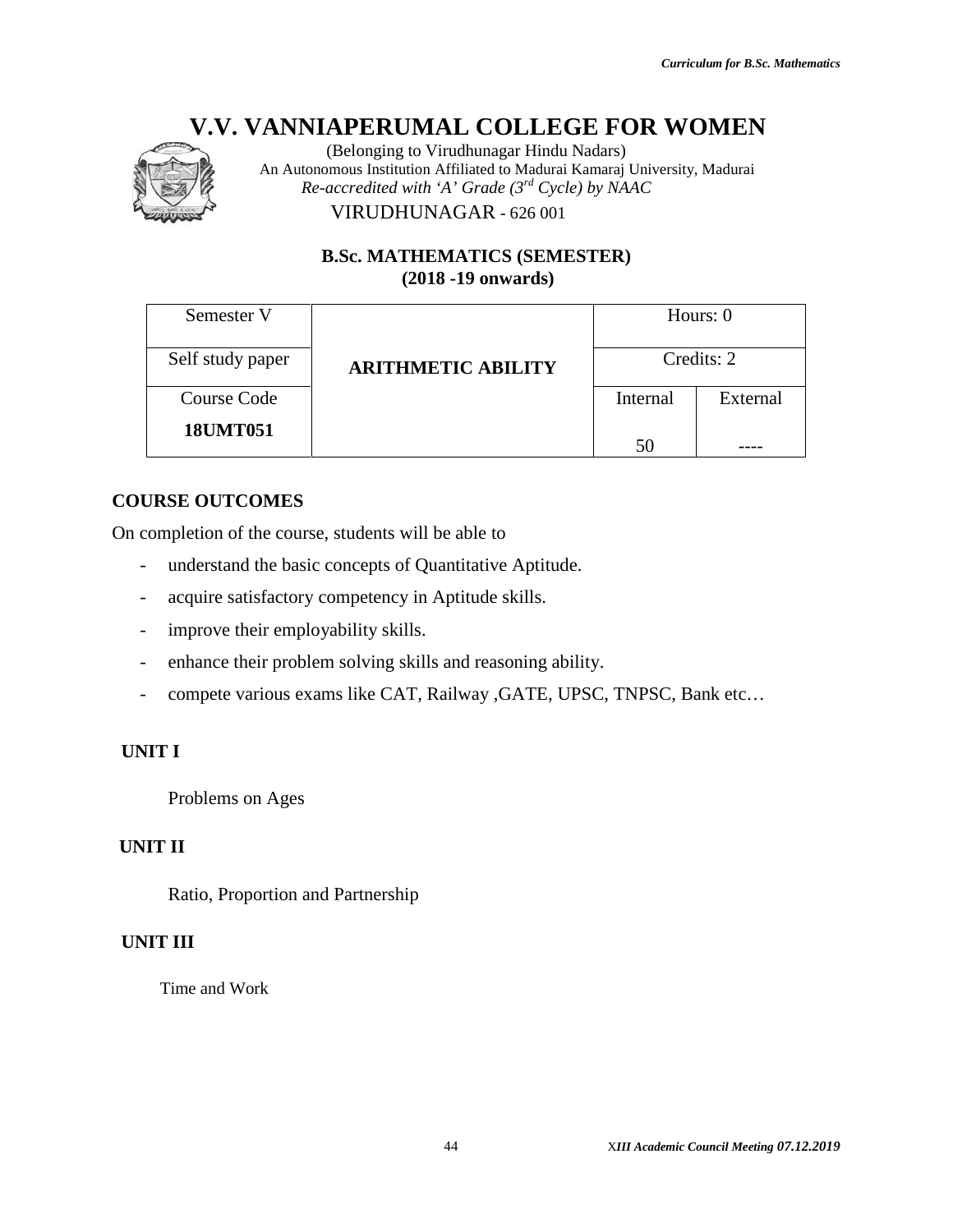# V.V. VANNIAPERUMAL COLLEGE FOR WOMEN

(Belonging to Virudhunagar Hindu Nadars)
An Autonomous Institution Affiliated to Madurai Kamaraj University, Madurai
*Re-accredited with 'A' Grade (3rd Cycle) by NAAC*
VIRUDHUNAGAR - 626 001

## B.Sc. MATHEMATICS (SEMESTER)
## (2018 -19 onwards)

| Semester V | **ARITHMETIC ABILITY** | Hours: 0 | |
|---|---|---|---|
| Self study paper | | Credits: 2 | |
| Course Code | | Internal | External |
| **18UMT051** | | 50 | ---- |

**COURSE OUTCOMES**

On completion of the course, students will be able to

- understand the basic concepts of Quantitative Aptitude.
- acquire satisfactory competency in Aptitude skills.
- improve their employability skills.
- enhance their problem solving skills and reasoning ability.
- compete various exams like CAT, Railway ,GATE, UPSC, TNPSC, Bank etc…

**UNIT I**

Problems on Ages

**UNIT II**

Ratio, Proportion and Partnership

**UNIT III**

Time and Work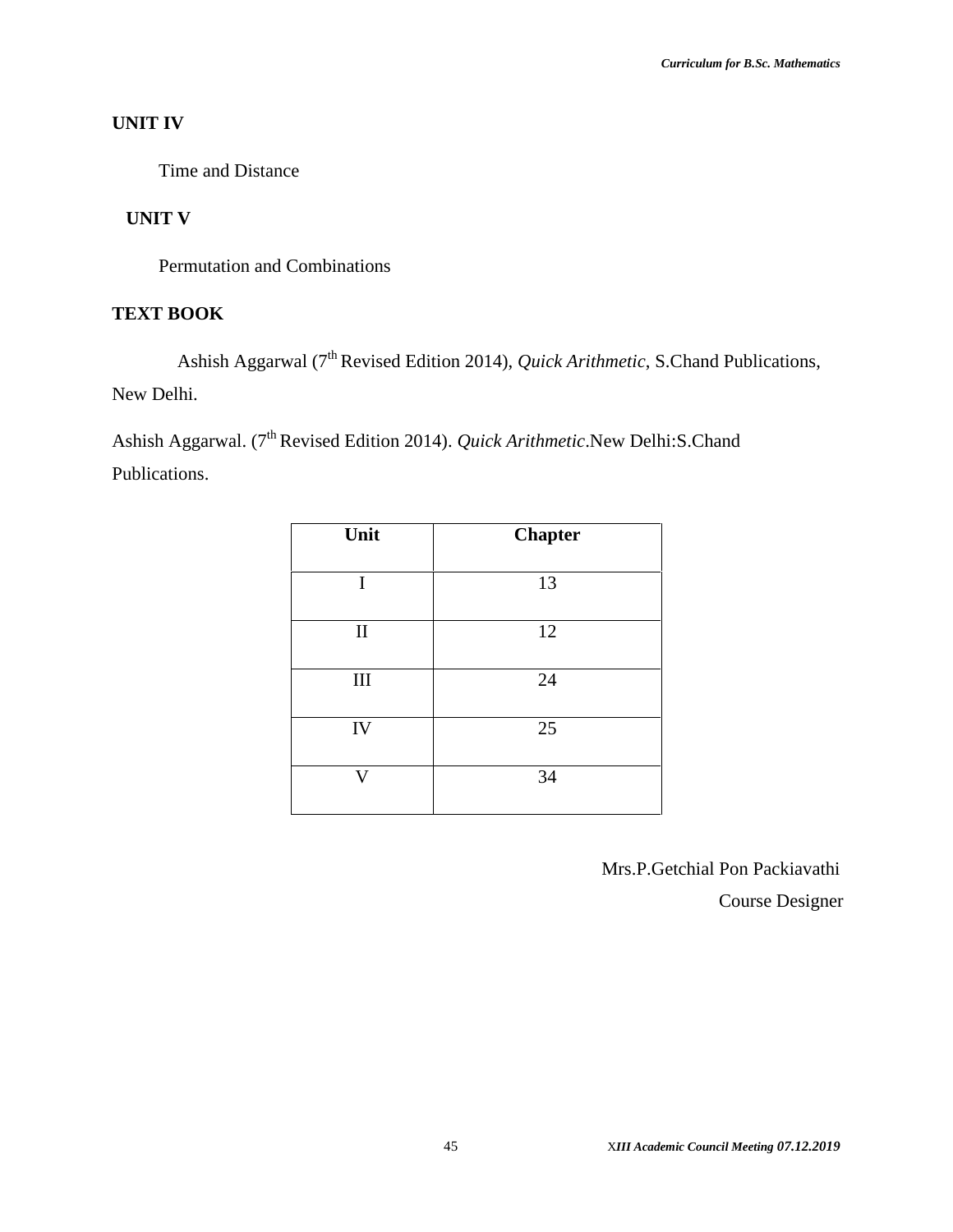## UNIT IV

Time and Distance

## UNIT V

Permutation and Combinations

## TEXT BOOK

Ashish Aggarwal (7th Revised Edition 2014), *Quick Arithmetic*, S.Chand Publications, New Delhi.

Ashish Aggarwal. (7th Revised Edition 2014). *Quick Arithmetic*.New Delhi:S.Chand Publications.

| Unit | Chapter |
|---|---|
| I | 13 |
| II | 12 |
| III | 24 |
| IV | 25 |
| V | 34 |

Mrs.P.Getchial Pon Packiavathi

Course Designer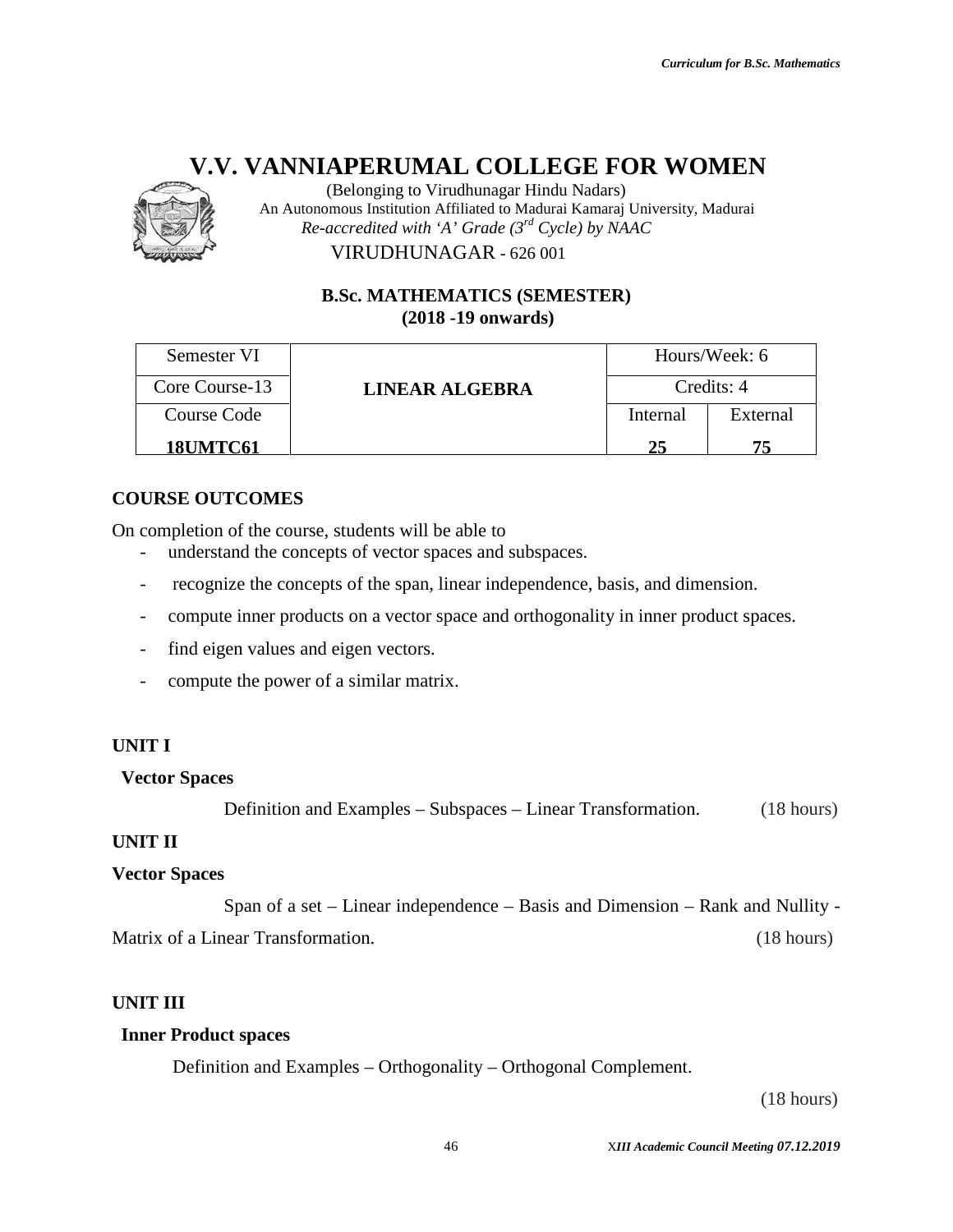# V.V. VANNIAPERUMAL COLLEGE FOR WOMEN

(Belonging to Virudhunagar Hindu Nadars)

An Autonomous Institution Affiliated to Madurai Kamaraj University, Madurai

*Re-accredited with 'A' Grade (3rd Cycle) by NAAC*

VIRUDHUNAGAR - 626 001

## B.Sc. MATHEMATICS (SEMESTER)
## (2018 -19 onwards)

| Semester VI | **LINEAR ALGEBRA** | Hours/Week: 6 | |
|---|---|---|---|
| Core Course-13 | | Credits: 4 | |
| Course Code | | Internal | External |
| **18UMTC61** | | **25** | **75** |

### COURSE OUTCOMES

On completion of the course, students will be able to

- understand the concepts of vector spaces and subspaces.
- recognize the concepts of the span, linear independence, basis, and dimension.
- compute inner products on a vector space and orthogonality in inner product spaces.
- find eigen values and eigen vectors.
- compute the power of a similar matrix.

### UNIT I

**Vector Spaces**

Definition and Examples – Subspaces – Linear Transformation. (18 hours)

### UNIT II

**Vector Spaces**

Span of a set – Linear independence – Basis and Dimension – Rank and Nullity - Matrix of a Linear Transformation. (18 hours)

### UNIT III

**Inner Product spaces**

Definition and Examples – Orthogonality – Orthogonal Complement.

(18 hours)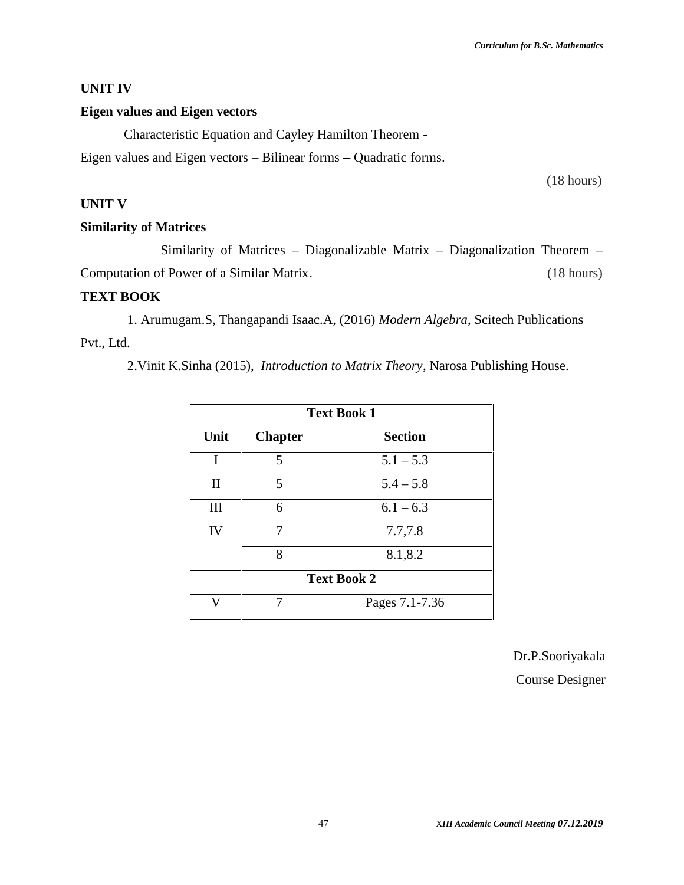**UNIT IV**

**Eigen values and Eigen vectors**

Characteristic Equation and Cayley Hamilton Theorem - Eigen values and Eigen vectors – Bilinear forms – Quadratic forms.

(18 hours)

**UNIT V**

**Similarity of Matrices**

Similarity of Matrices – Diagonalizable Matrix – Diagonalization Theorem – Computation of Power of a Similar Matrix. (18 hours)

**TEXT BOOK**

1. Arumugam.S, Thangapandi Isaac.A, (2016) *Modern Algebra*, Scitech Publications Pvt., Ltd.

2. Vinit K.Sinha (2015), *Introduction to Matrix Theory*, Narosa Publishing House.

| **Text Book 1** | | |
|---|---|---|
| **Unit** | **Chapter** | **Section** |
| I | 5 | 5.1 – 5.3 |
| II | 5 | 5.4 – 5.8 |
| III | 6 | 6.1 – 6.3 |
| IV | 7 | 7.7,7.8 |
| | 8 | 8.1,8.2 |
| **Text Book 2** | | |
| V | 7 | Pages 7.1-7.36 |

Dr.P.Sooriyakala

Course Designer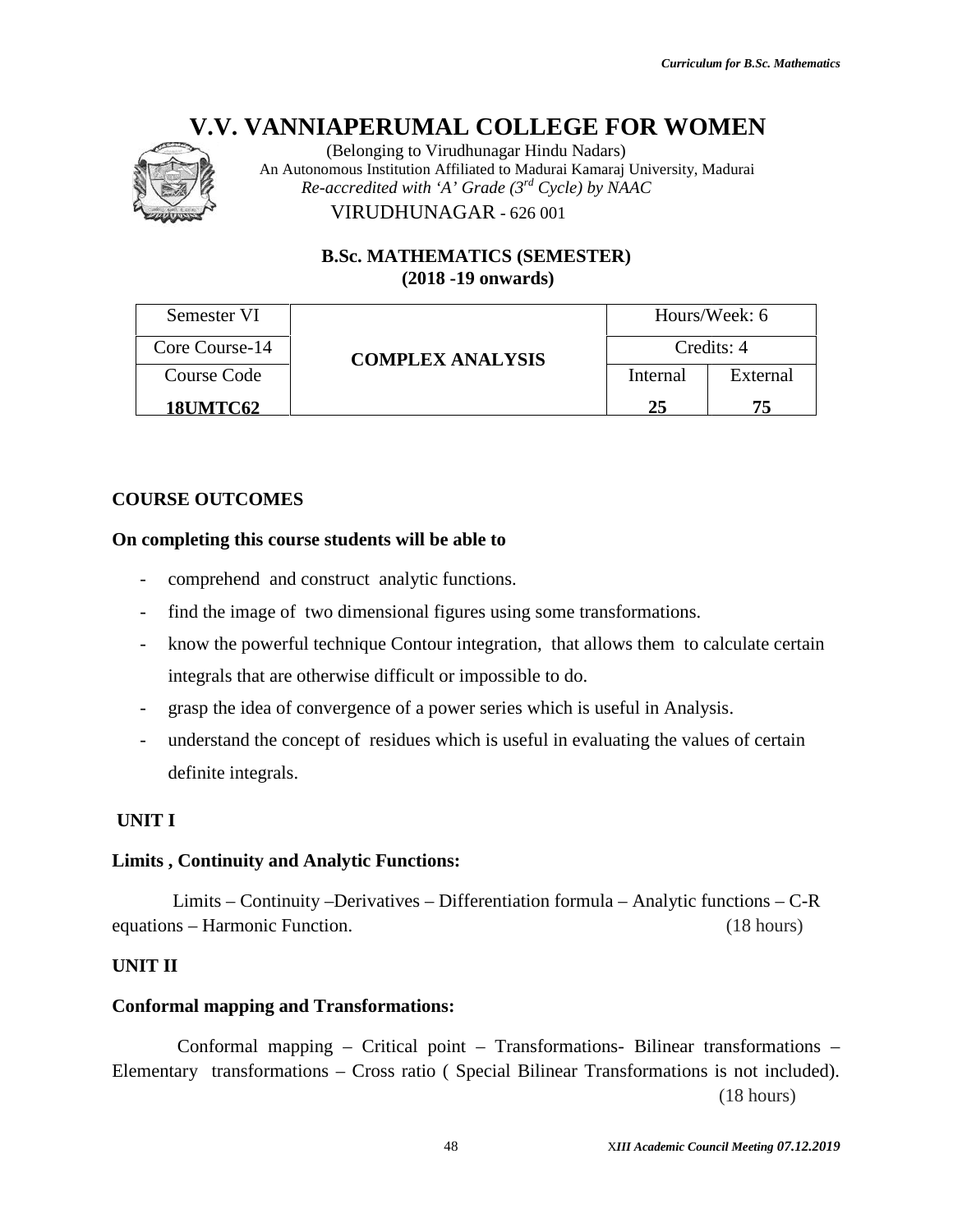# V.V. VANNIAPERUMAL COLLEGE FOR WOMEN

(Belonging to Virudhunagar Hindu Nadars)
An Autonomous Institution Affiliated to Madurai Kamaraj University, Madurai
*Re-accredited with 'A' Grade (3rd Cycle) by NAAC*
VIRUDHUNAGAR - 626 001

**B.Sc. MATHEMATICS (SEMESTER)**
**(2018 -19 onwards)**

| Semester VI | **COMPLEX ANALYSIS** | Hours/Week: 6 | |
|---|---|---|---|
| Core Course-14 | | Credits: 4 | |
| Course Code | | Internal | External |
| **18UMTC62** | | **25** | **75** |

**COURSE OUTCOMES**

**On completing this course students will be able to**

- comprehend and construct analytic functions.
- find the image of two dimensional figures using some transformations.
- know the powerful technique Contour integration, that allows them to calculate certain integrals that are otherwise difficult or impossible to do.
- grasp the idea of convergence of a power series which is useful in Analysis.
- understand the concept of residues which is useful in evaluating the values of certain definite integrals.

**UNIT I**

**Limits , Continuity and Analytic Functions:**

Limits – Continuity –Derivatives – Differentiation formula – Analytic functions – C-R equations – Harmonic Function. (18 hours)

**UNIT II**

**Conformal mapping and Transformations:**

Conformal mapping – Critical point – Transformations- Bilinear transformations – Elementary transformations – Cross ratio ( Special Bilinear Transformations is not included). (18 hours)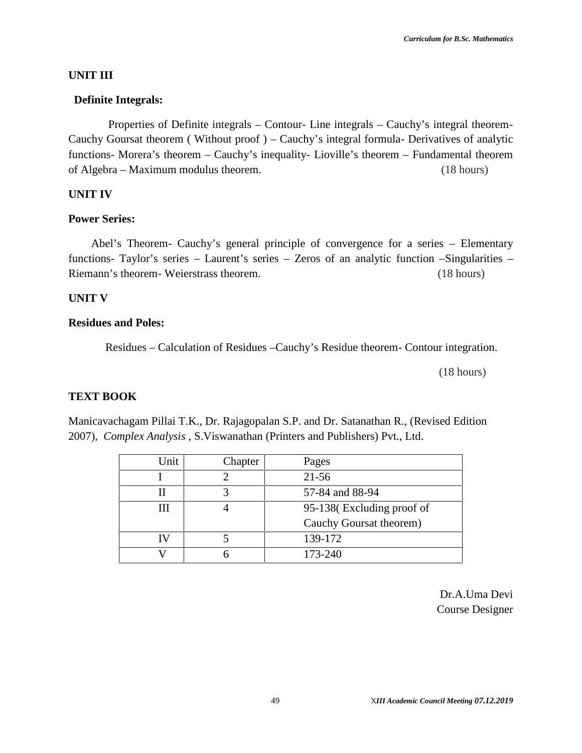**UNIT III**

**Definite Integrals:**

Properties of Definite integrals – Contour- Line integrals – Cauchy's integral theorem- Cauchy Goursat theorem ( Without proof ) – Cauchy's integral formula- Derivatives of analytic functions- Morera's theorem – Cauchy's inequality- Lioville's theorem – Fundamental theorem of Algebra – Maximum modulus theorem. (18 hours)

**UNIT IV**

**Power Series:**

Abel's Theorem- Cauchy's general principle of convergence for a series – Elementary functions- Taylor's series – Laurent's series – Zeros of an analytic function –Singularities – Riemann's theorem- Weierstrass theorem. (18 hours)

**UNIT V**

**Residues and Poles:**

Residues – Calculation of Residues –Cauchy's Residue theorem- Contour integration.

(18 hours)

**TEXT BOOK**

Manicavachagam Pillai T.K., Dr. Rajagopalan S.P. and Dr. Satanathan R., (Revised Edition 2007), *Complex Analysis* , S.Viswanathan (Printers and Publishers) Pvt., Ltd.

| Unit | Chapter | Pages |
|---|---|---|
| I | 2 | 21-56 |
| II | 3 | 57-84 and 88-94 |
| III | 4 | 95-138( Excluding proof of Cauchy Goursat theorem) |
| IV | 5 | 139-172 |
| V | 6 | 173-240 |

Dr.A.Uma Devi
Course Designer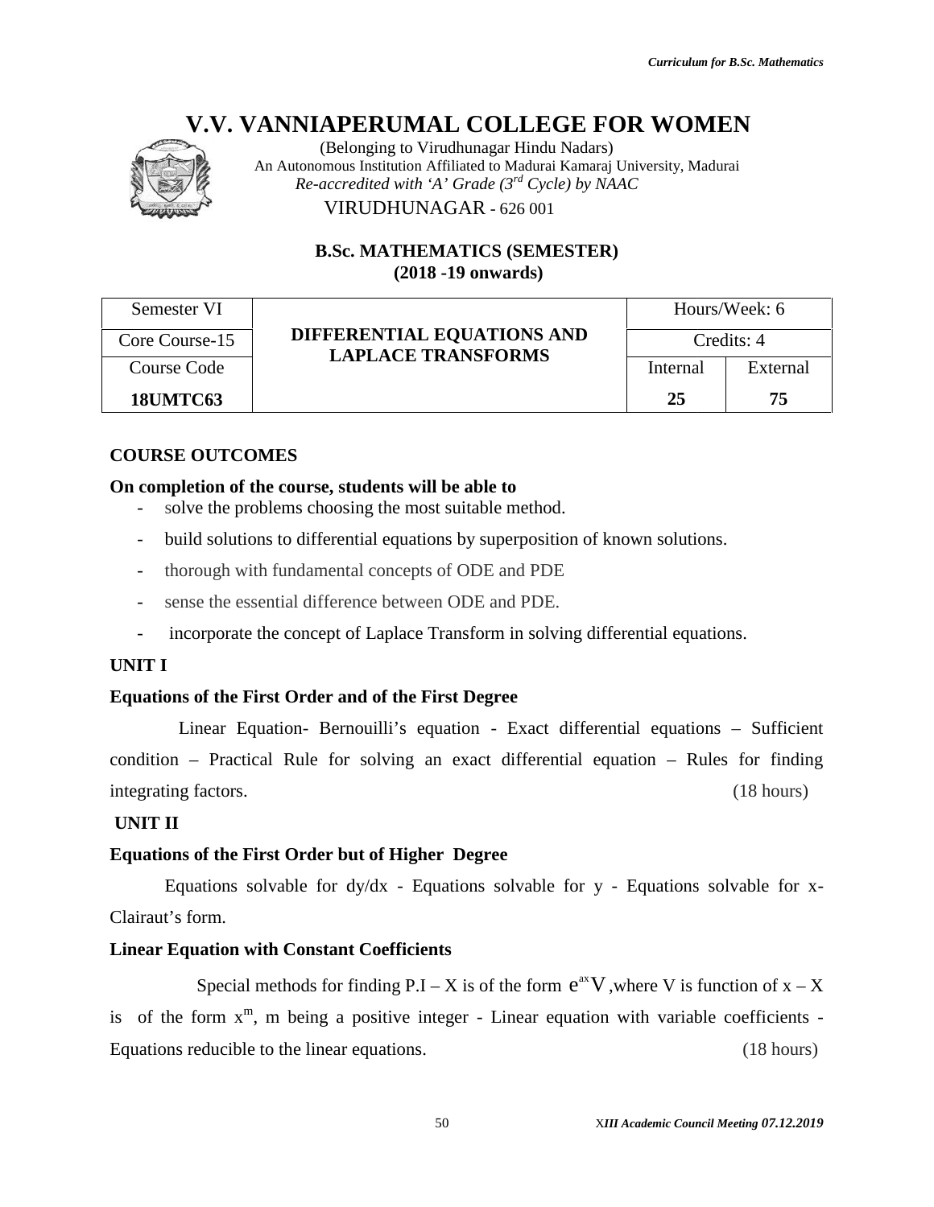# V.V. VANNIAPERUMAL COLLEGE FOR WOMEN

(Belonging to Virudhunagar Hindu Nadars)
An Autonomous Institution Affiliated to Madurai Kamaraj University, Madurai
*Re-accredited with 'A' Grade (3rd Cycle) by NAAC*
VIRUDHUNAGAR - 626 001

## B.Sc. MATHEMATICS (SEMESTER)
## (2018 -19 onwards)

| Semester VI | DIFFERENTIAL EQUATIONS AND LAPLACE TRANSFORMS | Hours/Week: 6 | |
|---|---|---|---|
| Core Course-15 | | Credits: 4 | |
| Course Code | | Internal | External |
| **18UMTC63** | | **25** | **75** |

### COURSE OUTCOMES

**On completion of the course, students will be able to**

- solve the problems choosing the most suitable method.
- build solutions to differential equations by superposition of known solutions.
- thorough with fundamental concepts of ODE and PDE
- sense the essential difference between ODE and PDE.
- incorporate the concept of Laplace Transform in solving differential equations.

### UNIT I

**Equations of the First Order and of the First Degree**

Linear Equation- Bernouilli's equation - Exact differential equations – Sufficient condition – Practical Rule for solving an exact differential equation – Rules for finding integrating factors. (18 hours)

### UNIT II

**Equations of the First Order but of Higher Degree**

Equations solvable for dy/dx - Equations solvable for y - Equations solvable for x- Clairaut's form.

**Linear Equation with Constant Coefficients**

Special methods for finding P.I – X is of the form $e^{ax}V$, where V is function of x – X is of the form $x^m$, m being a positive integer - Linear equation with variable coefficients - Equations reducible to the linear equations. (18 hours)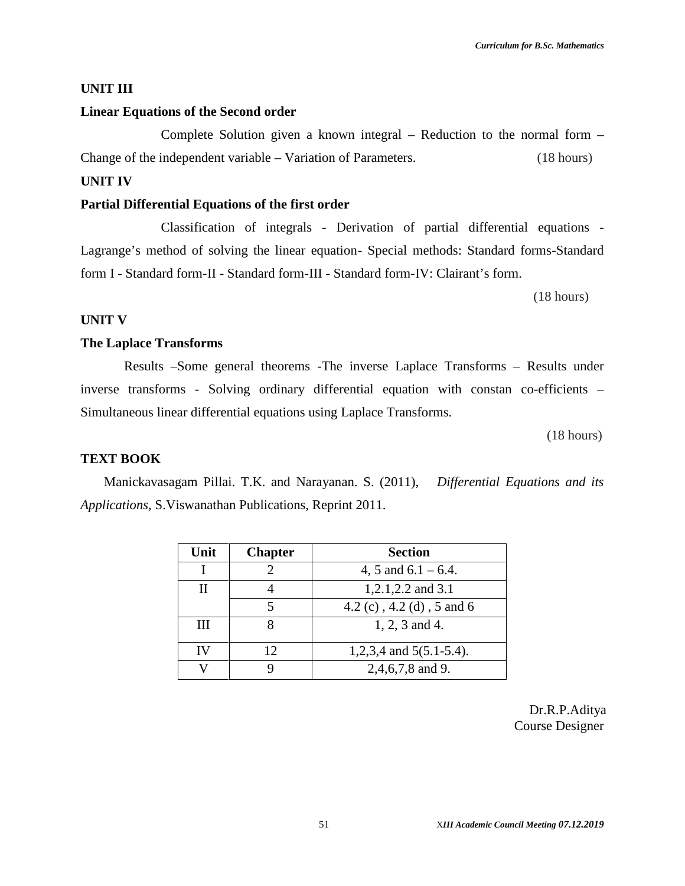**UNIT III**

**Linear Equations of the Second order**

Complete Solution given a known integral – Reduction to the normal form – Change of the independent variable – Variation of Parameters. (18 hours)

**UNIT IV**

**Partial Differential Equations of the first order**

Classification of integrals - Derivation of partial differential equations - Lagrange's method of solving the linear equation- Special methods: Standard forms-Standard form I - Standard form-II - Standard form-III - Standard form-IV: Clairant's form.

(18 hours)

**UNIT V**

**The Laplace Transforms**

Results –Some general theorems -The inverse Laplace Transforms – Results under inverse transforms - Solving ordinary differential equation with constan co-efficients – Simultaneous linear differential equations using Laplace Transforms.

(18 hours)

**TEXT BOOK**

Manickavasagam Pillai. T.K. and Narayanan. S. (2011), *Differential Equations and its Applications*, S.Viswanathan Publications, Reprint 2011.

| Unit | Chapter | Section |
|---|---|---|
| I | 2 | 4, 5 and 6.1 – 6.4. |
| II | 4 | 1,2.1,2.2 and 3.1 |
| | 5 | 4.2 (c) , 4.2 (d) , 5 and 6 |
| III | 8 | 1, 2, 3 and 4. |
| IV | 12 | 1,2,3,4 and 5(5.1-5.4). |
| V | 9 | 2,4,6,7,8 and 9. |

Dr.R.P.Aditya
Course Designer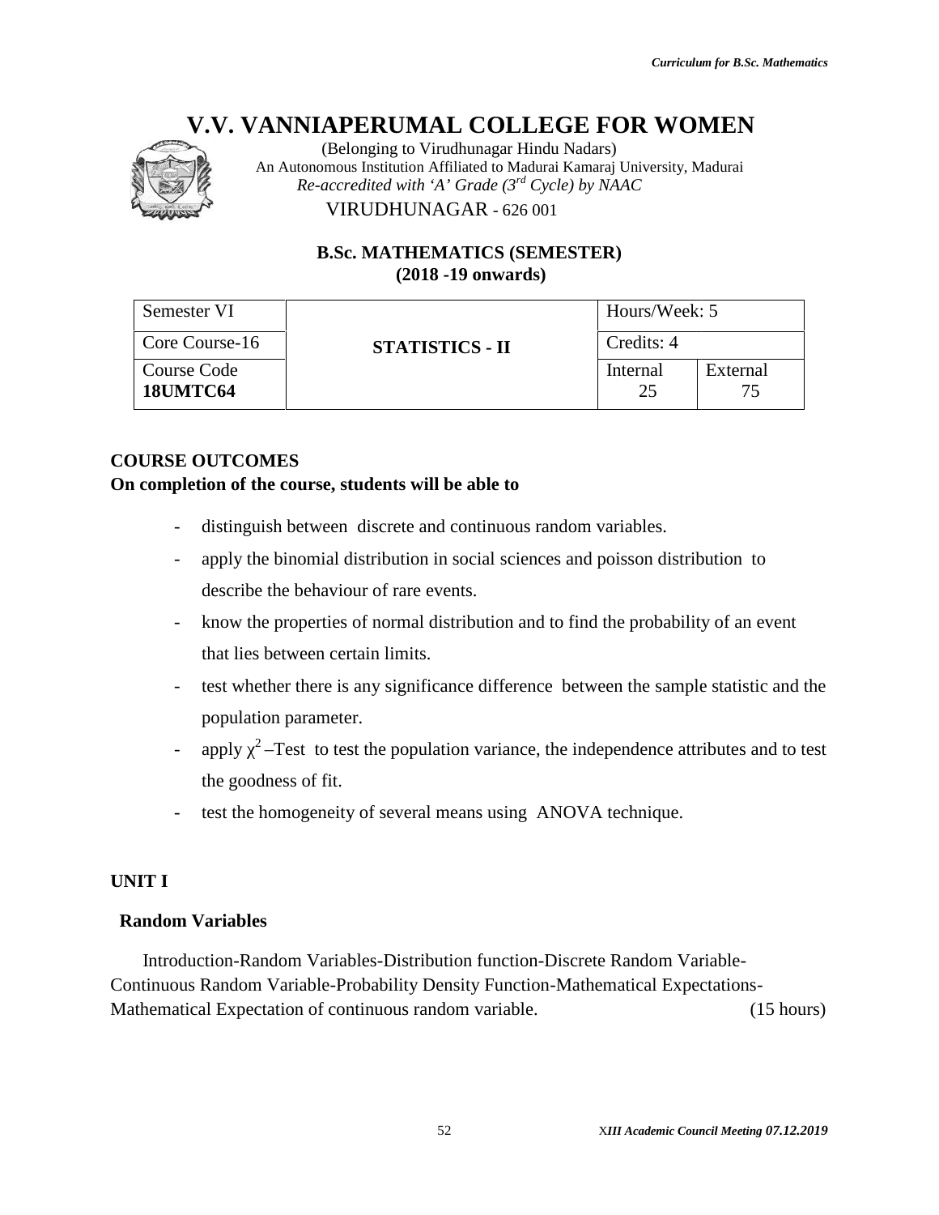# V.V. VANNIAPERUMAL COLLEGE FOR WOMEN

(Belonging to Virudhunagar Hindu Nadars)
An Autonomous Institution Affiliated to Madurai Kamaraj University, Madurai
*Re-accredited with 'A' Grade (3rd Cycle) by NAAC*
VIRUDHUNAGAR - 626 001

**B.Sc. MATHEMATICS (SEMESTER)**
**(2018 -19 onwards)**

| Semester VI | STATISTICS - II | Hours/Week: 5 | |
|---|---|---|---|
| Core Course-16 | | Credits: 4 | |
| Course Code **18UMTC64** | | Internal 25 | External 75 |

**COURSE OUTCOMES**
**On completion of the course, students will be able to**

- distinguish between discrete and continuous random variables.
- apply the binomial distribution in social sciences and poisson distribution to describe the behaviour of rare events.
- know the properties of normal distribution and to find the probability of an event that lies between certain limits.
- test whether there is any significance difference between the sample statistic and the population parameter.
- apply $\chi^2$ –Test to test the population variance, the independence attributes and to test the goodness of fit.
- test the homogeneity of several means using ANOVA technique.

**UNIT I**

**Random Variables**

Introduction-Random Variables-Distribution function-Discrete Random Variable-Continuous Random Variable-Probability Density Function-Mathematical Expectations-Mathematical Expectation of continuous random variable. (15 hours)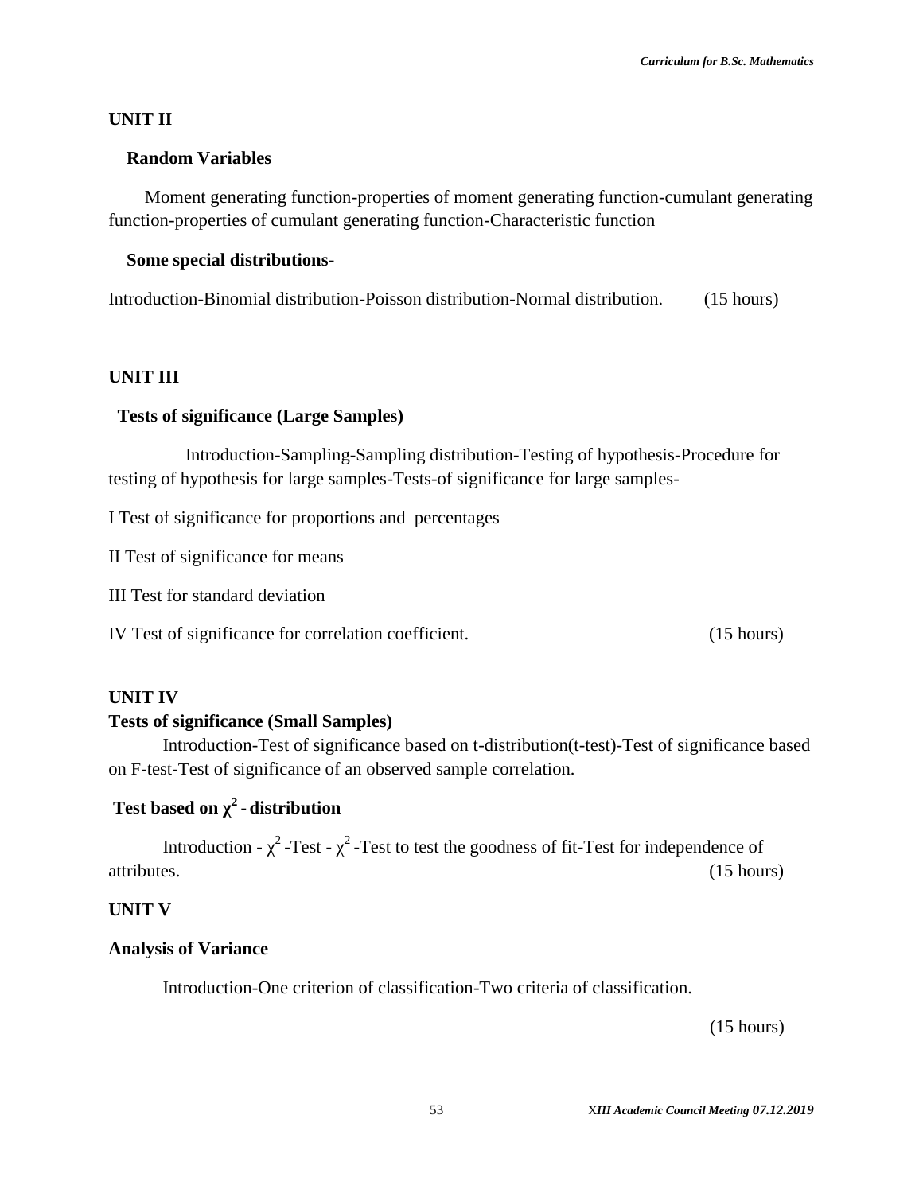## UNIT II

### Random Variables

Moment generating function-properties of moment generating function-cumulant generating function-properties of cumulant generating function-Characteristic function

### Some special distributions-

Introduction-Binomial distribution-Poisson distribution-Normal distribution. (15 hours)

## UNIT III

### Tests of significance (Large Samples)

Introduction-Sampling-Sampling distribution-Testing of hypothesis-Procedure for testing of hypothesis for large samples-Tests-of significance for large samples-

I Test of significance for proportions and percentages

II Test of significance for means

III Test for standard deviation

IV Test of significance for correlation coefficient. (15 hours)

## UNIT IV

### Tests of significance (Small Samples)

Introduction-Test of significance based on t-distribution(t-test)-Test of significance based on F-test-Test of significance of an observed sample correlation.

### Test based on $\chi^2$ - distribution

Introduction - $\chi^2$ -Test - $\chi^2$ -Test to test the goodness of fit-Test for independence of attributes. (15 hours)

## UNIT V

### Analysis of Variance

Introduction-One criterion of classification-Two criteria of classification.

(15 hours)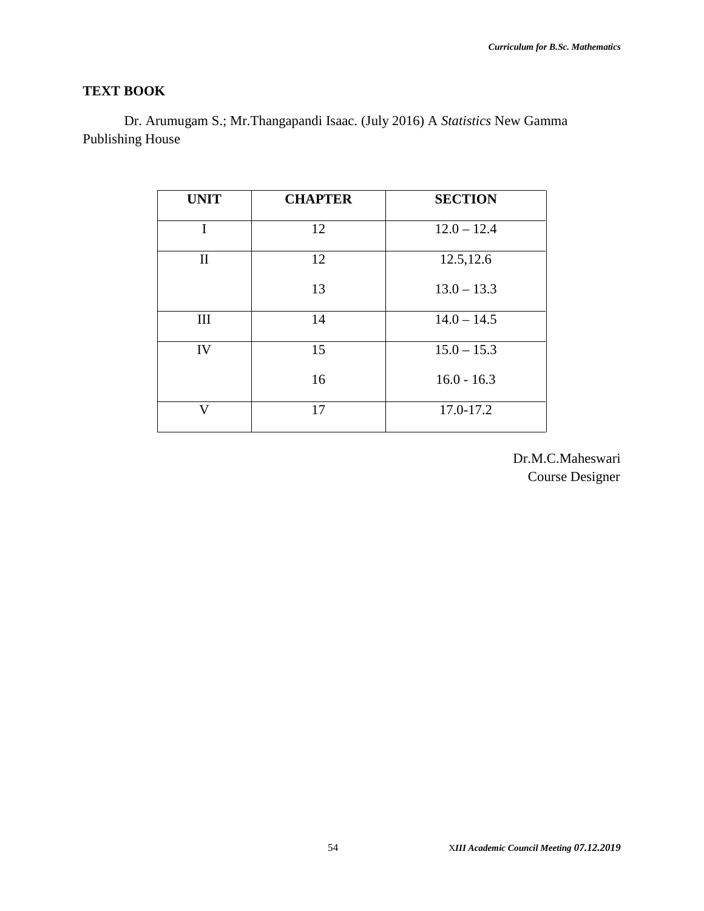**TEXT BOOK**

Dr. Arumugam S.; Mr.Thangapandi Isaac. (July 2016) A *Statistics* New Gamma Publishing House

| UNIT | CHAPTER | SECTION |
|---|---|---|
| I | 12 | 12.0 – 12.4 |
| II | 12<br>13 | 12.5,12.6<br>13.0 – 13.3 |
| III | 14 | 14.0 – 14.5 |
| IV | 15<br>16 | 15.0 – 15.3<br>16.0 - 16.3 |
| V | 17 | 17.0-17.2 |

Dr.M.C.Maheswari
Course Designer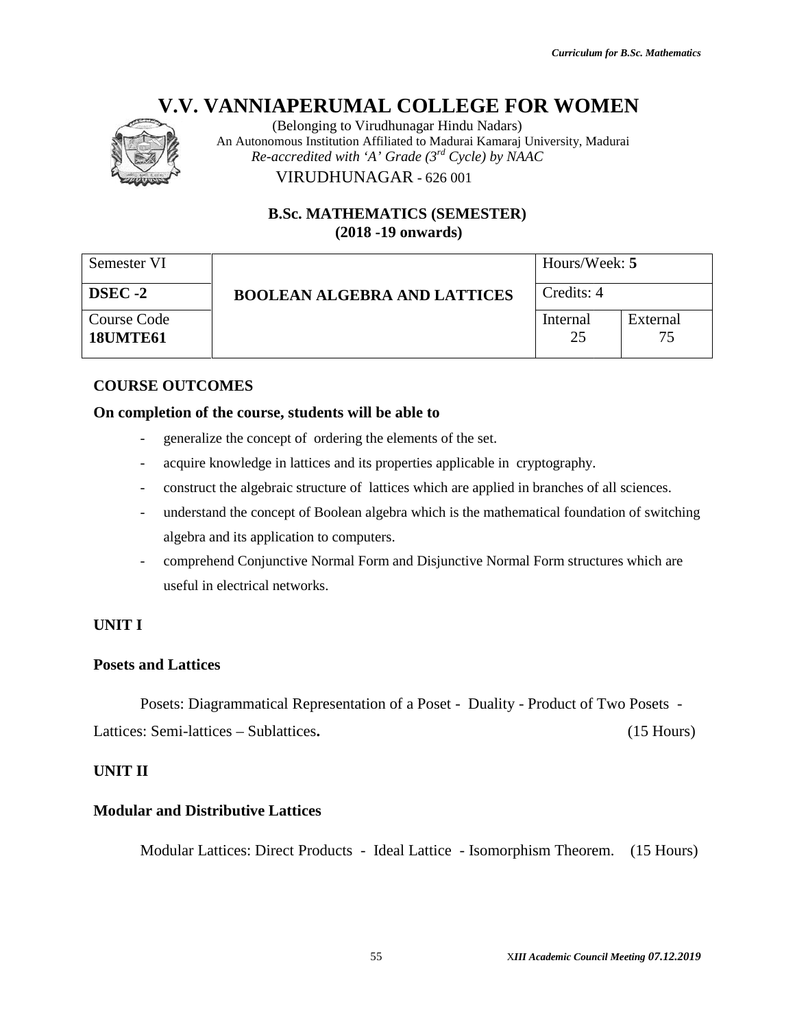# V.V. VANNIAPERUMAL COLLEGE FOR WOMEN

(Belonging to Virudhunagar Hindu Nadars)
An Autonomous Institution Affiliated to Madurai Kamaraj University, Madurai
*Re-accredited with 'A' Grade (3rd Cycle) by NAAC*
VIRUDHUNAGAR - 626 001

**B.Sc. MATHEMATICS (SEMESTER)**
**(2018 -19 onwards)**

| Semester VI | **BOOLEAN ALGEBRA AND LATTICES** | Hours/Week: **5** | |
|---|---|---|---|
| **DSEC -2** | | Credits: 4 | |
| Course Code **18UMTE61** | | Internal 25 | External 75 |

**COURSE OUTCOMES**

**On completion of the course, students will be able to**

- generalize the concept of ordering the elements of the set.
- acquire knowledge in lattices and its properties applicable in cryptography.
- construct the algebraic structure of lattices which are applied in branches of all sciences.
- understand the concept of Boolean algebra which is the mathematical foundation of switching algebra and its application to computers.
- comprehend Conjunctive Normal Form and Disjunctive Normal Form structures which are useful in electrical networks.

**UNIT I**

**Posets and Lattices**

Posets: Diagrammatical Representation of a Poset - Duality - Product of Two Posets - Lattices: Semi-lattices – Sublattices**.** (15 Hours)

**UNIT II**

**Modular and Distributive Lattices**

Modular Lattices: Direct Products - Ideal Lattice - Isomorphism Theorem. (15 Hours)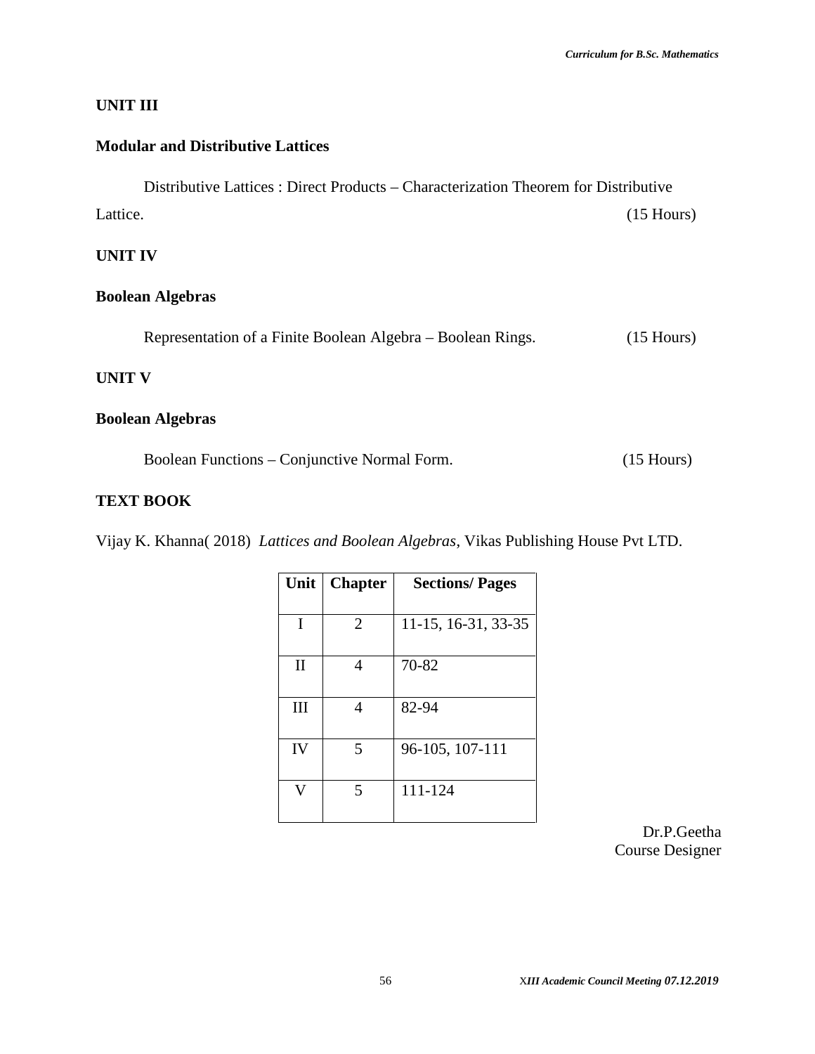**UNIT III**

**Modular and Distributive Lattices**

Distributive Lattices : Direct Products – Characterization Theorem for Distributive Lattice. (15 Hours)

**UNIT IV**

**Boolean Algebras**

Representation of a Finite Boolean Algebra – Boolean Rings. (15 Hours)

**UNIT V**

**Boolean Algebras**

Boolean Functions – Conjunctive Normal Form. (15 Hours)

**TEXT BOOK**

Vijay K. Khanna( 2018) *Lattices and Boolean Algebras*, Vikas Publishing House Pvt LTD.

| Unit | Chapter | Sections/ Pages |
|---|---|---|
| I | 2 | 11-15, 16-31, 33-35 |
| II | 4 | 70-82 |
| III | 4 | 82-94 |
| IV | 5 | 96-105, 107-111 |
| V | 5 | 111-124 |

Dr.P.Geetha
Course Designer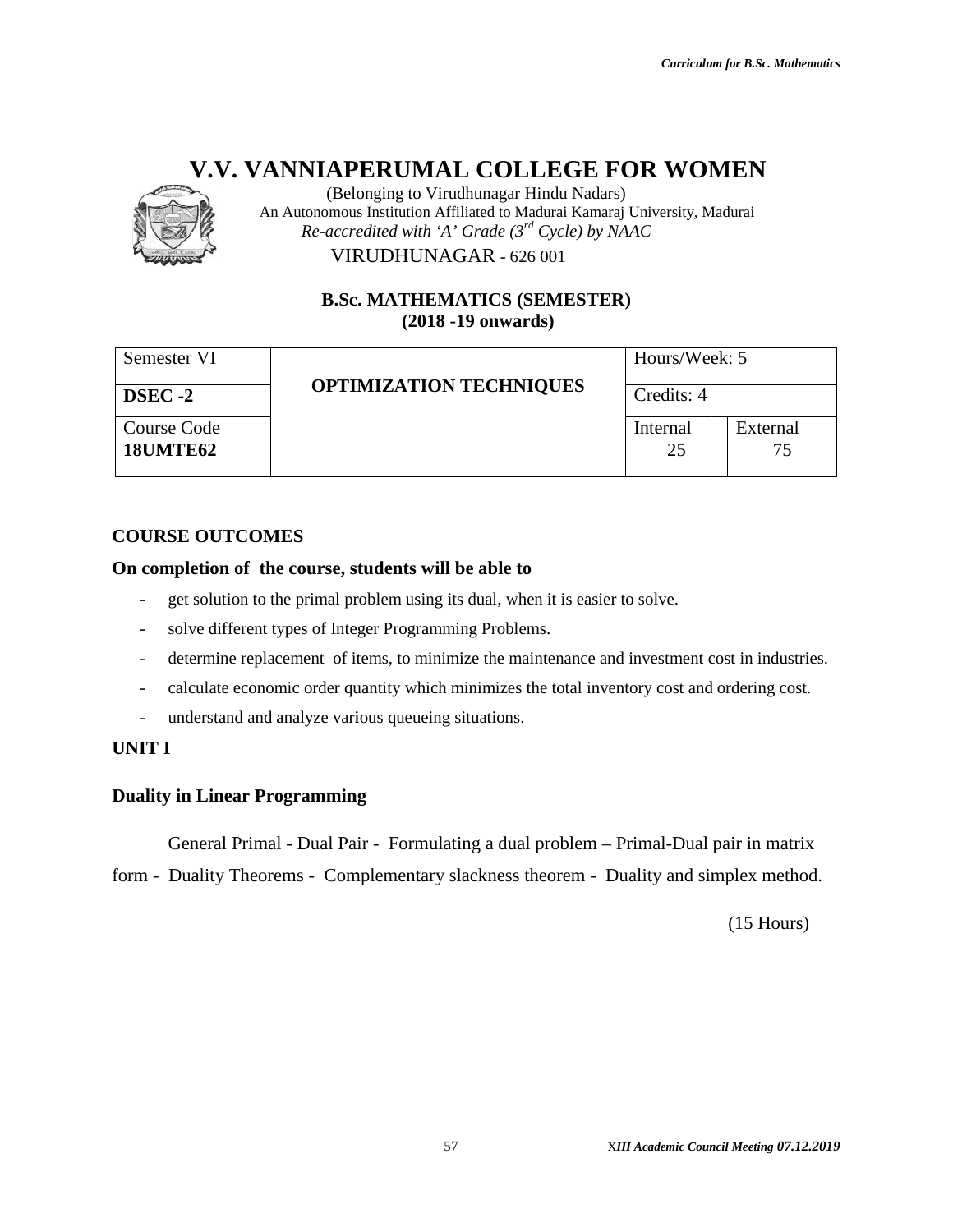# V.V. VANNIAPERUMAL COLLEGE FOR WOMEN

(Belonging to Virudhunagar Hindu Nadars)
An Autonomous Institution Affiliated to Madurai Kamaraj University, Madurai
*Re-accredited with 'A' Grade (3rd Cycle) by NAAC*
VIRUDHUNAGAR - 626 001

**B.Sc. MATHEMATICS (SEMESTER)**
**(2018 -19 onwards)**

| Semester VI | **OPTIMIZATION TECHNIQUES** | Hours/Week: 5 | |
|---|---|---|---|
| **DSEC -2** | | Credits: 4 | |
| Course Code **18UMTE62** | | Internal 25 | External 75 |

## COURSE OUTCOMES

**On completion of the course, students will be able to**

- get solution to the primal problem using its dual, when it is easier to solve.
- solve different types of Integer Programming Problems.
- determine replacement of items, to minimize the maintenance and investment cost in industries.
- calculate economic order quantity which minimizes the total inventory cost and ordering cost.
- understand and analyze various queueing situations.

## UNIT I

### Duality in Linear Programming

General Primal - Dual Pair - Formulating a dual problem – Primal-Dual pair in matrix form - Duality Theorems - Complementary slackness theorem - Duality and simplex method.

(15 Hours)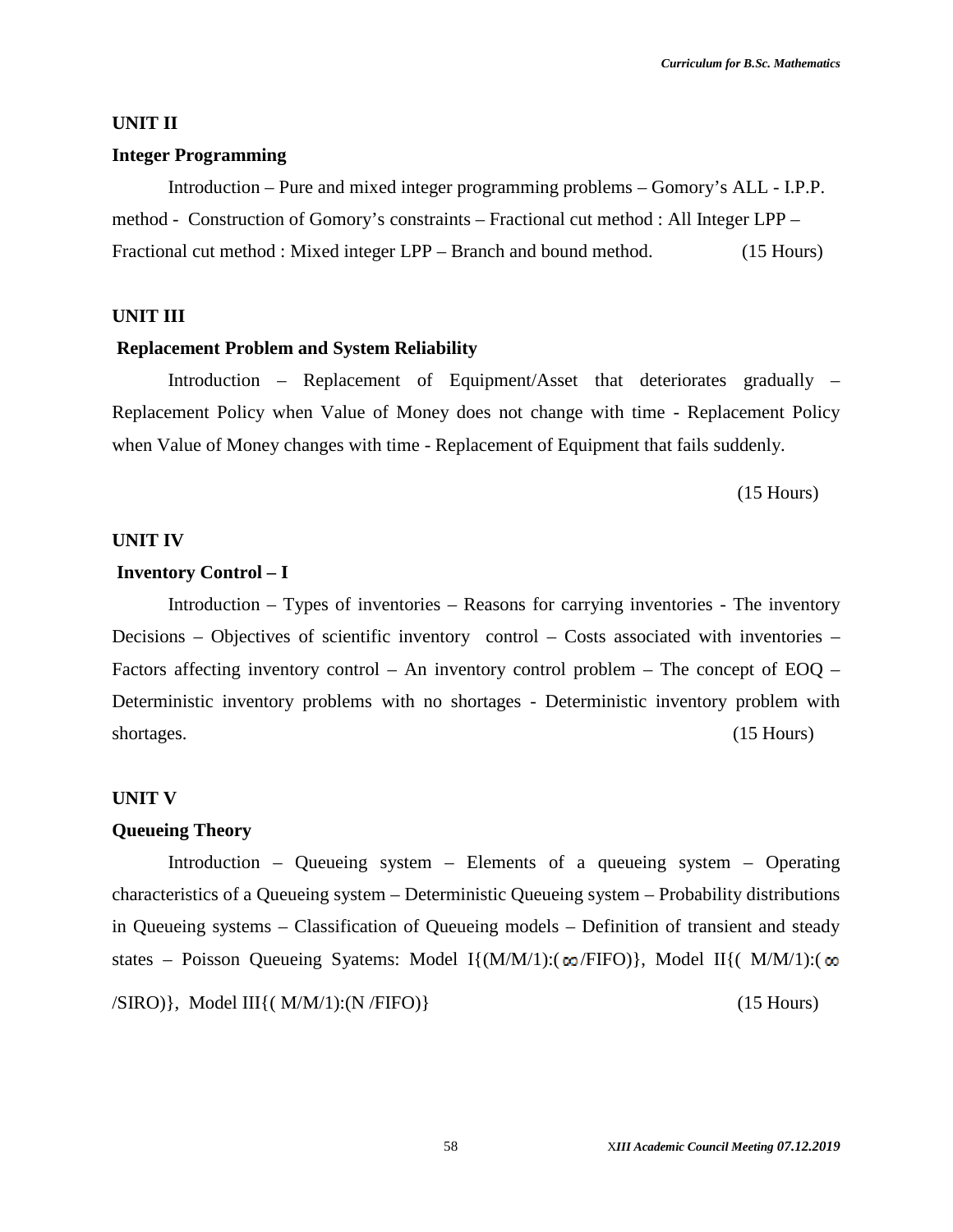**UNIT II**

**Integer Programming**

Introduction – Pure and mixed integer programming problems – Gomory's ALL - I.P.P. method - Construction of Gomory's constraints – Fractional cut method : All Integer LPP – Fractional cut method : Mixed integer LPP – Branch and bound method. (15 Hours)

**UNIT III**

**Replacement Problem and System Reliability**

Introduction – Replacement of Equipment/Asset that deteriorates gradually – Replacement Policy when Value of Money does not change with time - Replacement Policy when Value of Money changes with time - Replacement of Equipment that fails suddenly.

(15 Hours)

**UNIT IV**

**Inventory Control – I**

Introduction – Types of inventories – Reasons for carrying inventories - The inventory Decisions – Objectives of scientific inventory control – Costs associated with inventories – Factors affecting inventory control – An inventory control problem – The concept of EOQ – Deterministic inventory problems with no shortages - Deterministic inventory problem with shortages. (15 Hours)

**UNIT V**

**Queueing Theory**

Introduction – Queueing system – Elements of a queueing system – Operating characteristics of a Queueing system – Deterministic Queueing system – Probability distributions in Queueing systems – Classification of Queueing models – Definition of transient and steady states – Poisson Queueing Syatems: Model I{(M/M/1):($\infty$/FIFO)}, Model II{( M/M/1):($\infty$/SIRO)}, Model III{( M/M/1):(N /FIFO)} (15 Hours)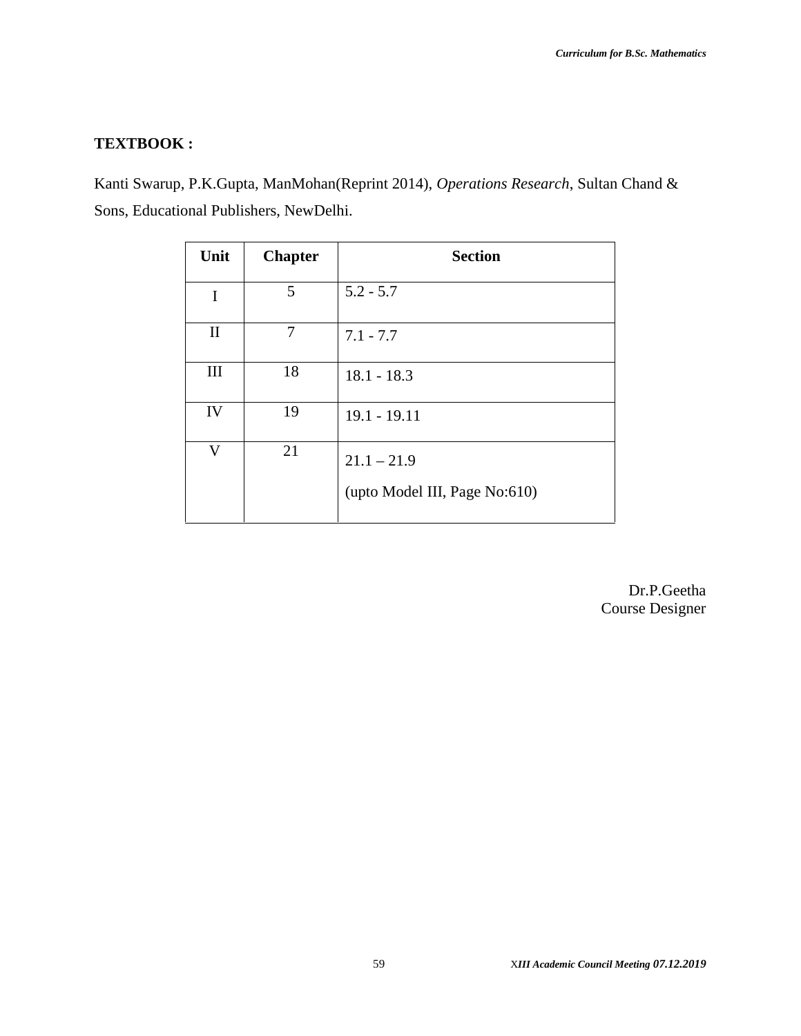**TEXTBOOK :**

Kanti Swarup, P.K.Gupta, ManMohan(Reprint 2014), *Operations Research*, Sultan Chand & Sons, Educational Publishers, NewDelhi.

| Unit | Chapter | Section |
|---|---|---|
| I | 5 | 5.2 - 5.7 |
| II | 7 | 7.1 - 7.7 |
| III | 18 | 18.1 - 18.3 |
| IV | 19 | 19.1 - 19.11 |
| V | 21 | 21.1 – 21.9 (upto Model III, Page No:610) |

Dr.P.Geetha
Course Designer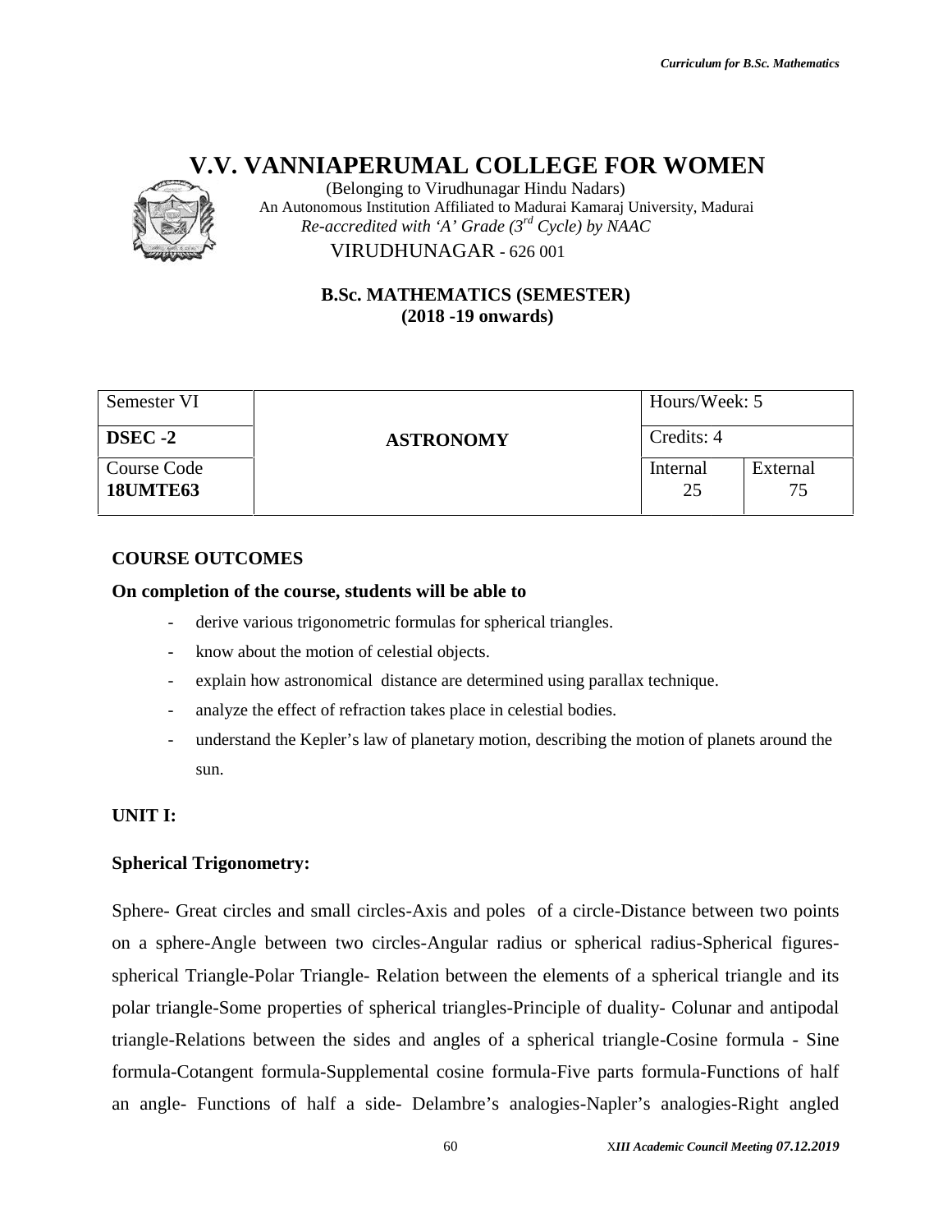# V.V. VANNIAPERUMAL COLLEGE FOR WOMEN

(Belonging to Virudhunagar Hindu Nadars)
An Autonomous Institution Affiliated to Madurai Kamaraj University, Madurai
*Re-accredited with 'A' Grade (3rd Cycle) by NAAC*
VIRUDHUNAGAR - 626 001

**B.Sc. MATHEMATICS (SEMESTER)**
**(2018 -19 onwards)**

| Semester VI | ASTRONOMY | Hours/Week: 5 | |
|---|---|---|---|
| **DSEC -2** | | Credits: 4 | |
| Course Code **18UMTE63** | | Internal 25 | External 75 |

**COURSE OUTCOMES**

**On completion of the course, students will be able to**

- derive various trigonometric formulas for spherical triangles.
- know about the motion of celestial objects.
- explain how astronomical distance are determined using parallax technique.
- analyze the effect of refraction takes place in celestial bodies.
- understand the Kepler's law of planetary motion, describing the motion of planets around the sun.

**UNIT I:**

**Spherical Trigonometry:**

Sphere- Great circles and small circles-Axis and poles of a circle-Distance between two points on a sphere-Angle between two circles-Angular radius or spherical radius-Spherical figures-spherical Triangle-Polar Triangle- Relation between the elements of a spherical triangle and its polar triangle-Some properties of spherical triangles-Principle of duality- Colunar and antipodal triangle-Relations between the sides and angles of a spherical triangle-Cosine formula - Sine formula-Cotangent formula-Supplemental cosine formula-Five parts formula-Functions of half an angle- Functions of half a side- Delambre's analogies-Napler's analogies-Right angled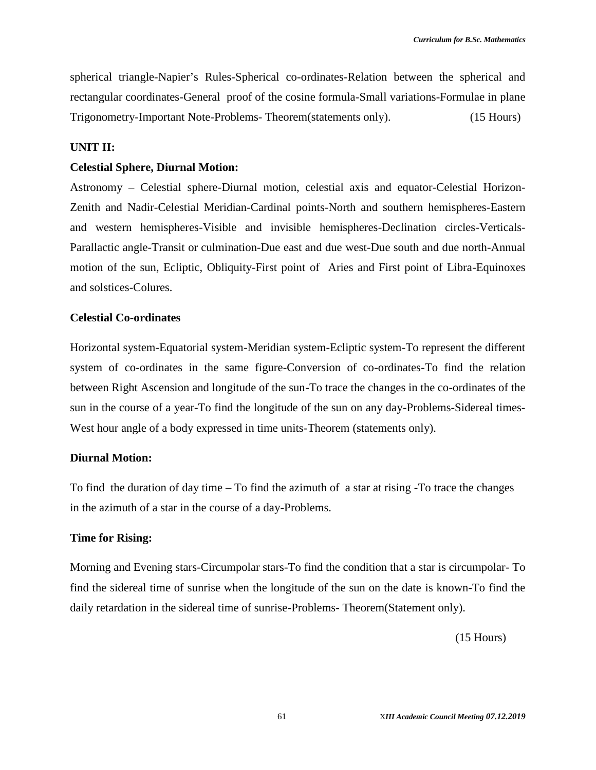spherical triangle-Napier's Rules-Spherical co-ordinates-Relation between the spherical and rectangular coordinates-General proof of the cosine formula-Small variations-Formulae in plane Trigonometry-Important Note-Problems- Theorem(statements only). (15 Hours)

**UNIT II:**

**Celestial Sphere, Diurnal Motion:**

Astronomy – Celestial sphere-Diurnal motion, celestial axis and equator-Celestial Horizon-Zenith and Nadir-Celestial Meridian-Cardinal points-North and southern hemispheres-Eastern and western hemispheres-Visible and invisible hemispheres-Declination circles-Verticals-Parallactic angle-Transit or culmination-Due east and due west-Due south and due north-Annual motion of the sun, Ecliptic, Obliquity-First point of Aries and First point of Libra-Equinoxes and solstices-Colures.

**Celestial Co-ordinates**

Horizontal system-Equatorial system-Meridian system-Ecliptic system-To represent the different system of co-ordinates in the same figure-Conversion of co-ordinates-To find the relation between Right Ascension and longitude of the sun-To trace the changes in the co-ordinates of the sun in the course of a year-To find the longitude of the sun on any day-Problems-Sidereal times-West hour angle of a body expressed in time units-Theorem (statements only).

**Diurnal Motion:**

To find the duration of day time – To find the azimuth of a star at rising -To trace the changes in the azimuth of a star in the course of a day-Problems.

**Time for Rising:**

Morning and Evening stars-Circumpolar stars-To find the condition that a star is circumpolar- To find the sidereal time of sunrise when the longitude of the sun on the date is known-To find the daily retardation in the sidereal time of sunrise-Problems- Theorem(Statement only).

(15 Hours)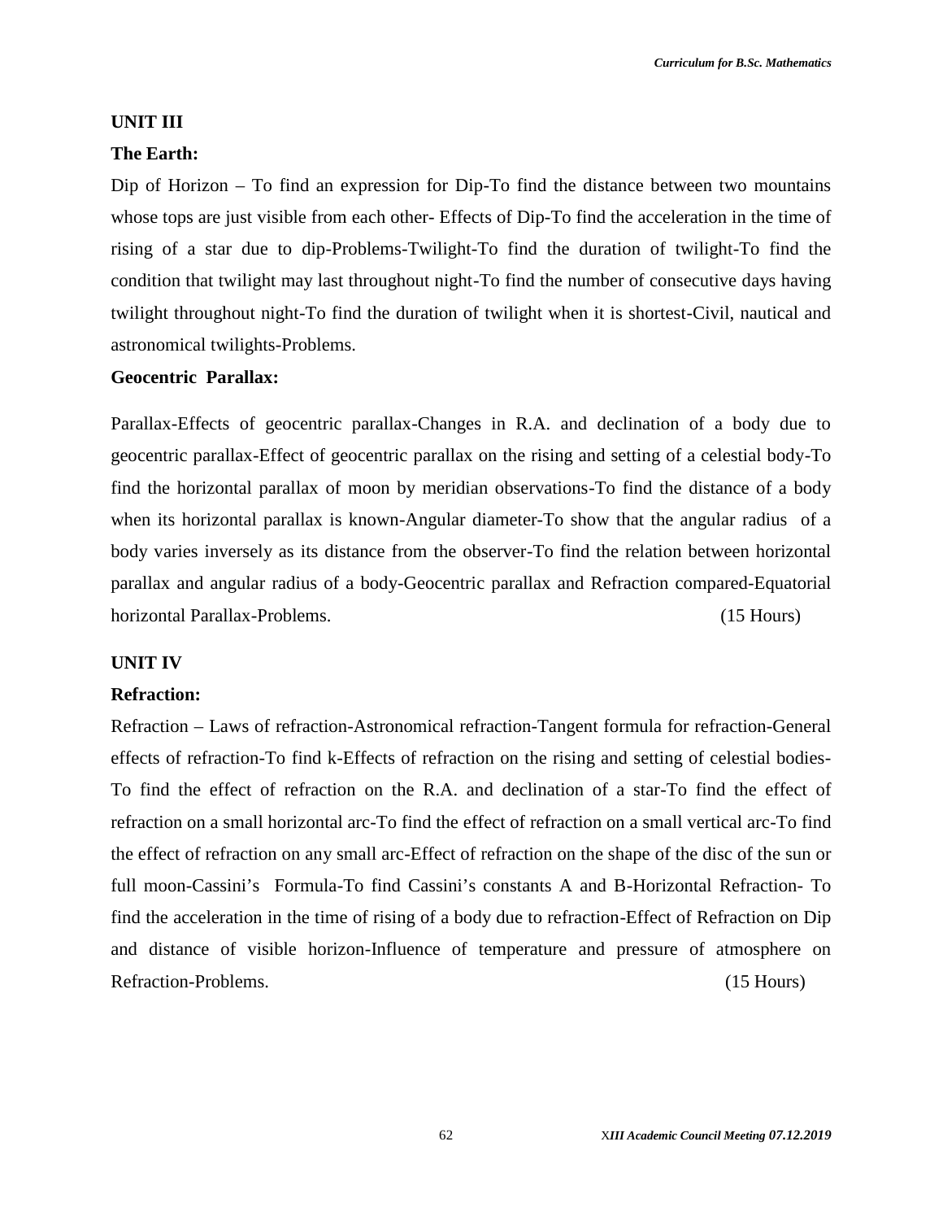## UNIT III

### The Earth:

Dip of Horizon – To find an expression for Dip-To find the distance between two mountains whose tops are just visible from each other- Effects of Dip-To find the acceleration in the time of rising of a star due to dip-Problems-Twilight-To find the duration of twilight-To find the condition that twilight may last throughout night-To find the number of consecutive days having twilight throughout night-To find the duration of twilight when it is shortest-Civil, nautical and astronomical twilights-Problems.

### Geocentric Parallax:

Parallax-Effects of geocentric parallax-Changes in R.A. and declination of a body due to geocentric parallax-Effect of geocentric parallax on the rising and setting of a celestial body-To find the horizontal parallax of moon by meridian observations-To find the distance of a body when its horizontal parallax is known-Angular diameter-To show that the angular radius of a body varies inversely as its distance from the observer-To find the relation between horizontal parallax and angular radius of a body-Geocentric parallax and Refraction compared-Equatorial horizontal Parallax-Problems. (15 Hours)

## UNIT IV

### Refraction:

Refraction – Laws of refraction-Astronomical refraction-Tangent formula for refraction-General effects of refraction-To find k-Effects of refraction on the rising and setting of celestial bodies-To find the effect of refraction on the R.A. and declination of a star-To find the effect of refraction on a small horizontal arc-To find the effect of refraction on a small vertical arc-To find the effect of refraction on any small arc-Effect of refraction on the shape of the disc of the sun or full moon-Cassini's Formula-To find Cassini's constants A and B-Horizontal Refraction- To find the acceleration in the time of rising of a body due to refraction-Effect of Refraction on Dip and distance of visible horizon-Influence of temperature and pressure of atmosphere on Refraction-Problems. (15 Hours)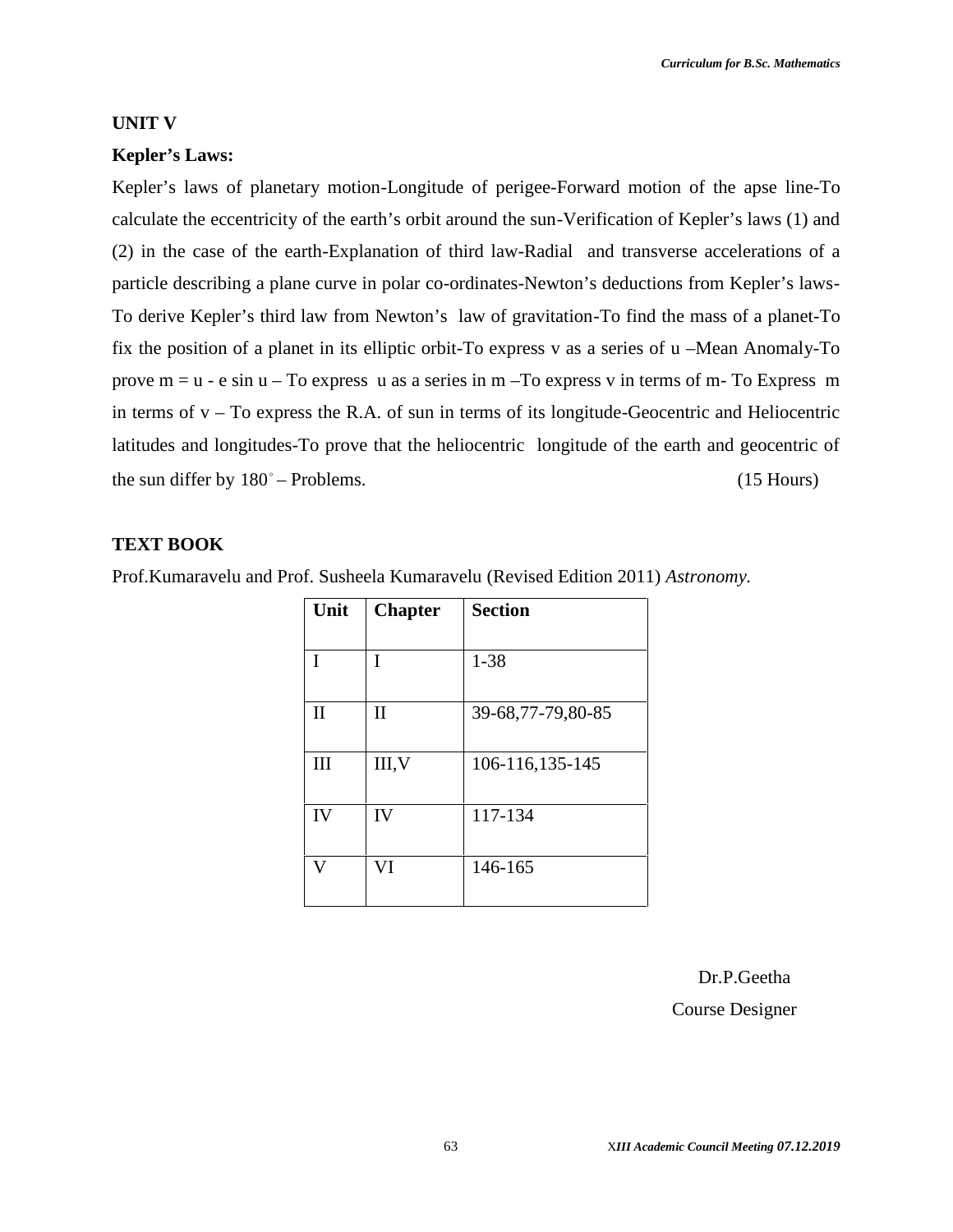**UNIT V**

**Kepler's Laws:**

Kepler's laws of planetary motion-Longitude of perigee-Forward motion of the apse line-To calculate the eccentricity of the earth's orbit around the sun-Verification of Kepler's laws (1) and (2) in the case of the earth-Explanation of third law-Radial and transverse accelerations of a particle describing a plane curve in polar co-ordinates-Newton's deductions from Kepler's laws-To derive Kepler's third law from Newton's law of gravitation-To find the mass of a planet-To fix the position of a planet in its elliptic orbit-To express v as a series of u –Mean Anomaly-To prove $m = u - e \sin u$ – To express u as a series in m –To express v in terms of m- To Express m in terms of v – To express the R.A. of sun in terms of its longitude-Geocentric and Heliocentric latitudes and longitudes-To prove that the heliocentric longitude of the earth and geocentric of the sun differ by $180^\circ$ – Problems. (15 Hours)

**TEXT BOOK**

Prof.Kumaravelu and Prof. Susheela Kumaravelu (Revised Edition 2011) *Astronomy.*

| Unit | Chapter | Section |
|---|---|---|
| I | I | 1-38 |
| II | II | 39-68,77-79,80-85 |
| III | III,V | 106-116,135-145 |
| IV | IV | 117-134 |
| V | VI | 146-165 |

Dr.P.Geetha
Course Designer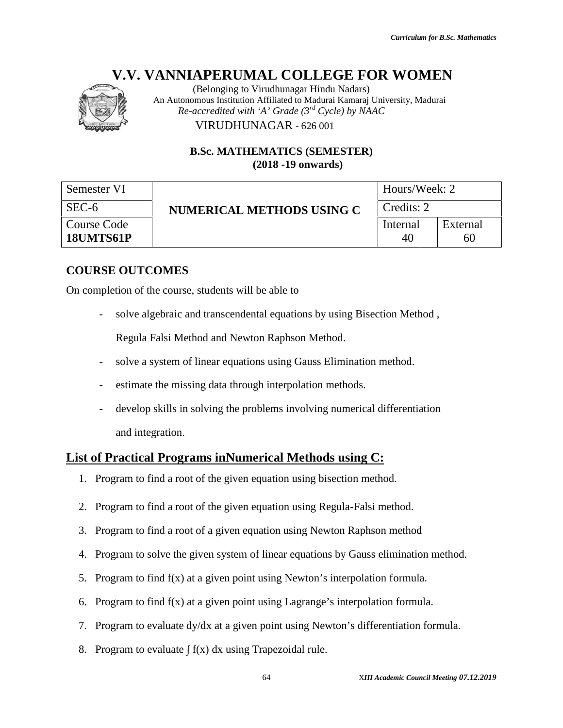# V.V. VANNIAPERUMAL COLLEGE FOR WOMEN

(Belonging to Virudhunagar Hindu Nadars)
An Autonomous Institution Affiliated to Madurai Kamaraj University, Madurai
*Re-accredited with 'A' Grade (3rd Cycle) by NAAC*
VIRUDHUNAGAR - 626 001

**B.Sc. MATHEMATICS (SEMESTER)**
**(2018 -19 onwards)**

| Semester VI | NUMERICAL METHODS USING C | Hours/Week: 2 | |
|---|---|---|---|
| SEC-6 | | Credits: 2 | |
| Course Code **18UMTS61P** | | Internal 40 | External 60 |

## COURSE OUTCOMES

On completion of the course, students will be able to

- solve algebraic and transcendental equations by using Bisection Method , Regula Falsi Method and Newton Raphson Method.
- solve a system of linear equations using Gauss Elimination method.
- estimate the missing data through interpolation methods.
- develop skills in solving the problems involving numerical differentiation and integration.

## List of Practical Programs inNumerical Methods using C:

1. Program to find a root of the given equation using bisection method.
2. Program to find a root of the given equation using Regula-Falsi method.
3. Program to find a root of a given equation using Newton Raphson method
4. Program to solve the given system of linear equations by Gauss elimination method.
5. Program to find f(x) at a given point using Newton's interpolation formula.
6. Program to find f(x) at a given point using Lagrange's interpolation formula.
7. Program to evaluate dy/dx at a given point using Newton's differentiation formula.
8. Program to evaluate $\int f(x)\,dx$ using Trapezoidal rule.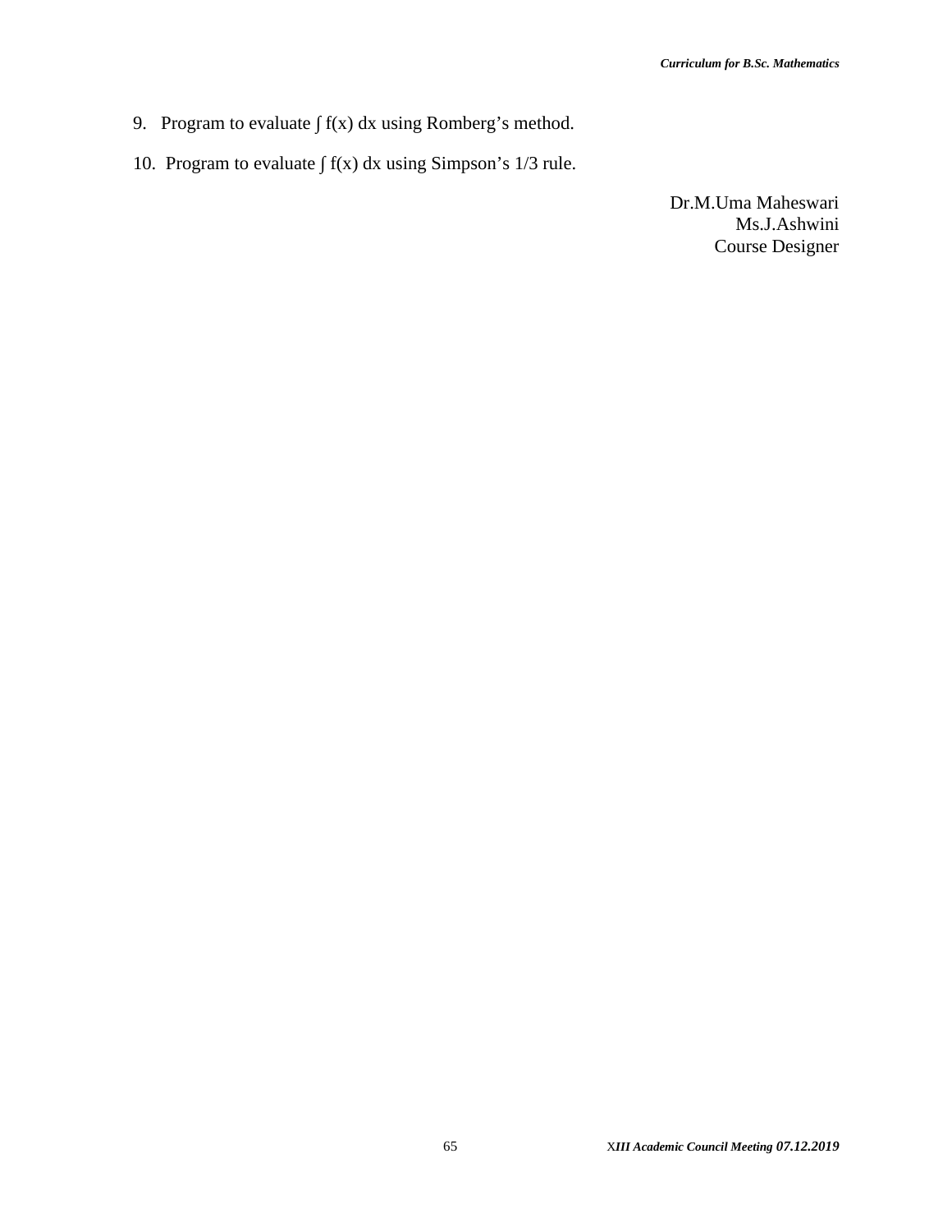9. Program to evaluate $\int f(x)\, dx$ using Romberg's method.

10. Program to evaluate $\int f(x)\, dx$ using Simpson's 1/3 rule.

Dr.M.Uma Maheswari
Ms.J.Ashwini
Course Designer